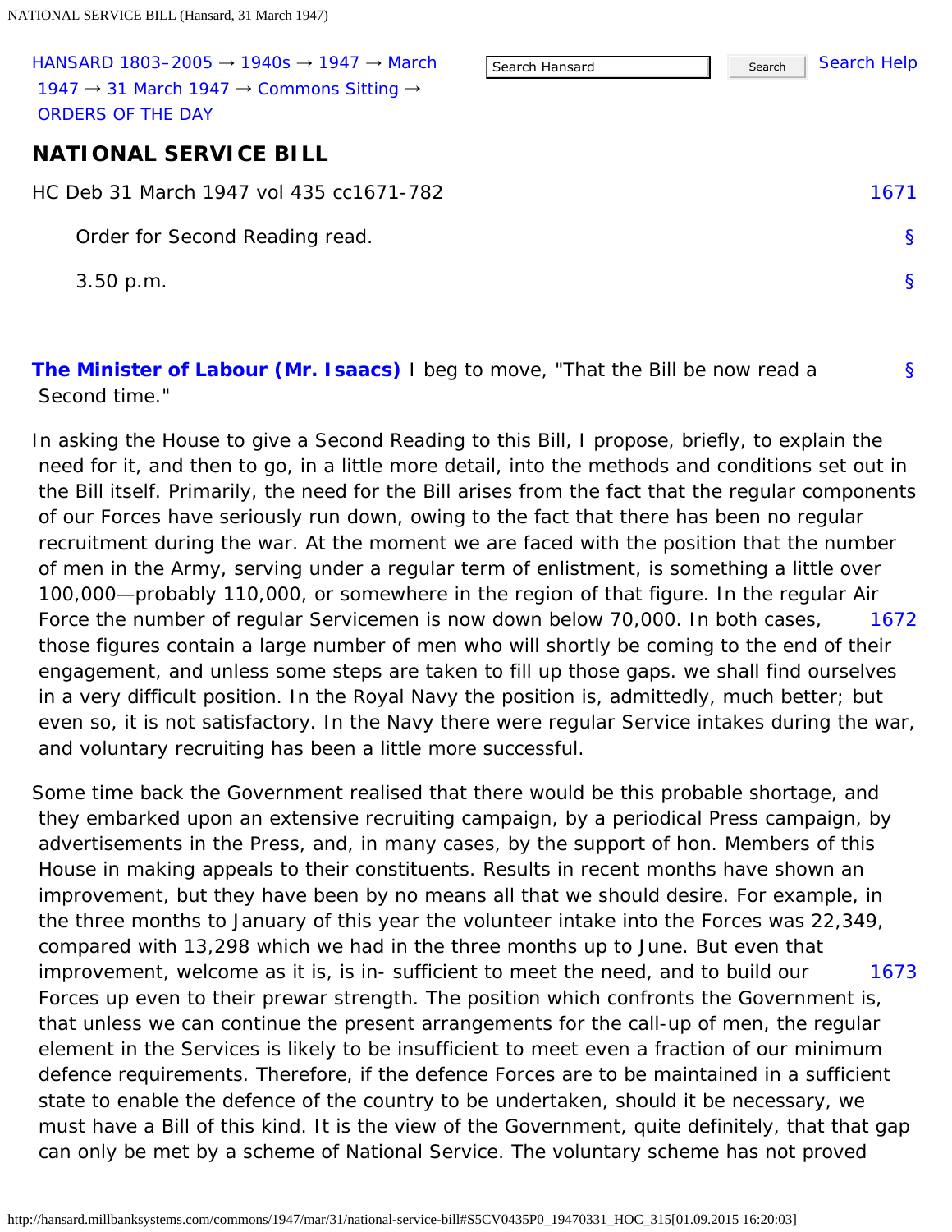HANSARD 1803–2005 → 1940s → 1947 → March 1947 → 31 March 1947 → Commons Sitting → ORDERS OF THE DAY

# NATIONAL SERVICE BILL

HC Deb 31 March 1947 vol 435 cc1671-782

Order for Second Reading read.

3.50 p.m.

**The Minister of Labour (Mr. Isaacs)** I beg to move, "That the Bill be now read a Second time."

In asking the House to give a Second Reading to this Bill, I propose, briefly, to explain the need for it, and then to go, in a little more detail, into the methods and conditions set out in the Bill itself. Primarily, the need for the Bill arises from the fact that the regular components of our Forces have seriously run down, owing to the fact that there has been no regular recruitment during the war. At the moment we are faced with the position that the number of men in the Army, serving under a regular term of enlistment, is something a little over 100,000—probably 110,000, or somewhere in the region of that figure. In the regular Air Force the number of regular Servicemen is now down below 70,000. In both cases, those figures contain a large number of men who will shortly be coming to the end of their engagement, and unless some steps are taken to fill up those gaps. we shall find ourselves in a very difficult position. In the Royal Navy the position is, admittedly, much better; but even so, it is not satisfactory. In the Navy there were regular Service intakes during the war, and voluntary recruiting has been a little more successful.

Some time back the Government realised that there would be this probable shortage, and they embarked upon an extensive recruiting campaign, by a periodical Press campaign, by advertisements in the Press, and, in many cases, by the support of hon. Members of this House in making appeals to their constituents. Results in recent months have shown an improvement, but they have been by no means all that we should desire. For example, in the three months to January of this year the volunteer intake into the Forces was 22,349, compared with 13,298 which we had in the three months up to June. But even that improvement, welcome as it is, is in- sufficient to meet the need, and to build our Forces up even to their prewar strength. The position which confronts the Government is, that unless we can continue the present arrangements for the call-up of men, the regular element in the Services is likely to be insufficient to meet even a fraction of our minimum defence requirements. Therefore, if the defence Forces are to be maintained in a sufficient state to enable the defence of the country to be undertaken, should it be necessary, we must have a Bill of this kind. It is the view of the Government, quite definitely, that that gap can only be met by a scheme of National Service. The voluntary scheme has not proved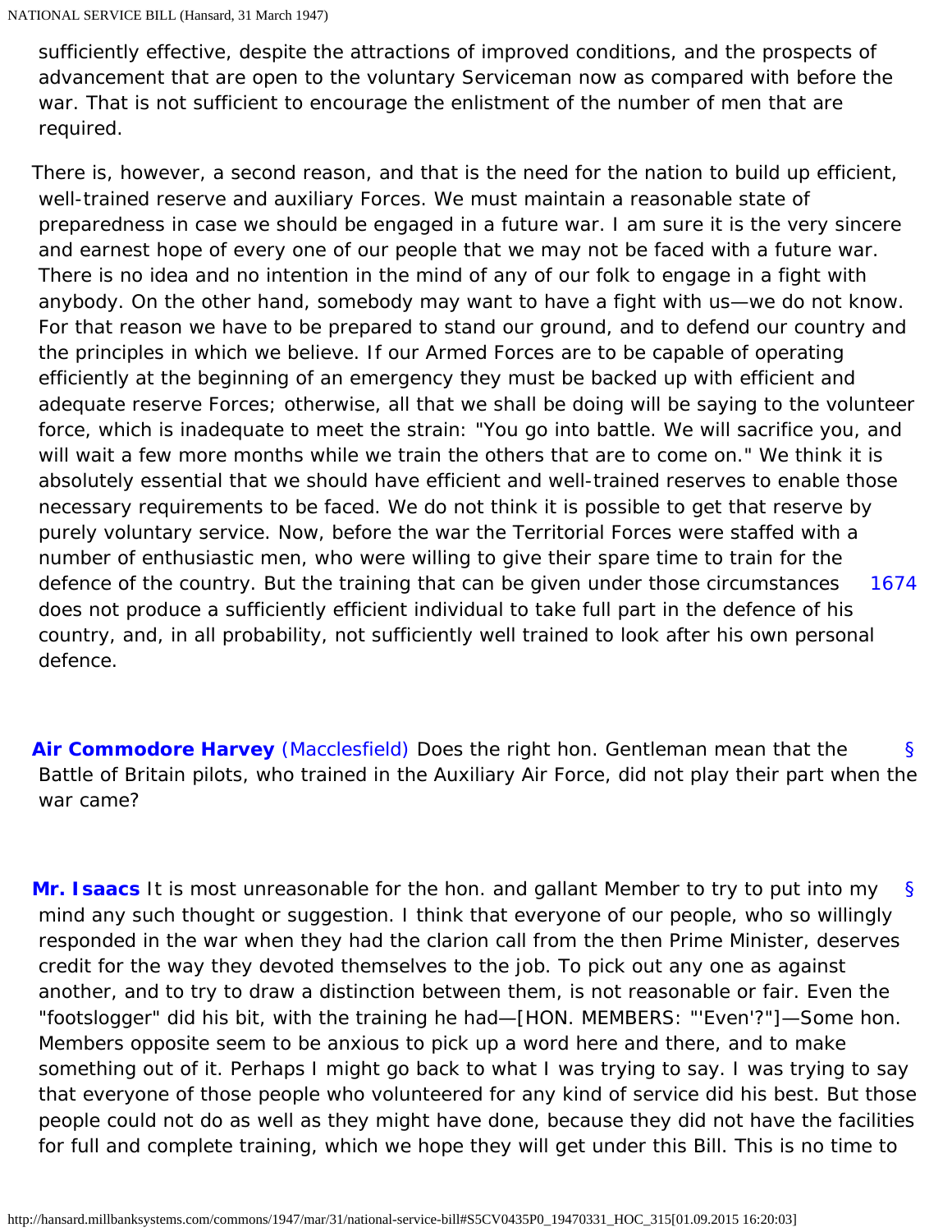sufficiently effective, despite the attractions of improved conditions, and the prospects of advancement that are open to the voluntary Serviceman now as compared with before the war. That is not sufficient to encourage the enlistment of the number of men that are required.

There is, however, a second reason, and that is the need for the nation to build up efficient, well-trained reserve and auxiliary Forces. We must maintain a reasonable state of preparedness in case we should be engaged in a future war. I am sure it is the very sincere and earnest hope of every one of our people that we may not be faced with a future war. There is no idea and no intention in the mind of any of our folk to engage in a fight with anybody. On the other hand, somebody may want to have a fight with us—we do not know. For that reason we have to be prepared to stand our ground, and to defend our country and the principles in which we believe. If our Armed Forces are to be capable of operating efficiently at the beginning of an emergency they must be backed up with efficient and adequate reserve Forces; otherwise, all that we shall be doing will be saying to the volunteer force, which is inadequate to meet the strain: "You go into battle. We will sacrifice you, and will wait a few more months while we train the others that are to come on." We think it is absolutely essential that we should have efficient and well-trained reserves to enable those necessary requirements to be faced. We do not think it is possible to get that reserve by purely voluntary service. Now, before the war the Territorial Forces were staffed with a number of enthusiastic men, who were willing to give their spare time to train for the defence of the country. But the training that can be given under those circumstances does not produce a sufficiently efficient individual to take full part in the defence of his country, and, in all probability, not sufficiently well trained to look after his own personal defence.

**Air Commodore Harvey** (Macclesfield) Does the right hon. Gentleman mean that the Battle of Britain pilots, who trained in the Auxiliary Air Force, did not play their part when the war came?

**Mr. Isaacs** It is most unreasonable for the hon. and gallant Member to try to put into my mind any such thought or suggestion. I think that everyone of our people, who so willingly responded in the war when they had the clarion call from the then Prime Minister, deserves credit for the way they devoted themselves to the job. To pick out any one as against another, and to try to draw a distinction between them, is not reasonable or fair. Even the "footslogger" did his bit, with the training he had—[HON. MEMBERS: "'Even'?"]—Some hon. Members opposite seem to be anxious to pick up a word here and there, and to make something out of it. Perhaps I might go back to what I was trying to say. I was trying to say that everyone of those people who volunteered for any kind of service did his best. But those people could not do as well as they might have done, because they did not have the facilities for full and complete training, which we hope they will get under this Bill. This is no time to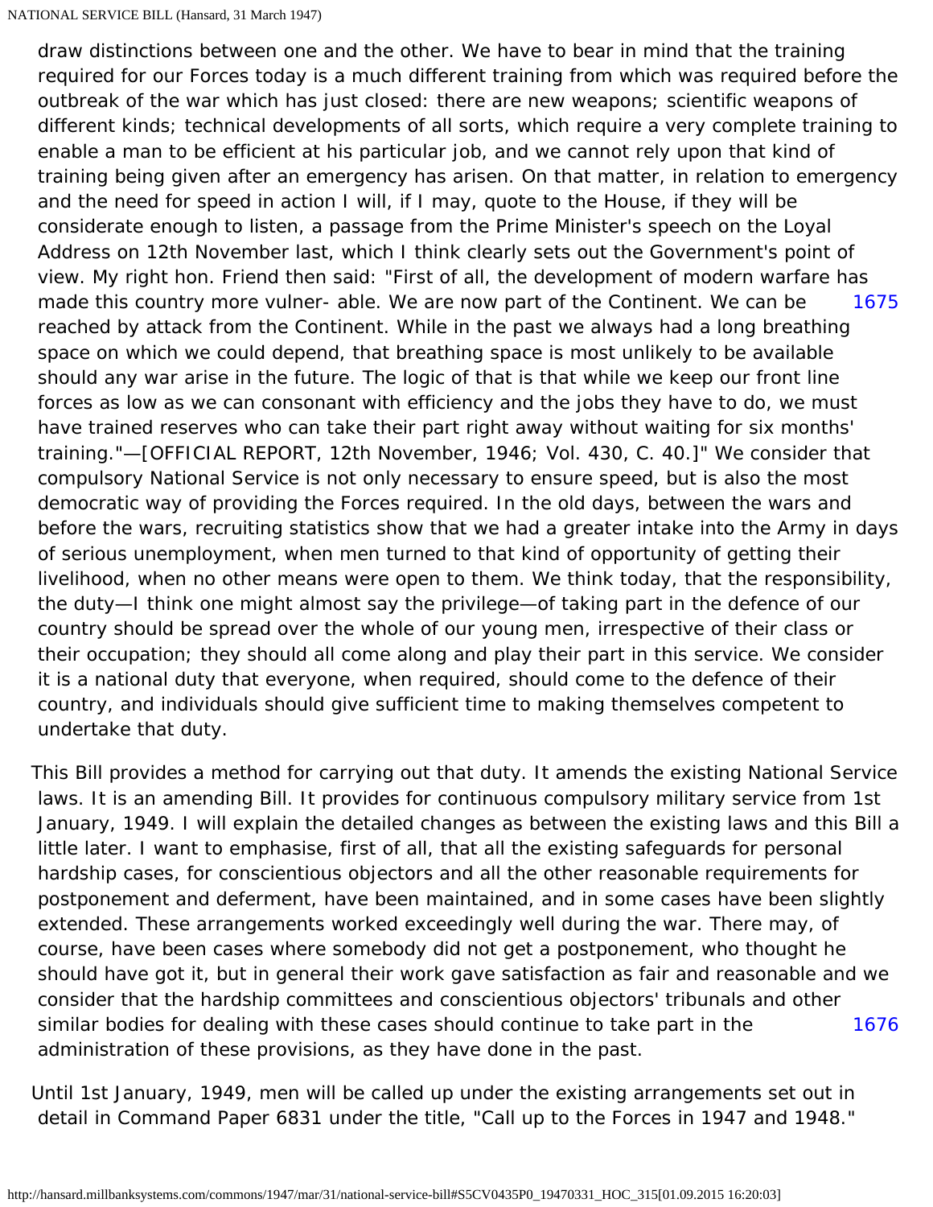draw distinctions between one and the other. We have to bear in mind that the training required for our Forces today is a much different training from which was required before the outbreak of the war which has just closed: there are new weapons; scientific weapons of different kinds; technical developments of all sorts, which require a very complete training to enable a man to be efficient at his particular job, and we cannot rely upon that kind of training being given after an emergency has arisen. On that matter, in relation to emergency and the need for speed in action I will, if I may, quote to the House, if they will be considerate enough to listen, a passage from the Prime Minister's speech on the Loyal Address on 12th November last, which I think clearly sets out the Government's point of view. My right hon. Friend then said: "First of all, the development of modern warfare has made this country more vulner- able. We are now part of the Continent. We can be reached by attack from the Continent. While in the past we always had a long breathing space on which we could depend, that breathing space is most unlikely to be available should any war arise in the future. The logic of that is that while we keep our front line forces as low as we can consonant with efficiency and the jobs they have to do, we must have trained reserves who can take their part right away without waiting for six months' training."—[OFFICIAL REPORT, 12th November, 1946; Vol. 430, C. 40.]" We consider that compulsory National Service is not only necessary to ensure speed, but is also the most democratic way of providing the Forces required. In the old days, between the wars and before the wars, recruiting statistics show that we had a greater intake into the Army in days of serious unemployment, when men turned to that kind of opportunity of getting their livelihood, when no other means were open to them. We think today, that the responsibility, the duty—I think one might almost say the privilege—of taking part in the defence of our country should be spread over the whole of our young men, irrespective of their class or their occupation; they should all come along and play their part in this service. We consider it is a national duty that everyone, when required, should come to the defence of their country, and individuals should give sufficient time to making themselves competent to undertake that duty.

This Bill provides a method for carrying out that duty. It amends the existing National Service laws. It is an amending Bill. It provides for continuous compulsory military service from 1st January, 1949. I will explain the detailed changes as between the existing laws and this Bill a little later. I want to emphasise, first of all, that all the existing safeguards for personal hardship cases, for conscientious objectors and all the other reasonable requirements for postponement and deferment, have been maintained, and in some cases have been slightly extended. These arrangements worked exceedingly well during the war. There may, of course, have been cases where somebody did not get a postponement, who thought he should have got it, but in general their work gave satisfaction as fair and reasonable and we consider that the hardship committees and conscientious objectors' tribunals and other similar bodies for dealing with these cases should continue to take part in the administration of these provisions, as they have done in the past.

Until 1st January, 1949, men will be called up under the existing arrangements set out in detail in Command Paper 6831 under the title, "Call up to the Forces in 1947 and 1948."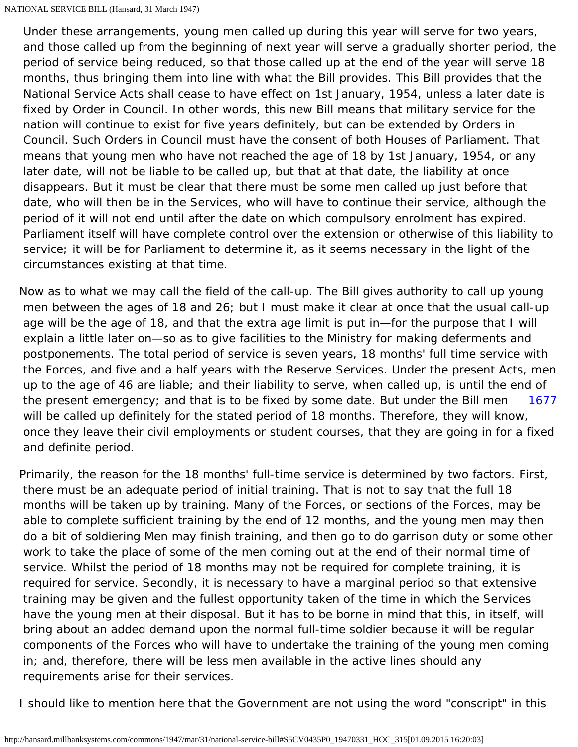Under these arrangements, young men called up during this year will serve for two years, and those called up from the beginning of next year will serve a gradually shorter period, the period of service being reduced, so that those called up at the end of the year will serve 18 months, thus bringing them into line with what the Bill provides. This Bill provides that the National Service Acts shall cease to have effect on 1st January, 1954, unless a later date is fixed by Order in Council. In other words, this new Bill means that military service for the nation will continue to exist for five years definitely, but can be extended by Orders in Council. Such Orders in Council must have the consent of both Houses of Parliament. That means that young men who have not reached the age of 18 by 1st January, 1954, or any later date, will not be liable to be called up, but that at that date, the liability at once disappears. But it must be clear that there must be some men called up just before that date, who will then be in the Services, who will have to continue their service, although the period of it will not end until after the date on which compulsory enrolment has expired. Parliament itself will have complete control over the extension or otherwise of this liability to service; it will be for Parliament to determine it, as it seems necessary in the light of the circumstances existing at that time.

Now as to what we may call the field of the call-up. The Bill gives authority to call up young men between the ages of 18 and 26; but I must make it clear at once that the usual call-up age will be the age of 18, and that the extra age limit is put in—for the purpose that I will explain a little later on—so as to give facilities to the Ministry for making deferments and postponements. The total period of service is seven years, 18 months' full time service with the Forces, and five and a half years with the Reserve Services. Under the present Acts, men up to the age of 46 are liable; and their liability to serve, when called up, is until the end of the present emergency; and that is to be fixed by some date. But under the Bill men will be called up definitely for the stated period of 18 months. Therefore, they will know, once they leave their civil employments or student courses, that they are going in for a fixed and definite period.

Primarily, the reason for the 18 months' full-time service is determined by two factors. First, there must be an adequate period of initial training. That is not to say that the full 18 months will be taken up by training. Many of the Forces, or sections of the Forces, may be able to complete sufficient training by the end of 12 months, and the young men may then do a bit of soldiering Men may finish training, and then go to do garrison duty or some other work to take the place of some of the men coming out at the end of their normal time of service. Whilst the period of 18 months may not be required for complete training, it is required for service. Secondly, it is necessary to have a marginal period so that extensive training may be given and the fullest opportunity taken of the time in which the Services have the young men at their disposal. But it has to be borne in mind that this, in itself, will bring about an added demand upon the normal full-time soldier because it will be regular components of the Forces who will have to undertake the training of the young men coming in; and, therefore, there will be less men available in the active lines should any requirements arise for their services.

I should like to mention here that the Government are not using the word "conscript" in this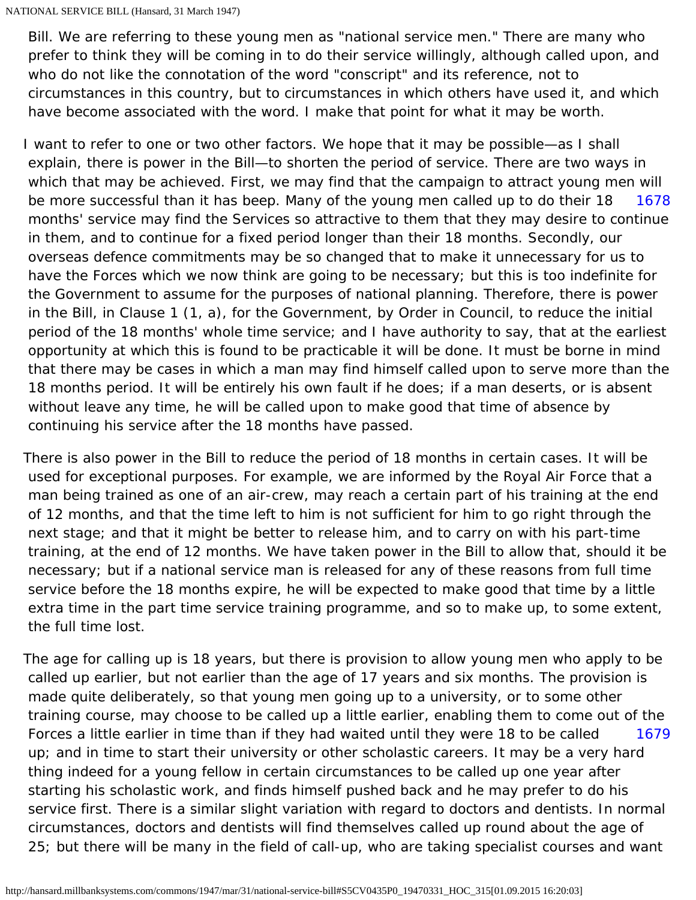Bill. We are referring to these young men as "national service men." There are many who prefer to think they will be coming in to do their service willingly, although called upon, and who do not like the connotation of the word "conscript" and its reference, not to circumstances in this country, but to circumstances in which others have used it, and which have become associated with the word. I make that point for what it may be worth.

I want to refer to one or two other factors. We hope that it may be possible—as I shall explain, there is power in the Bill—to shorten the period of service. There are two ways in which that may be achieved. First, we may find that the campaign to attract young men will be more successful than it has beep. Many of the young men called up to do their 18 months' service may find the Services so attractive to them that they may desire to continue in them, and to continue for a fixed period longer than their 18 months. Secondly, our overseas defence commitments may be so changed that to make it unnecessary for us to have the Forces which we now think are going to be necessary; but this is too indefinite for the Government to assume for the purposes of national planning. Therefore, there is power in the Bill, in Clause 1 (1, a), for the Government, by Order in Council, to reduce the initial period of the 18 months' whole time service; and I have authority to say, that at the earliest opportunity at which this is found to be practicable it will be done. It must be borne in mind that there may be cases in which a man may find himself called upon to serve more than the 18 months period. It will be entirely his own fault if he does; if a man deserts, or is absent without leave any time, he will be called upon to make good that time of absence by continuing his service after the 18 months have passed.

There is also power in the Bill to reduce the period of 18 months in certain cases. It will be used for exceptional purposes. For example, we are informed by the Royal Air Force that a man being trained as one of an air-crew, may reach a certain part of his training at the end of 12 months, and that the time left to him is not sufficient for him to go right through the next stage; and that it might be better to release him, and to carry on with his part-time training, at the end of 12 months. We have taken power in the Bill to allow that, should it be necessary; but if a national service man is released for any of these reasons from full time service before the 18 months expire, he will be expected to make good that time by a little extra time in the part time service training programme, and so to make up, to some extent, the full time lost.

The age for calling up is 18 years, but there is provision to allow young men who apply to be called up earlier, but not earlier than the age of 17 years and six months. The provision is made quite deliberately, so that young men going up to a university, or to some other training course, may choose to be called up a little earlier, enabling them to come out of the Forces a little earlier in time than if they had waited until they were 18 to be called up; and in time to start their university or other scholastic careers. It may be a very hard thing indeed for a young fellow in certain circumstances to be called up one year after starting his scholastic work, and finds himself pushed back and he may prefer to do his service first. There is a similar slight variation with regard to doctors and dentists. In normal circumstances, doctors and dentists will find themselves called up round about the age of 25; but there will be many in the field of call-up, who are taking specialist courses and want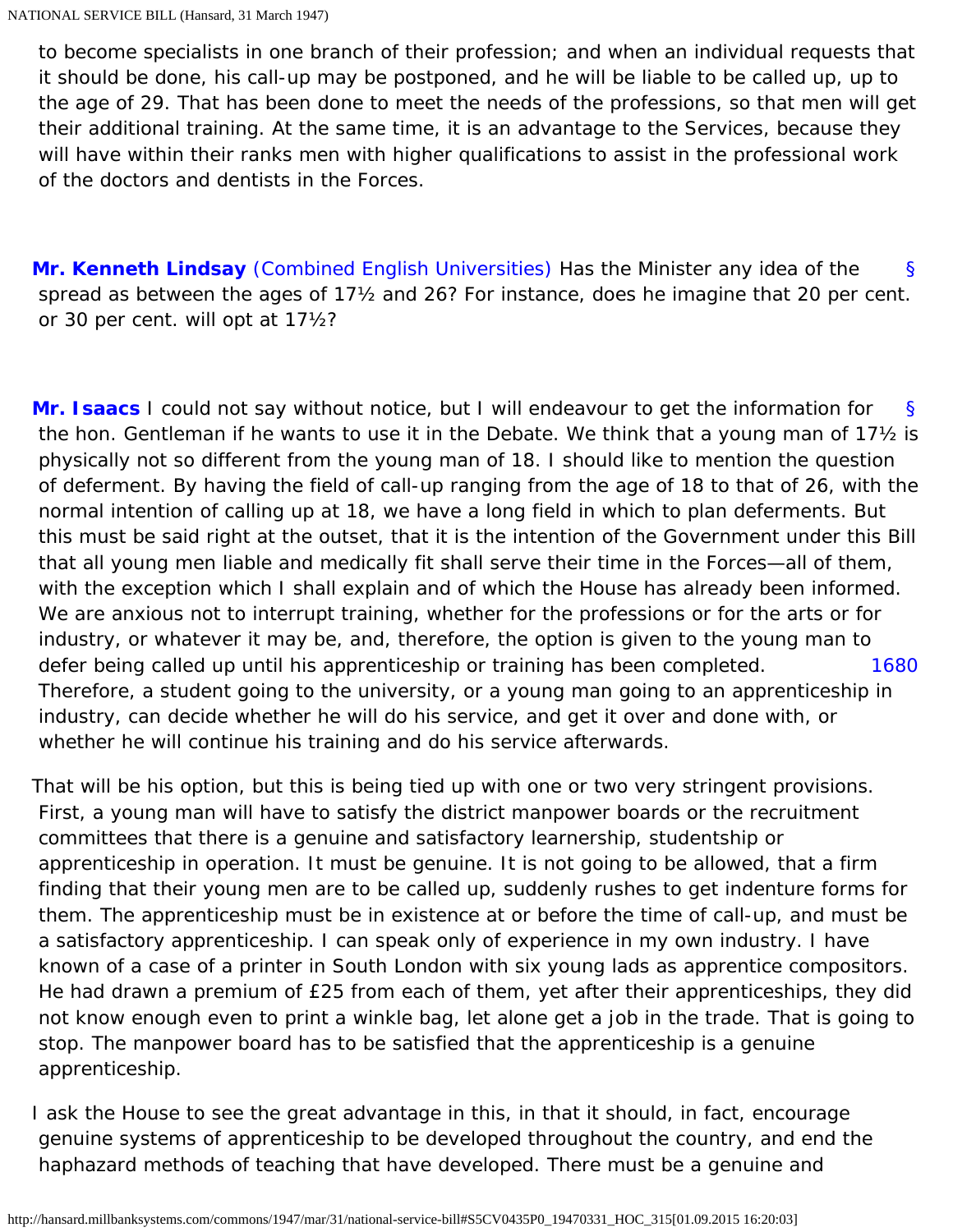to become specialists in one branch of their profession; and when an individual requests that it should be done, his call-up may be postponed, and he will be liable to be called up, up to the age of 29. That has been done to meet the needs of the professions, so that men will get their additional training. At the same time, it is an advantage to the Services, because they will have within their ranks men with higher qualifications to assist in the professional work of the doctors and dentists in the Forces.

**Mr. Kenneth Lindsay** (Combined English Universities) Has the Minister any idea of the spread as between the ages of 17½ and 26? For instance, does he imagine that 20 per cent. or 30 per cent. will opt at 17½?

**Mr. Isaacs** I could not say without notice, but I will endeavour to get the information for the hon. Gentleman if he wants to use it in the Debate. We think that a young man of 17½ is physically not so different from the young man of 18. I should like to mention the question of deferment. By having the field of call-up ranging from the age of 18 to that of 26, with the normal intention of calling up at 18, we have a long field in which to plan deferments. But this must be said right at the outset, that it is the intention of the Government under this Bill that all young men liable and medically fit shall serve their time in the Forces—all of them, with the exception which I shall explain and of which the House has already been informed. We are anxious not to interrupt training, whether for the professions or for the arts or for industry, or whatever it may be, and, therefore, the option is given to the young man to defer being called up until his apprenticeship or training has been completed. Therefore, a student going to the university, or a young man going to an apprenticeship in industry, can decide whether he will do his service, and get it over and done with, or whether he will continue his training and do his service afterwards.

That will be his option, but this is being tied up with one or two very stringent provisions. First, a young man will have to satisfy the district manpower boards or the recruitment committees that there is a genuine and satisfactory learnership, studentship or apprenticeship in operation. It must be genuine. It is not going to be allowed, that a firm finding that their young men are to be called up, suddenly rushes to get indenture forms for them. The apprenticeship must be in existence at or before the time of call-up, and must be a satisfactory apprenticeship. I can speak only of experience in my own industry. I have known of a case of a printer in South London with six young lads as apprentice compositors. He had drawn a premium of £25 from each of them, yet after their apprenticeships, they did not know enough even to print a winkle bag, let alone get a job in the trade. That is going to stop. The manpower board has to be satisfied that the apprenticeship is a genuine apprenticeship.

I ask the House to see the great advantage in this, in that it should, in fact, encourage genuine systems of apprenticeship to be developed throughout the country, and end the haphazard methods of teaching that have developed. There must be a genuine and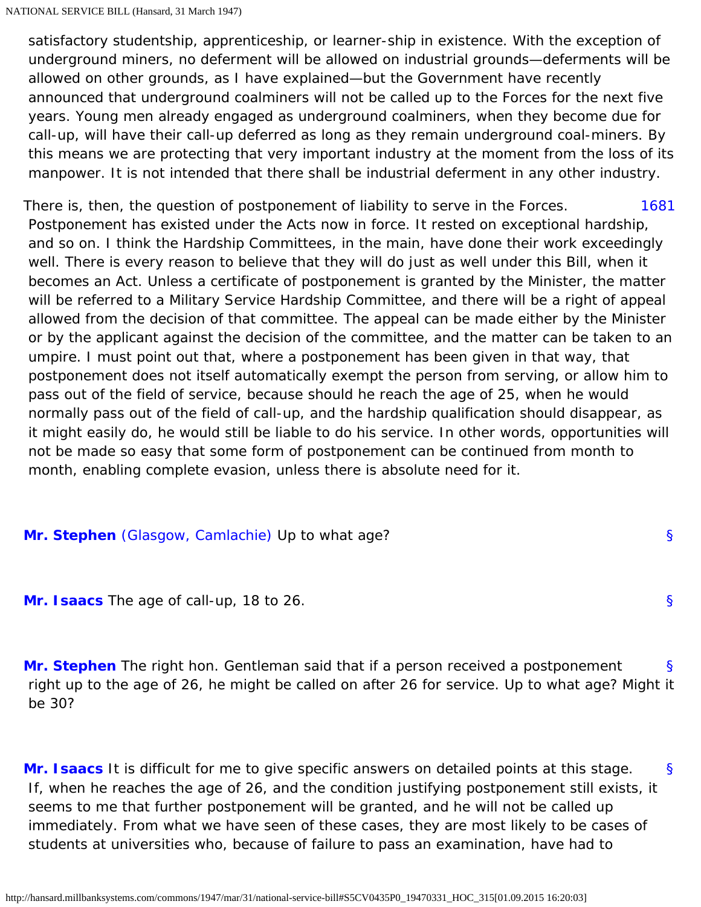satisfactory studentship, apprenticeship, or learner-ship in existence. With the exception of underground miners, no deferment will be allowed on industrial grounds—deferments will be allowed on other grounds, as I have explained—but the Government have recently announced that underground coalminers will not be called up to the Forces for the next five years. Young men already engaged as underground coalminers, when they become due for call-up, will have their call-up deferred as long as they remain underground coal-miners. By this means we are protecting that very important industry at the moment from the loss of its manpower. It is not intended that there shall be industrial deferment in any other industry.

There is, then, the question of postponement of liability to serve in the Forces. 1681 Postponement has existed under the Acts now in force. It rested on exceptional hardship, and so on. I think the Hardship Committees, in the main, have done their work exceedingly well. There is every reason to believe that they will do just as well under this Bill, when it becomes an Act. Unless a certificate of postponement is granted by the Minister, the matter will be referred to a Military Service Hardship Committee, and there will be a right of appeal allowed from the decision of that committee. The appeal can be made either by the Minister or by the applicant against the decision of the committee, and the matter can be taken to an umpire. I must point out that, where a postponement has been given in that way, that postponement does not itself automatically exempt the person from serving, or allow him to pass out of the field of service, because should he reach the age of 25, when he would normally pass out of the field of call-up, and the hardship qualification should disappear, as it might easily do, he would still be liable to do his service. In other words, opportunities will not be made so easy that some form of postponement can be continued from month to month, enabling complete evasion, unless there is absolute need for it.

§ **Mr. Stephen** (Glasgow, Camlachie) Up to what age?

§ **Mr. Isaacs** The age of call-up, 18 to 26.

§ **Mr. Stephen** The right hon. Gentleman said that if a person received a postponement right up to the age of 26, he might be called on after 26 for service. Up to what age? Might it be 30?

§ **Mr. Isaacs** It is difficult for me to give specific answers on detailed points at this stage. If, when he reaches the age of 26, and the condition justifying postponement still exists, it seems to me that further postponement will be granted, and he will not be called up immediately. From what we have seen of these cases, they are most likely to be cases of students at universities who, because of failure to pass an examination, have had to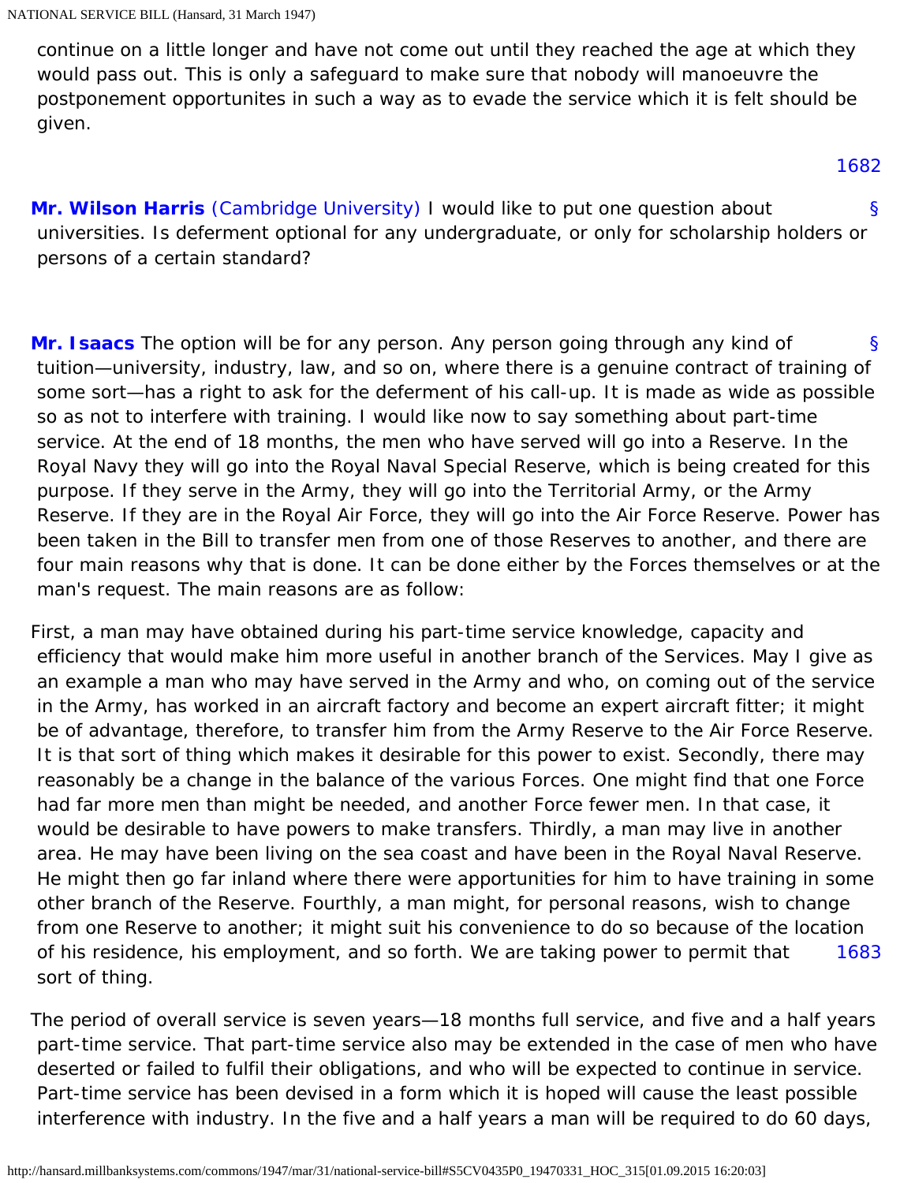continue on a little longer and have not come out until they reached the age at which they would pass out. This is only a safeguard to make sure that nobody will manoeuvre the postponement opportunites in such a way as to evade the service which it is felt should be given.

1682

**Mr. Wilson Harris** (Cambridge University) I would like to put one question about universities. Is deferment optional for any undergraduate, or only for scholarship holders or persons of a certain standard?

**Mr. Isaacs** The option will be for any person. Any person going through any kind of tuition—university, industry, law, and so on, where there is a genuine contract of training of some sort—has a right to ask for the deferment of his call-up. It is made as wide as possible so as not to interfere with training. I would like now to say something about part-time service. At the end of 18 months, the men who have served will go into a Reserve. In the Royal Navy they will go into the Royal Naval Special Reserve, which is being created for this purpose. If they serve in the Army, they will go into the Territorial Army, or the Army Reserve. If they are in the Royal Air Force, they will go into the Air Force Reserve. Power has been taken in the Bill to transfer men from one of those Reserves to another, and there are four main reasons why that is done. It can be done either by the Forces themselves or at the man's request. The main reasons are as follow:

First, a man may have obtained during his part-time service knowledge, capacity and efficiency that would make him more useful in another branch of the Services. May I give as an example a man who may have served in the Army and who, on coming out of the service in the Army, has worked in an aircraft factory and become an expert aircraft fitter; it might be of advantage, therefore, to transfer him from the Army Reserve to the Air Force Reserve. It is that sort of thing which makes it desirable for this power to exist. Secondly, there may reasonably be a change in the balance of the various Forces. One might find that one Force had far more men than might be needed, and another Force fewer men. In that case, it would be desirable to have powers to make transfers. Thirdly, a man may live in another area. He may have been living on the sea coast and have been in the Royal Naval Reserve. He might then go far inland where there were apportunities for him to have training in some other branch of the Reserve. Fourthly, a man might, for personal reasons, wish to change from one Reserve to another; it might suit his convenience to do so because of the location of his residence, his employment, and so forth. We are taking power to permit that sort of thing.

1683

The period of overall service is seven years—18 months full service, and five and a half years part-time service. That part-time service also may be extended in the case of men who have deserted or failed to fulfil their obligations, and who will be expected to continue in service. Part-time service has been devised in a form which it is hoped will cause the least possible interference with industry. In the five and a half years a man will be required to do 60 days,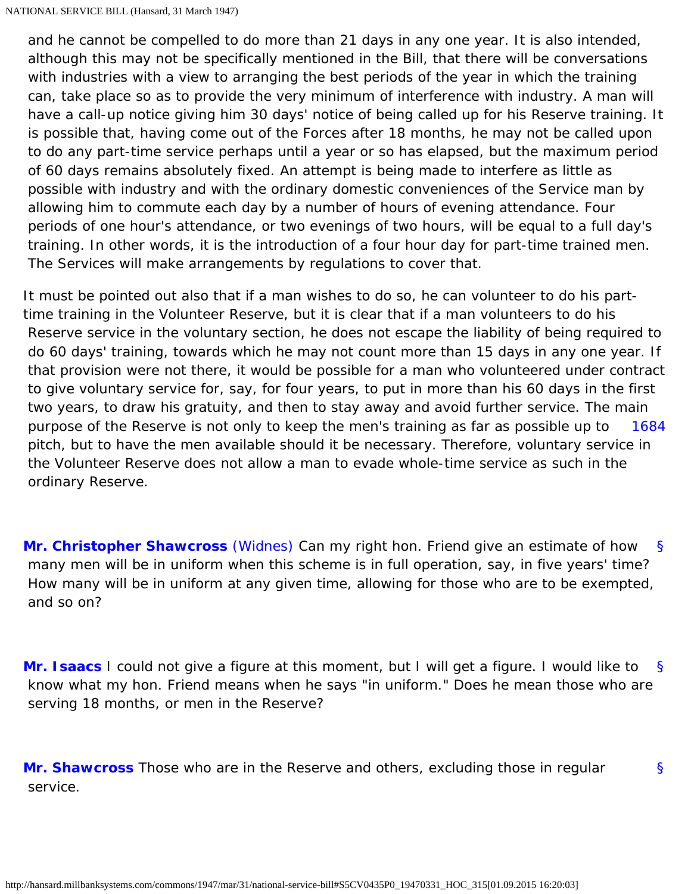and he cannot be compelled to do more than 21 days in any one year. It is also intended, although this may not be specifically mentioned in the Bill, that there will be conversations with industries with a view to arranging the best periods of the year in which the training can, take place so as to provide the very minimum of interference with industry. A man will have a call-up notice giving him 30 days' notice of being called up for his Reserve training. It is possible that, having come out of the Forces after 18 months, he may not be called upon to do any part-time service perhaps until a year or so has elapsed, but the maximum period of 60 days remains absolutely fixed. An attempt is being made to interfere as little as possible with industry and with the ordinary domestic conveniences of the Service man by allowing him to commute each day by a number of hours of evening attendance. Four periods of one hour's attendance, or two evenings of two hours, will be equal to a full day's training. In other words, it is the introduction of a four hour day for part-time trained men. The Services will make arrangements by regulations to cover that.

It must be pointed out also that if a man wishes to do so, he can volunteer to do his part-time training in the Volunteer Reserve, but it is clear that if a man volunteers to do his Reserve service in the voluntary section, he does not escape the liability of being required to do 60 days' training, towards which he may not count more than 15 days in any one year. If that provision were not there, it would be possible for a man who volunteered under contract to give voluntary service for, say, for four years, to put in more than his 60 days in the first two years, to draw his gratuity, and then to stay away and avoid further service. The main purpose of the Reserve is not only to keep the men's training as far as possible up to pitch, but to have the men available should it be necessary. Therefore, voluntary service in the Volunteer Reserve does not allow a man to evade whole-time service as such in the ordinary Reserve.

**Mr. Christopher Shawcross** (Widnes) Can my right hon. Friend give an estimate of how many men will be in uniform when this scheme is in full operation, say, in five years' time? How many will be in uniform at any given time, allowing for those who are to be exempted, and so on?

**Mr. Isaacs** I could not give a figure at this moment, but I will get a figure. I would like to know what my hon. Friend means when he says "in uniform." Does he mean those who are serving 18 months, or men in the Reserve?

**Mr. Shawcross** Those who are in the Reserve and others, excluding those in regular service.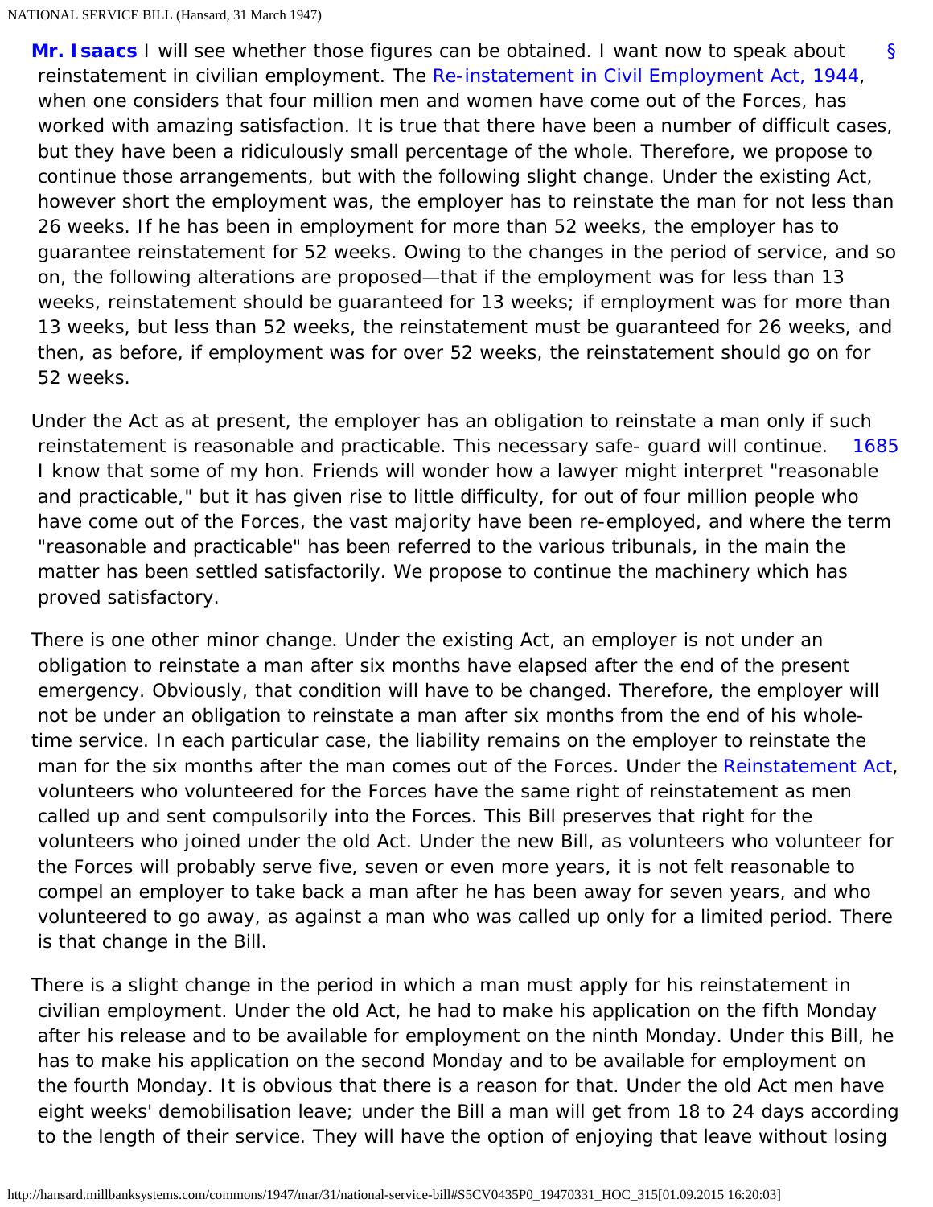**Mr. Isaacs** I will see whether those figures can be obtained. I want now to speak about reinstatement in civilian employment. The Re-instatement in Civil Employment Act, 1944, when one considers that four million men and women have come out of the Forces, has worked with amazing satisfaction. It is true that there have been a number of difficult cases, but they have been a ridiculously small percentage of the whole. Therefore, we propose to continue those arrangements, but with the following slight change. Under the existing Act, however short the employment was, the employer has to reinstate the man for not less than 26 weeks. If he has been in employment for more than 52 weeks, the employer has to guarantee reinstatement for 52 weeks. Owing to the changes in the period of service, and so on, the following alterations are proposed—that if the employment was for less than 13 weeks, reinstatement should be guaranteed for 13 weeks; if employment was for more than 13 weeks, but less than 52 weeks, the reinstatement must be guaranteed for 26 weeks, and then, as before, if employment was for over 52 weeks, the reinstatement should go on for 52 weeks.

Under the Act as at present, the employer has an obligation to reinstate a man only if such reinstatement is reasonable and practicable. This necessary safe- guard will continue. I know that some of my hon. Friends will wonder how a lawyer might interpret "reasonable and practicable," but it has given rise to little difficulty, for out of four million people who have come out of the Forces, the vast majority have been re-employed, and where the term "reasonable and practicable" has been referred to the various tribunals, in the main the matter has been settled satisfactorily. We propose to continue the machinery which has proved satisfactory.

There is one other minor change. Under the existing Act, an employer is not under an obligation to reinstate a man after six months have elapsed after the end of the present emergency. Obviously, that condition will have to be changed. Therefore, the employer will not be under an obligation to reinstate a man after six months from the end of his whole-time service. In each particular case, the liability remains on the employer to reinstate the man for the six months after the man comes out of the Forces. Under the Reinstatement Act, volunteers who volunteered for the Forces have the same right of reinstatement as men called up and sent compulsorily into the Forces. This Bill preserves that right for the volunteers who joined under the old Act. Under the new Bill, as volunteers who volunteer for the Forces will probably serve five, seven or even more years, it is not felt reasonable to compel an employer to take back a man after he has been away for seven years, and who volunteered to go away, as against a man who was called up only for a limited period. There is that change in the Bill.

There is a slight change in the period in which a man must apply for his reinstatement in civilian employment. Under the old Act, he had to make his application on the fifth Monday after his release and to be available for employment on the ninth Monday. Under this Bill, he has to make his application on the second Monday and to be available for employment on the fourth Monday. It is obvious that there is a reason for that. Under the old Act men have eight weeks' demobilisation leave; under the Bill a man will get from 18 to 24 days according to the length of their service. They will have the option of enjoying that leave without losing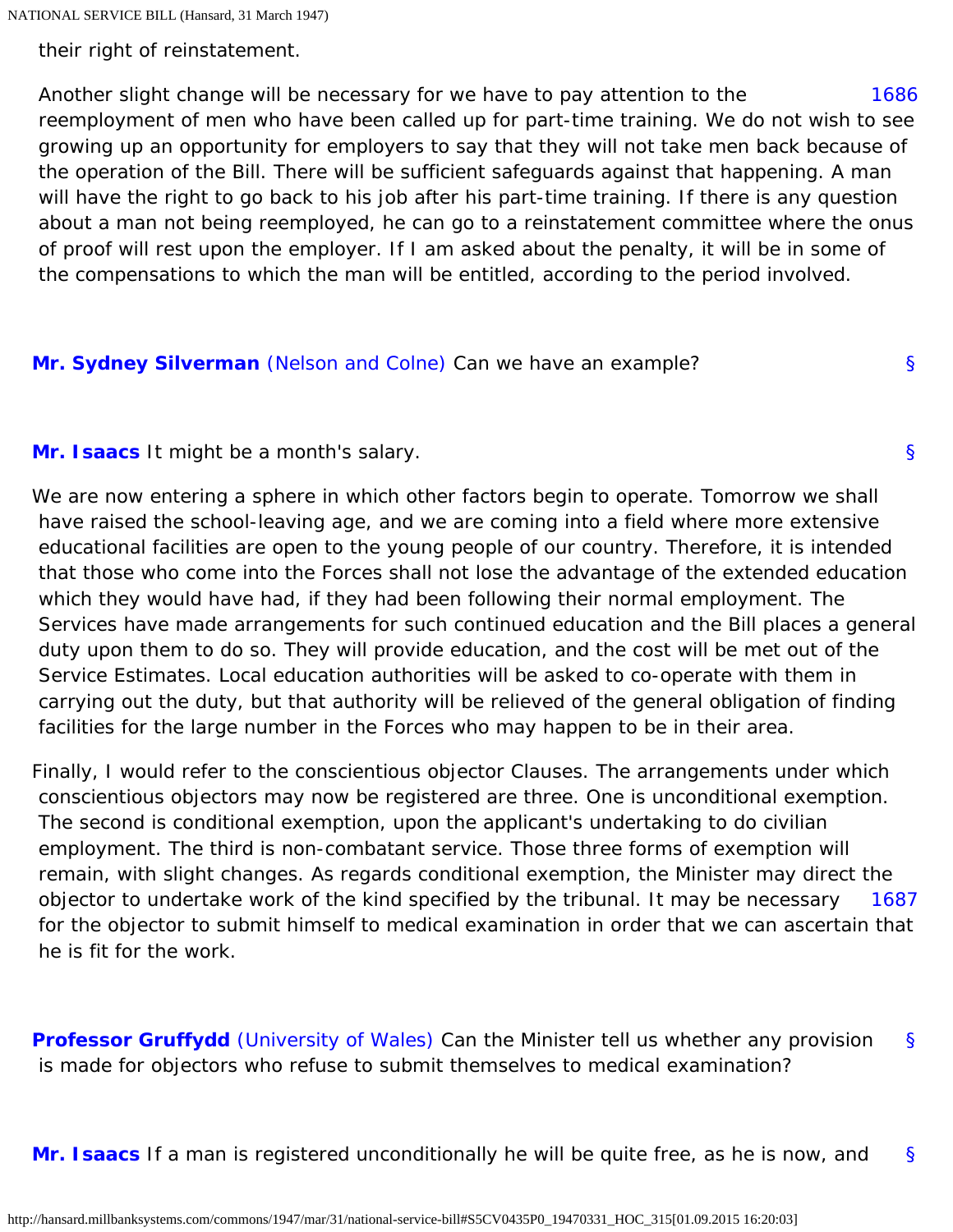their right of reinstatement.

1686

Another slight change will be necessary for we have to pay attention to the reemployment of men who have been called up for part-time training. We do not wish to see growing up an opportunity for employers to say that they will not take men back because of the operation of the Bill. There will be sufficient safeguards against that happening. A man will have the right to go back to his job after his part-time training. If there is any question about a man not being reemployed, he can go to a reinstatement committee where the onus of proof will rest upon the employer. If I am asked about the penalty, it will be in some of the compensations to which the man will be entitled, according to the period involved.

**Mr. Sydney Silverman** (Nelson and Colne) Can we have an example? §

**Mr. Isaacs** It might be a month's salary. §

We are now entering a sphere in which other factors begin to operate. Tomorrow we shall have raised the school-leaving age, and we are coming into a field where more extensive educational facilities are open to the young people of our country. Therefore, it is intended that those who come into the Forces shall not lose the advantage of the extended education which they would have had, if they had been following their normal employment. The Services have made arrangements for such continued education and the Bill places a general duty upon them to do so. They will provide education, and the cost will be met out of the Service Estimates. Local education authorities will be asked to co-operate with them in carrying out the duty, but that authority will be relieved of the general obligation of finding facilities for the large number in the Forces who may happen to be in their area.

Finally, I would refer to the conscientious objector Clauses. The arrangements under which conscientious objectors may now be registered are three. One is unconditional exemption. The second is conditional exemption, upon the applicant's undertaking to do civilian employment. The third is non-combatant service. Those three forms of exemption will remain, with slight changes. As regards conditional exemption, the Minister may direct the objector to undertake work of the kind specified by the tribunal. It may be necessary for the objector to submit himself to medical examination in order that we can ascertain that he is fit for the work.

1687

**Professor Gruffydd** (University of Wales) Can the Minister tell us whether any provision is made for objectors who refuse to submit themselves to medical examination? §

**Mr. Isaacs** If a man is registered unconditionally he will be quite free, as he is now, and §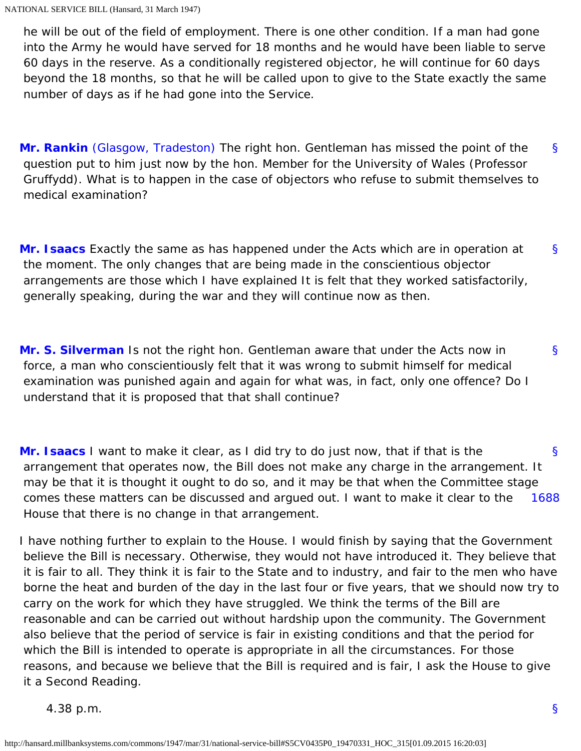he will be out of the field of employment. There is one other condition. If a man had gone into the Army he would have served for 18 months and he would have been liable to serve 60 days in the reserve. As a conditionally registered objector, he will continue for 60 days beyond the 18 months, so that he will be called upon to give to the State exactly the same number of days as if he had gone into the Service.

**Mr. Rankin** (Glasgow, Tradeston) The right hon. Gentleman has missed the point of the question put to him just now by the hon. Member for the University of Wales (Professor Gruffydd). What is to happen in the case of objectors who refuse to submit themselves to medical examination?

**Mr. Isaacs** Exactly the same as has happened under the Acts which are in operation at the moment. The only changes that are being made in the conscientious objector arrangements are those which I have explained It is felt that they worked satisfactorily, generally speaking, during the war and they will continue now as then.

**Mr. S. Silverman** Is not the right hon. Gentleman aware that under the Acts now in force, a man who conscientiously felt that it was wrong to submit himself for medical examination was punished again and again for what was, in fact, only one offence? Do I understand that it is proposed that that shall continue?

**Mr. Isaacs** I want to make it clear, as I did try to do just now, that if that is the arrangement that operates now, the Bill does not make any charge in the arrangement. It may be that it is thought it ought to do so, and it may be that when the Committee stage comes these matters can be discussed and argued out. I want to make it clear to the House that there is no change in that arrangement.

I have nothing further to explain to the House. I would finish by saying that the Government believe the Bill is necessary. Otherwise, they would not have introduced it. They believe that it is fair to all. They think it is fair to the State and to industry, and fair to the men who have borne the heat and burden of the day in the last four or five years, that we should now try to carry on the work for which they have struggled. We think the terms of the Bill are reasonable and can be carried out without hardship upon the community. The Government also believe that the period of service is fair in existing conditions and that the period for which the Bill is intended to operate is appropriate in all the circumstances. For those reasons, and because we believe that the Bill is required and is fair, I ask the House to give it a Second Reading.

4.38 p.m.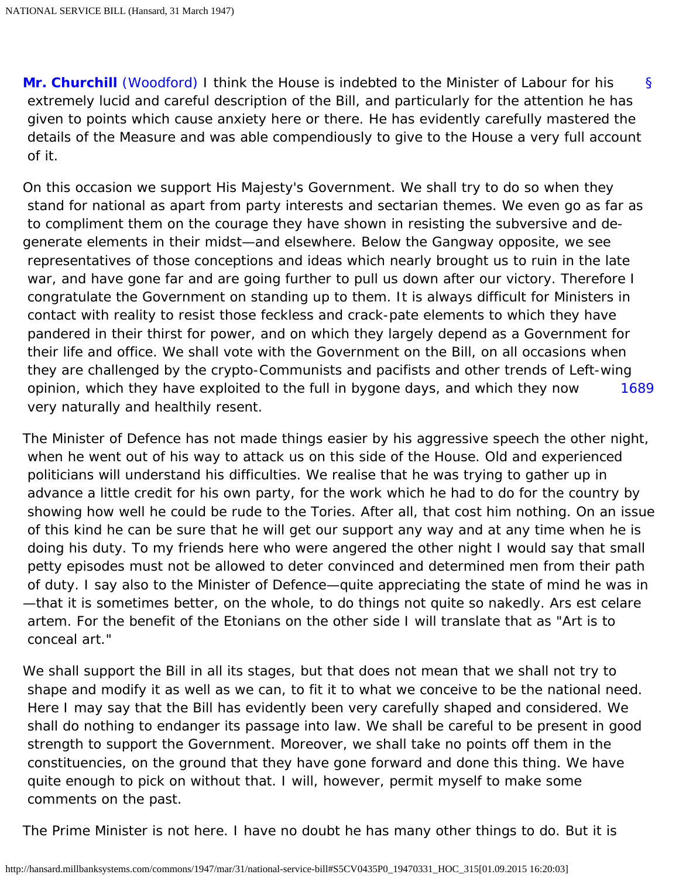**Mr. Churchill** (Woodford) I think the House is indebted to the Minister of Labour for his extremely lucid and careful description of the Bill, and particularly for the attention he has given to points which cause anxiety here or there. He has evidently carefully mastered the details of the Measure and was able compendiously to give to the House a very full account of it.

On this occasion we support His Majesty's Government. We shall try to do so when they stand for national as apart from party interests and sectarian themes. We even go as far as to compliment them on the courage they have shown in resisting the subversive and degenerate elements in their midst—and elsewhere. Below the Gangway opposite, we see representatives of those conceptions and ideas which nearly brought us to ruin in the late war, and have gone far and are going further to pull us down after our victory. Therefore I congratulate the Government on standing up to them. It is always difficult for Ministers in contact with reality to resist those feckless and crack-pate elements to which they have pandered in their thirst for power, and on which they largely depend as a Government for their life and office. We shall vote with the Government on the Bill, on all occasions when they are challenged by the crypto-Communists and pacifists and other trends of Left-wing opinion, which they have exploited to the full in bygone days, and which they now very naturally and healthily resent.

The Minister of Defence has not made things easier by his aggressive speech the other night, when he went out of his way to attack us on this side of the House. Old and experienced politicians will understand his difficulties. We realise that he was trying to gather up in advance a little credit for his own party, for the work which he had to do for the country by showing how well he could be rude to the Tories. After all, that cost him nothing. On an issue of this kind he can be sure that he will get our support any way and at any time when he is doing his duty. To my friends here who were angered the other night I would say that small petty episodes must not be allowed to deter convinced and determined men from their path of duty. I say also to the Minister of Defence—quite appreciating the state of mind he was in—that it is sometimes better, on the whole, to do things not quite so nakedly. Ars est celare artem. For the benefit of the Etonians on the other side I will translate that as "Art is to conceal art."

We shall support the Bill in all its stages, but that does not mean that we shall not try to shape and modify it as well as we can, to fit it to what we conceive to be the national need. Here I may say that the Bill has evidently been very carefully shaped and considered. We shall do nothing to endanger its passage into law. We shall be careful to be present in good strength to support the Government. Moreover, we shall take no points off them in the constituencies, on the ground that they have gone forward and done this thing. We have quite enough to pick on without that. I will, however, permit myself to make some comments on the past.

The Prime Minister is not here. I have no doubt he has many other things to do. But it is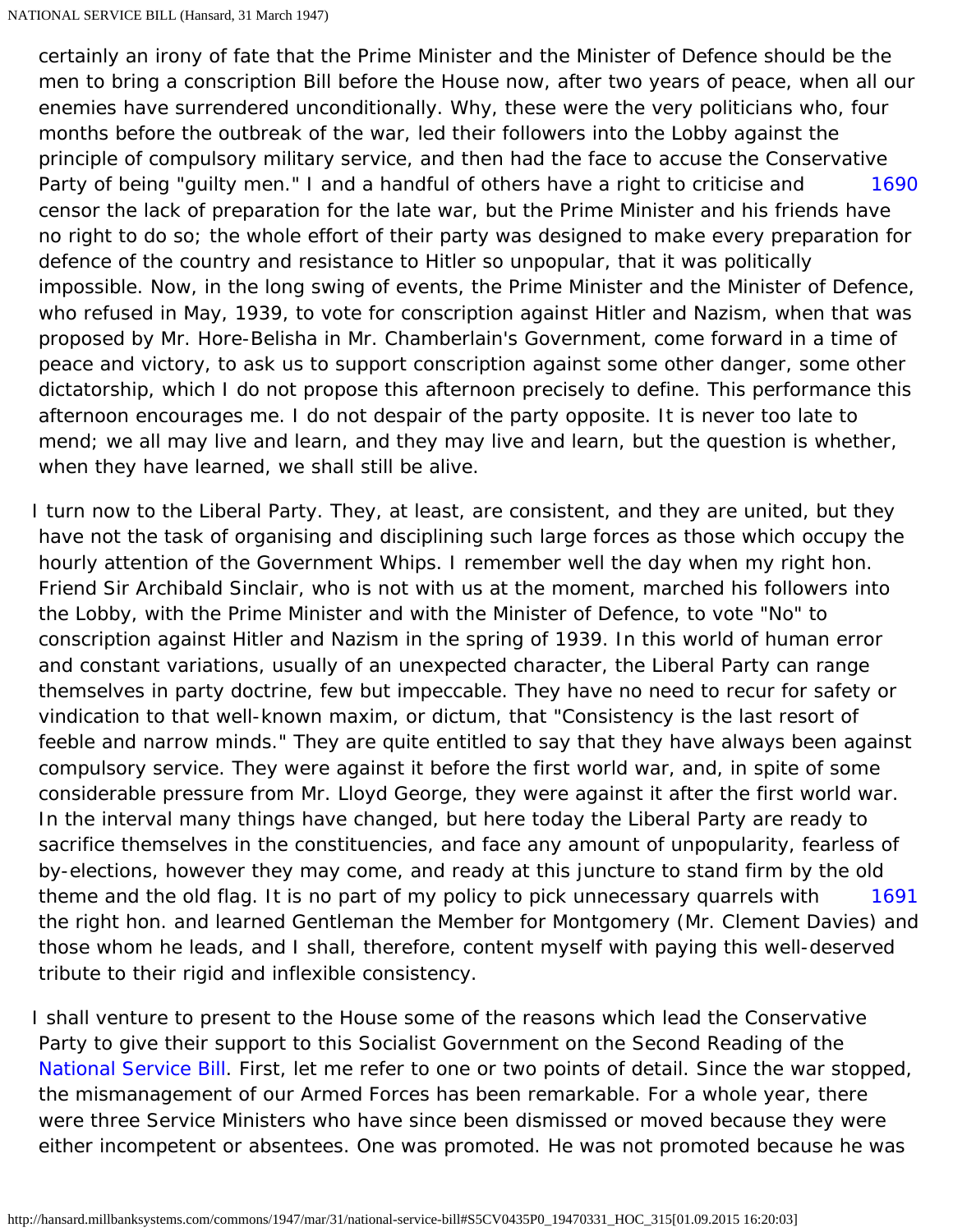certainly an irony of fate that the Prime Minister and the Minister of Defence should be the men to bring a conscription Bill before the House now, after two years of peace, when all our enemies have surrendered unconditionally. Why, these were the very politicians who, four months before the outbreak of the war, led their followers into the Lobby against the principle of compulsory military service, and then had the face to accuse the Conservative Party of being "guilty men." I and a handful of others have a right to criticise and censor the lack of preparation for the late war, but the Prime Minister and his friends have no right to do so; the whole effort of their party was designed to make every preparation for defence of the country and resistance to Hitler so unpopular, that it was politically impossible. Now, in the long swing of events, the Prime Minister and the Minister of Defence, who refused in May, 1939, to vote for conscription against Hitler and Nazism, when that was proposed by Mr. Hore-Belisha in Mr. Chamberlain's Government, come forward in a time of peace and victory, to ask us to support conscription against some other danger, some other dictatorship, which I do not propose this afternoon precisely to define. This performance this afternoon encourages me. I do not despair of the party opposite. It is never too late to mend; we all may live and learn, and they may live and learn, but the question is whether, when they have learned, we shall still be alive.

I turn now to the Liberal Party. They, at least, are consistent, and they are united, but they have not the task of organising and disciplining such large forces as those which occupy the hourly attention of the Government Whips. I remember well the day when my right hon. Friend Sir Archibald Sinclair, who is not with us at the moment, marched his followers into the Lobby, with the Prime Minister and with the Minister of Defence, to vote "No" to conscription against Hitler and Nazism in the spring of 1939. In this world of human error and constant variations, usually of an unexpected character, the Liberal Party can range themselves in party doctrine, few but impeccable. They have no need to recur for safety or vindication to that well-known maxim, or dictum, that "Consistency is the last resort of feeble and narrow minds." They are quite entitled to say that they have always been against compulsory service. They were against it before the first world war, and, in spite of some considerable pressure from Mr. Lloyd George, they were against it after the first world war. In the interval many things have changed, but here today the Liberal Party are ready to sacrifice themselves in the constituencies, and face any amount of unpopularity, fearless of by-elections, however they may come, and ready at this juncture to stand firm by the old theme and the old flag. It is no part of my policy to pick unnecessary quarrels with the right hon. and learned Gentleman the Member for Montgomery (Mr. Clement Davies) and those whom he leads, and I shall, therefore, content myself with paying this well-deserved tribute to their rigid and inflexible consistency.

I shall venture to present to the House some of the reasons which lead the Conservative Party to give their support to this Socialist Government on the Second Reading of the National Service Bill. First, let me refer to one or two points of detail. Since the war stopped, the mismanagement of our Armed Forces has been remarkable. For a whole year, there were three Service Ministers who have since been dismissed or moved because they were either incompetent or absentees. One was promoted. He was not promoted because he was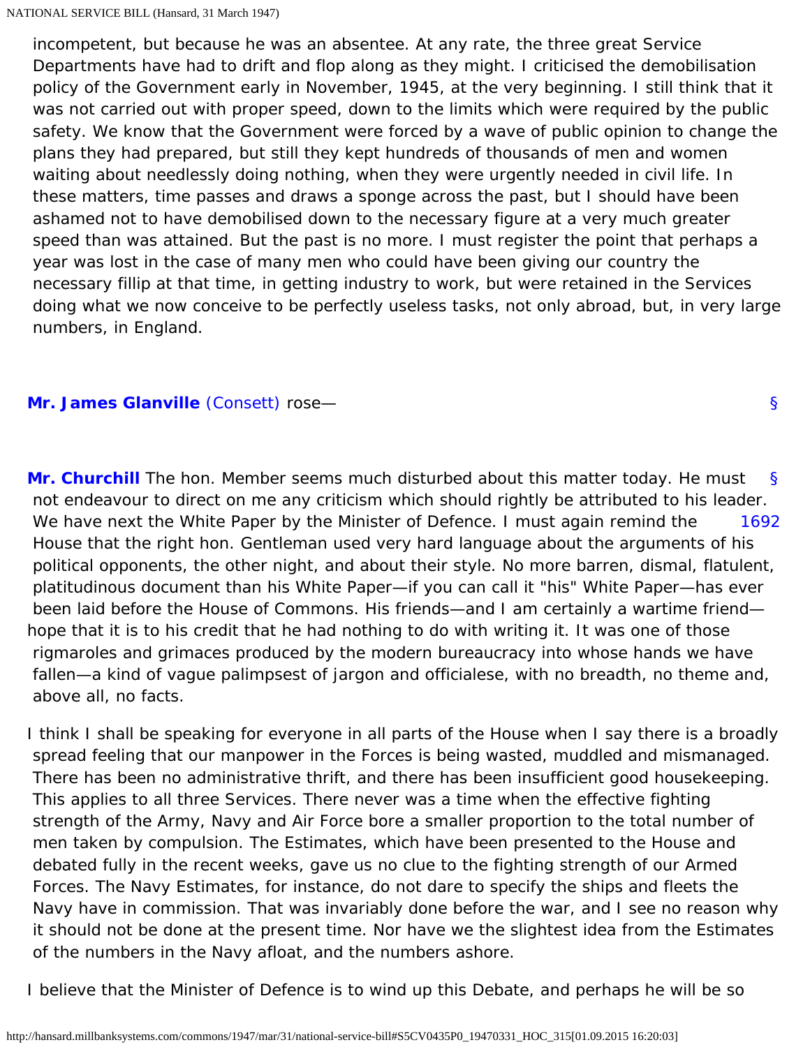incompetent, but because he was an absentee. At any rate, the three great Service Departments have had to drift and flop along as they might. I criticised the demobilisation policy of the Government early in November, 1945, at the very beginning. I still think that it was not carried out with proper speed, down to the limits which were required by the public safety. We know that the Government were forced by a wave of public opinion to change the plans they had prepared, but still they kept hundreds of thousands of men and women waiting about needlessly doing nothing, when they were urgently needed in civil life. In these matters, time passes and draws a sponge across the past, but I should have been ashamed not to have demobilised down to the necessary figure at a very much greater speed than was attained. But the past is no more. I must register the point that perhaps a year was lost in the case of many men who could have been giving our country the necessary fillip at that time, in getting industry to work, but were retained in the Services doing what we now conceive to be perfectly useless tasks, not only abroad, but, in very large numbers, in England.

**Mr. James Glanville** (Consett) rose— §

**Mr. Churchill** The hon. Member seems much disturbed about this matter today. He must not endeavour to direct on me any criticism which should rightly be attributed to his leader. We have next the White Paper by the Minister of Defence. I must again remind the House that the right hon. Gentleman used very hard language about the arguments of his political opponents, the other night, and about their style. No more barren, dismal, flatulent, platitudinous document than his White Paper—if you can call it "his" White Paper—has ever been laid before the House of Commons. His friends—and I am certainly a wartime friend—hope that it is to his credit that he had nothing to do with writing it. It was one of those rigmaroles and grimaces produced by the modern bureaucracy into whose hands we have fallen—a kind of vague palimpsest of jargon and officialese, with no breadth, no theme and, above all, no facts. § 1692

I think I shall be speaking for everyone in all parts of the House when I say there is a broadly spread feeling that our manpower in the Forces is being wasted, muddled and mismanaged. There has been no administrative thrift, and there has been insufficient good housekeeping. This applies to all three Services. There never was a time when the effective fighting strength of the Army, Navy and Air Force bore a smaller proportion to the total number of men taken by compulsion. The Estimates, which have been presented to the House and debated fully in the recent weeks, gave us no clue to the fighting strength of our Armed Forces. The Navy Estimates, for instance, do not dare to specify the ships and fleets the Navy have in commission. That was invariably done before the war, and I see no reason why it should not be done at the present time. Nor have we the slightest idea from the Estimates of the numbers in the Navy afloat, and the numbers ashore.

I believe that the Minister of Defence is to wind up this Debate, and perhaps he will be so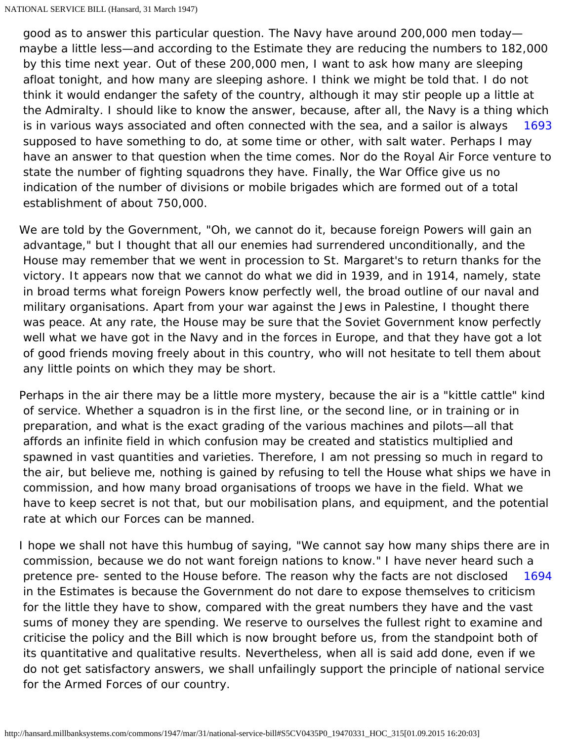good as to answer this particular question. The Navy have around 200,000 men today—maybe a little less—and according to the Estimate they are reducing the numbers to 182,000 by this time next year. Out of these 200,000 men, I want to ask how many are sleeping afloat tonight, and how many are sleeping ashore. I think we might be told that. I do not think it would endanger the safety of the country, although it may stir people up a little at the Admiralty. I should like to know the answer, because, after all, the Navy is a thing which is in various ways associated and often connected with the sea, and a sailor is always supposed to have something to do, at some time or other, with salt water. Perhaps I may have an answer to that question when the time comes. Nor do the Royal Air Force venture to state the number of fighting squadrons they have. Finally, the War Office give us no indication of the number of divisions or mobile brigades which are formed out of a total establishment of about 750,000.

We are told by the Government, "Oh, we cannot do it, because foreign Powers will gain an advantage," but I thought that all our enemies had surrendered unconditionally, and the House may remember that we went in procession to St. Margaret's to return thanks for the victory. It appears now that we cannot do what we did in 1939, and in 1914, namely, state in broad terms what foreign Powers know perfectly well, the broad outline of our naval and military organisations. Apart from your war against the Jews in Palestine, I thought there was peace. At any rate, the House may be sure that the Soviet Government know perfectly well what we have got in the Navy and in the forces in Europe, and that they have got a lot of good friends moving freely about in this country, who will not hesitate to tell them about any little points on which they may be short.

Perhaps in the air there may be a little more mystery, because the air is a "kittle cattle" kind of service. Whether a squadron is in the first line, or the second line, or in training or in preparation, and what is the exact grading of the various machines and pilots—all that affords an infinite field in which confusion may be created and statistics multiplied and spawned in vast quantities and varieties. Therefore, I am not pressing so much in regard to the air, but believe me, nothing is gained by refusing to tell the House what ships we have in commission, and how many broad organisations of troops we have in the field. What we have to keep secret is not that, but our mobilisation plans, and equipment, and the potential rate at which our Forces can be manned.

I hope we shall not have this humbug of saying, "We cannot say how many ships there are in commission, because we do not want foreign nations to know." I have never heard such a pretence pre- sented to the House before. The reason why the facts are not disclosed in the Estimates is because the Government do not dare to expose themselves to criticism for the little they have to show, compared with the great numbers they have and the vast sums of money they are spending. We reserve to ourselves the fullest right to examine and criticise the policy and the Bill which is now brought before us, from the standpoint both of its quantitative and qualitative results. Nevertheless, when all is said add done, even if we do not get satisfactory answers, we shall unfailingly support the principle of national service for the Armed Forces of our country.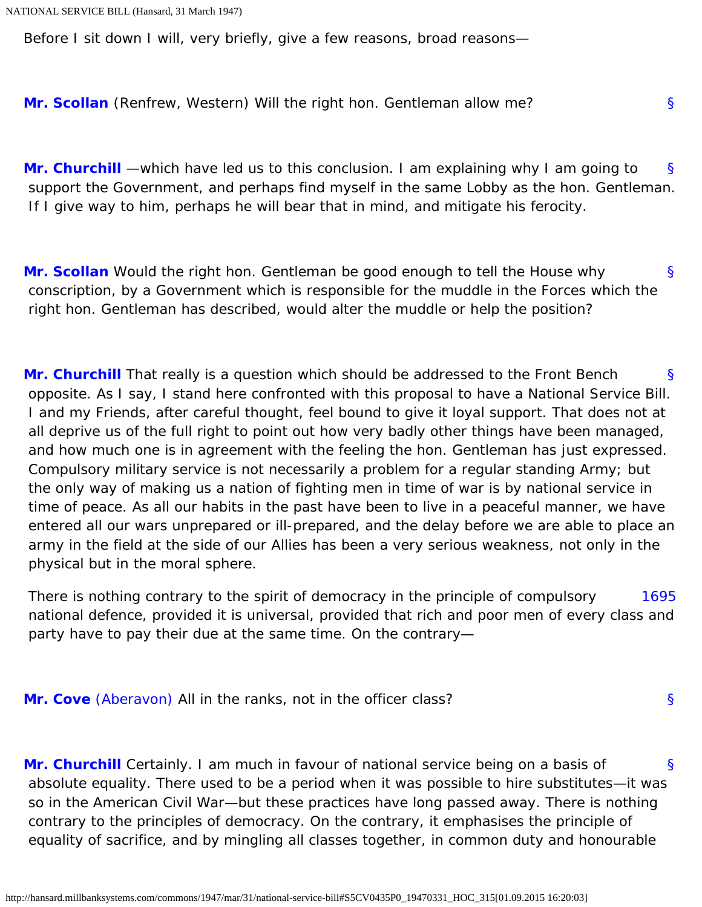Before I sit down I will, very briefly, give a few reasons, broad reasons—

**Mr. Scollan** (Renfrew, Western) Will the right hon. Gentleman allow me?

**Mr. Churchill** —which have led us to this conclusion. I am explaining why I am going to support the Government, and perhaps find myself in the same Lobby as the hon. Gentleman. If I give way to him, perhaps he will bear that in mind, and mitigate his ferocity.

**Mr. Scollan** Would the right hon. Gentleman be good enough to tell the House why conscription, by a Government which is responsible for the muddle in the Forces which the right hon. Gentleman has described, would alter the muddle or help the position?

**Mr. Churchill** That really is a question which should be addressed to the Front Bench opposite. As I say, I stand here confronted with this proposal to have a National Service Bill. I and my Friends, after careful thought, feel bound to give it loyal support. That does not at all deprive us of the full right to point out how very badly other things have been managed, and how much one is in agreement with the feeling the hon. Gentleman has just expressed. Compulsory military service is not necessarily a problem for a regular standing Army; but the only way of making us a nation of fighting men in time of war is by national service in time of peace. As all our habits in the past have been to live in a peaceful manner, we have entered all our wars unprepared or ill-prepared, and the delay before we are able to place an army in the field at the side of our Allies has been a very serious weakness, not only in the physical but in the moral sphere.

There is nothing contrary to the spirit of democracy in the principle of compulsory national defence, provided it is universal, provided that rich and poor men of every class and party have to pay their due at the same time. On the contrary—

**Mr. Cove** (Aberavon) All in the ranks, not in the officer class?

**Mr. Churchill** Certainly. I am much in favour of national service being on a basis of absolute equality. There used to be a period when it was possible to hire substitutes—it was so in the American Civil War—but these practices have long passed away. There is nothing contrary to the principles of democracy. On the contrary, it emphasises the principle of equality of sacrifice, and by mingling all classes together, in common duty and honourable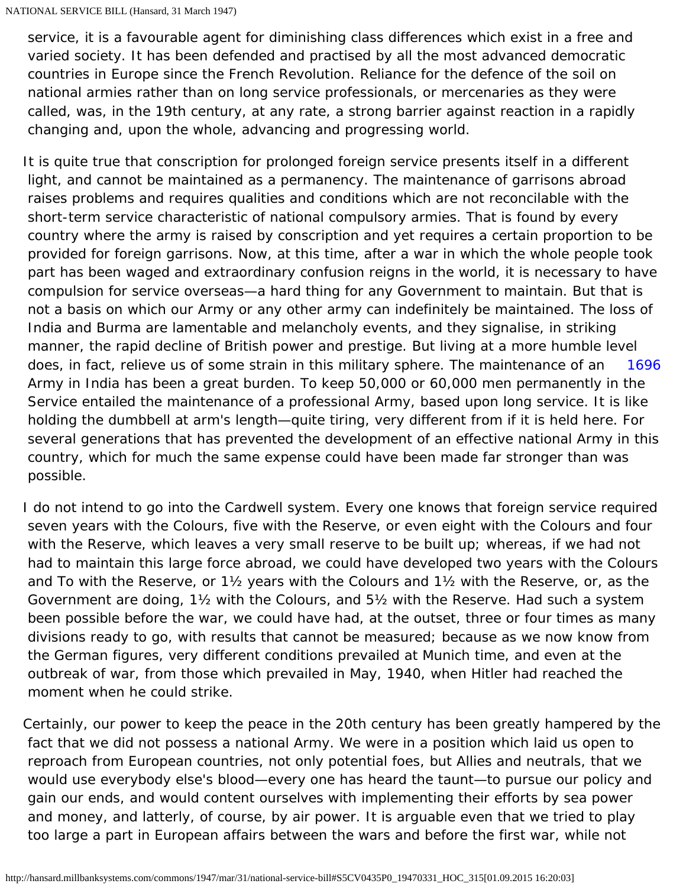service, it is a favourable agent for diminishing class differences which exist in a free and varied society. It has been defended and practised by all the most advanced democratic countries in Europe since the French Revolution. Reliance for the defence of the soil on national armies rather than on long service professionals, or mercenaries as they were called, was, in the 19th century, at any rate, a strong barrier against reaction in a rapidly changing and, upon the whole, advancing and progressing world.

It is quite true that conscription for prolonged foreign service presents itself in a different light, and cannot be maintained as a permanency. The maintenance of garrisons abroad raises problems and requires qualities and conditions which are not reconcilable with the short-term service characteristic of national compulsory armies. That is found by every country where the army is raised by conscription and yet requires a certain proportion to be provided for foreign garrisons. Now, at this time, after a war in which the whole people took part has been waged and extraordinary confusion reigns in the world, it is necessary to have compulsion for service overseas—a hard thing for any Government to maintain. But that is not a basis on which our Army or any other army can indefinitely be maintained. The loss of India and Burma are lamentable and melancholy events, and they signalise, in striking manner, the rapid decline of British power and prestige. But living at a more humble level does, in fact, relieve us of some strain in this military sphere. The maintenance of an Army in India has been a great burden. To keep 50,000 or 60,000 men permanently in the Service entailed the maintenance of a professional Army, based upon long service. It is like holding the dumbbell at arm's length—quite tiring, very different from if it is held here. For several generations that has prevented the development of an effective national Army in this country, which for much the same expense could have been made far stronger than was possible.

I do not intend to go into the Cardwell system. Every one knows that foreign service required seven years with the Colours, five with the Reserve, or even eight with the Colours and four with the Reserve, which leaves a very small reserve to be built up; whereas, if we had not had to maintain this large force abroad, we could have developed two years with the Colours and To with the Reserve, or 1½ years with the Colours and 1½ with the Reserve, or, as the Government are doing, 1½ with the Colours, and 5½ with the Reserve. Had such a system been possible before the war, we could have had, at the outset, three or four times as many divisions ready to go, with results that cannot be measured; because as we now know from the German figures, very different conditions prevailed at Munich time, and even at the outbreak of war, from those which prevailed in May, 1940, when Hitler had reached the moment when he could strike.

Certainly, our power to keep the peace in the 20th century has been greatly hampered by the fact that we did not possess a national Army. We were in a position which laid us open to reproach from European countries, not only potential foes, but Allies and neutrals, that we would use everybody else's blood—every one has heard the taunt—to pursue our policy and gain our ends, and would content ourselves with implementing their efforts by sea power and money, and latterly, of course, by air power. It is arguable even that we tried to play too large a part in European affairs between the wars and before the first war, while not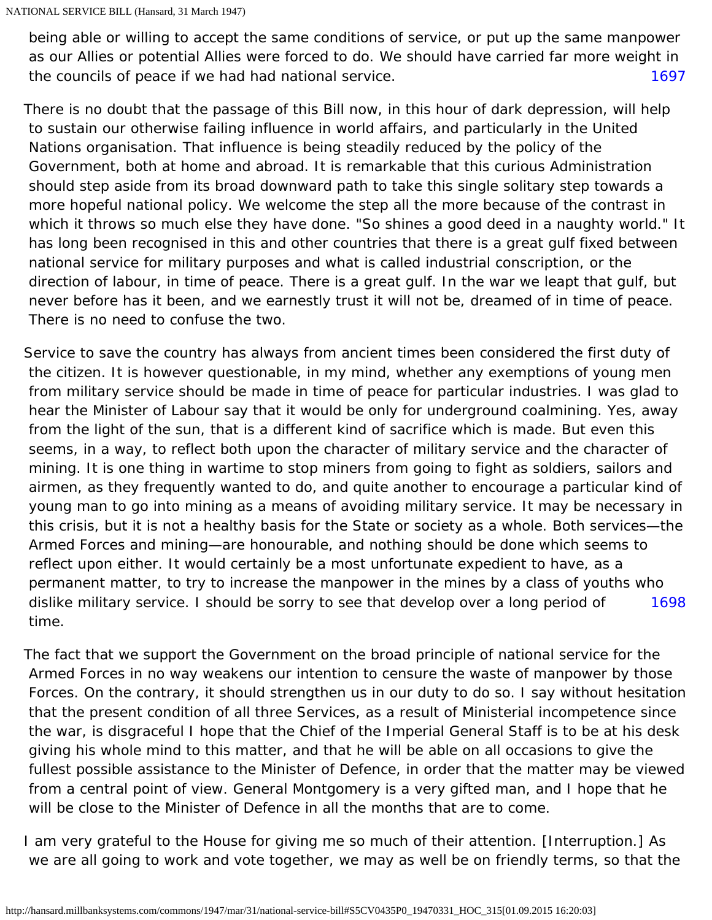being able or willing to accept the same conditions of service, or put up the same manpower as our Allies or potential Allies were forced to do. We should have carried far more weight in the councils of peace if we had had national service.

1697

There is no doubt that the passage of this Bill now, in this hour of dark depression, will help to sustain our otherwise failing influence in world affairs, and particularly in the United Nations organisation. That influence is being steadily reduced by the policy of the Government, both at home and abroad. It is remarkable that this curious Administration should step aside from its broad downward path to take this single solitary step towards a more hopeful national policy. We welcome the step all the more because of the contrast in which it throws so much else they have done. "So shines a good deed in a naughty world." It has long been recognised in this and other countries that there is a great gulf fixed between national service for military purposes and what is called industrial conscription, or the direction of labour, in time of peace. There is a great gulf. In the war we leapt that gulf, but never before has it been, and we earnestly trust it will not be, dreamed of in time of peace. There is no need to confuse the two.

Service to save the country has always from ancient times been considered the first duty of the citizen. It is however questionable, in my mind, whether any exemptions of young men from military service should be made in time of peace for particular industries. I was glad to hear the Minister of Labour say that it would be only for underground coalmining. Yes, away from the light of the sun, that is a different kind of sacrifice which is made. But even this seems, in a way, to reflect both upon the character of military service and the character of mining. It is one thing in wartime to stop miners from going to fight as soldiers, sailors and airmen, as they frequently wanted to do, and quite another to encourage a particular kind of young man to go into mining as a means of avoiding military service. It may be necessary in this crisis, but it is not a healthy basis for the State or society as a whole. Both services—the Armed Forces and mining—are honourable, and nothing should be done which seems to reflect upon either. It would certainly be a most unfortunate expedient to have, as a permanent matter, to try to increase the manpower in the mines by a class of youths who dislike military service. I should be sorry to see that develop over a long period of time.

1698

The fact that we support the Government on the broad principle of national service for the Armed Forces in way weakens our intention to censure the waste of manpower by those Forces. On the contrary, it should strengthen us in our duty to do so. I say without hesitation that the present condition of all three Services, as a result of Ministerial incompetence since the war, is disgraceful I hope that the Chief of the Imperial General Staff is to be at his desk giving his whole mind to this matter, and that he will be able on all occasions to give the fullest possible assistance to the Minister of Defence, in order that the matter may be viewed from a central point of view. General Montgomery is a very gifted man, and I hope that he will be close to the Minister of Defence in all the months that are to come.

I am very grateful to the House for giving me so much of their attention. [Interruption.] As we are all going to work and vote together, we may as well be on friendly terms, so that the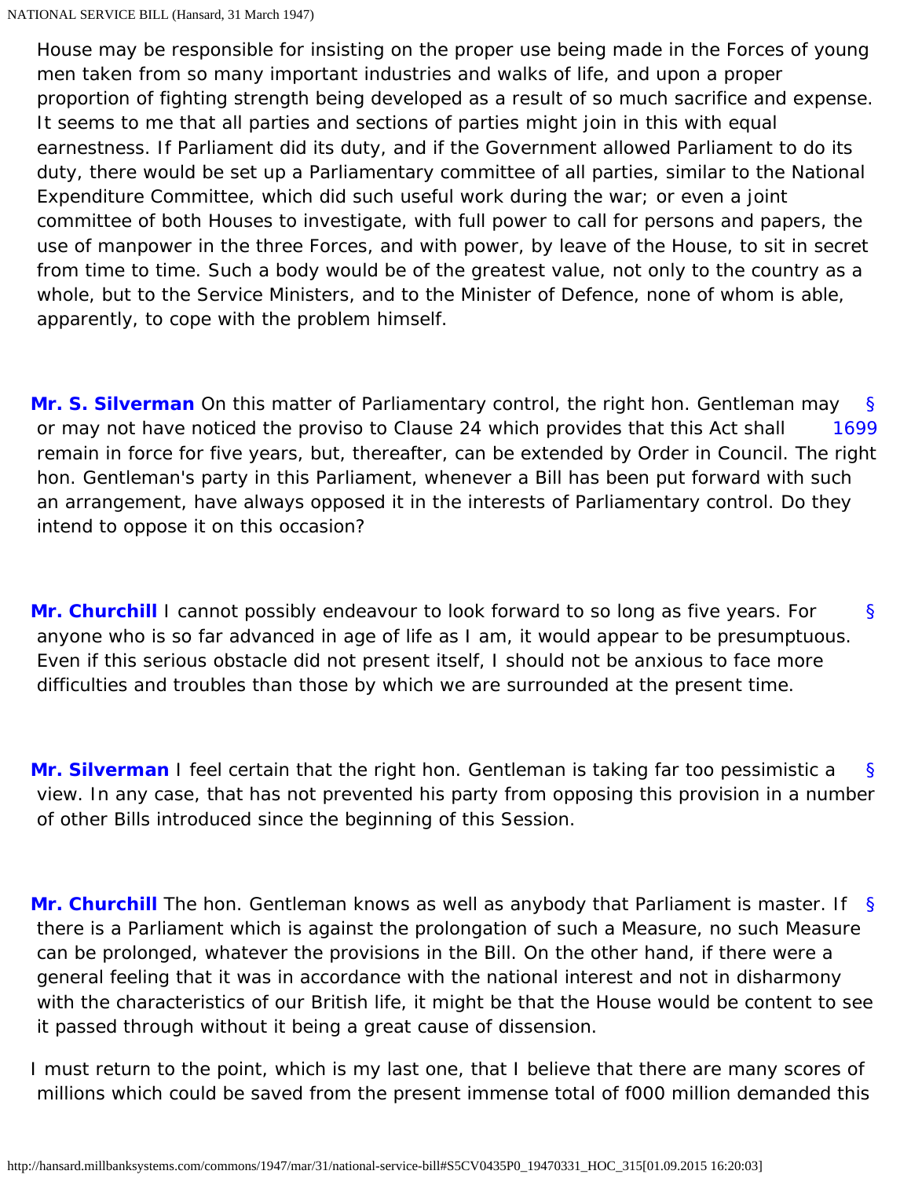House may be responsible for insisting on the proper use being made in the Forces of young men taken from so many important industries and walks of life, and upon a proper proportion of fighting strength being developed as a result of so much sacrifice and expense. It seems to me that all parties and sections of parties might join in this with equal earnestness. If Parliament did its duty, and if the Government allowed Parliament to do its duty, there would be set up a Parliamentary committee of all parties, similar to the National Expenditure Committee, which did such useful work during the war; or even a joint committee of both Houses to investigate, with full power to call for persons and papers, the use of manpower in the three Forces, and with power, by leave of the House, to sit in secret from time to time. Such a body would be of the greatest value, not only to the country as a whole, but to the Service Ministers, and to the Minister of Defence, none of whom is able, apparently, to cope with the problem himself.

**Mr. S. Silverman** On this matter of Parliamentary control, the right hon. Gentleman may or may not have noticed the proviso to Clause 24 which provides that this Act shall remain in force for five years, but, thereafter, can be extended by Order in Council. The right hon. Gentleman's party in this Parliament, whenever a Bill has been put forward with such an arrangement, have always opposed it in the interests of Parliamentary control. Do they intend to oppose it on this occasion? § 1699

**Mr. Churchill** I cannot possibly endeavour to look forward to so long as five years. For anyone who is so far advanced in age of life as I am, it would appear to be presumptuous. Even if this serious obstacle did not present itself, I should not be anxious to face more difficulties and troubles than those by which we are surrounded at the present time. §

**Mr. Silverman** I feel certain that the right hon. Gentleman is taking far too pessimistic a view. In any case, that has not prevented his party from opposing this provision in a number of other Bills introduced since the beginning of this Session. §

**Mr. Churchill** The hon. Gentleman knows as well as anybody that Parliament is master. If there is a Parliament which is against the prolongation of such a Measure, no such Measure can be prolonged, whatever the provisions in the Bill. On the other hand, if there were a general feeling that it was in accordance with the national interest and not in disharmony with the characteristics of our British life, it might be that the House would be content to see it passed through without it being a great cause of dissension. §

I must return to the point, which is my last one, that I believe that there are many scores of millions which could be saved from the present immense total of f000 million demanded this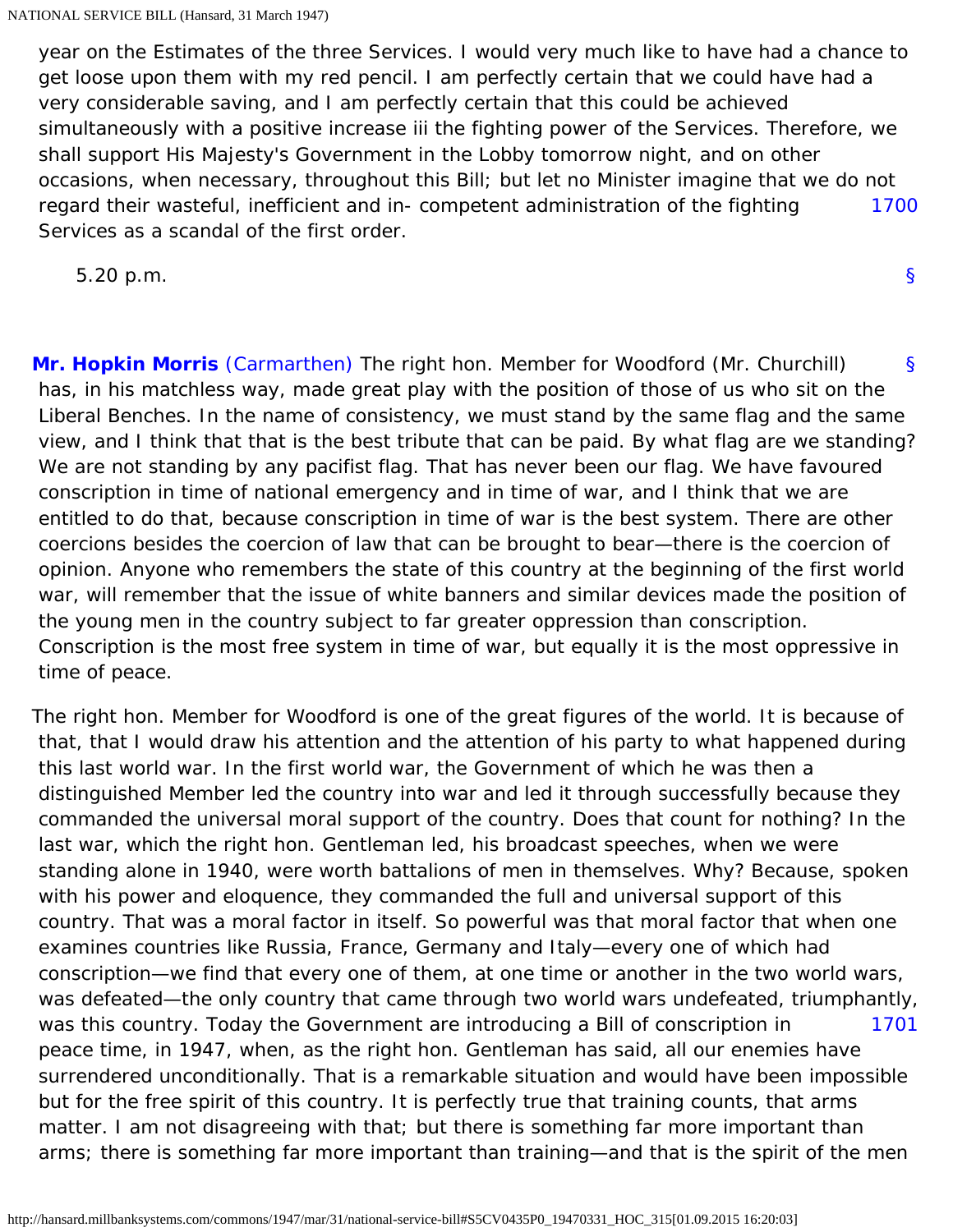year on the Estimates of the three Services. I would very much like to have had a chance to get loose upon them with my red pencil. I am perfectly certain that we could have had a very considerable saving, and I am perfectly certain that this could be achieved simultaneously with a positive increase iii the fighting power of the Services. Therefore, we shall support His Majesty's Government in the Lobby tomorrow night, and on other occasions, when necessary, throughout this Bill; but let no Minister imagine that we do not regard their wasteful, inefficient and in- competent administration of the fighting Services as a scandal of the first order. 1700

5.20 p.m. §

**Mr. Hopkin Morris** (Carmarthen) The right hon. Member for Woodford (Mr. Churchill) has, in his matchless way, made great play with the position of those of us who sit on the Liberal Benches. In the name of consistency, we must stand by the same flag and the same view, and I think that that is the best tribute that can be paid. By what flag are we standing? We are not standing by any pacifist flag. That has never been our flag. We have favoured conscription in time of national emergency and in time of war, and I think that we are entitled to do that, because conscription in time of war is the best system. There are other coercions besides the coercion of law that can be brought to bear—there is the coercion of opinion. Anyone who remembers the state of this country at the beginning of the first world war, will remember that the issue of white banners and similar devices made the position of the young men in the country subject to far greater oppression than conscription. Conscription is the most free system in time of war, but equally it is the most oppressive in time of peace. §

The right hon. Member for Woodford is one of the great figures of the world. It is because of that, that I would draw his attention and the attention of his party to what happened during this last world war. In the first world war, the Government of which he was then a distinguished Member led the country into war and led it through successfully because they commanded the universal moral support of the country. Does that count for nothing? In the last war, which the right hon. Gentleman led, his broadcast speeches, when we were standing alone in 1940, were worth battalions of men in themselves. Why? Because, spoken with his power and eloquence, they commanded the full and universal support of this country. That was a moral factor in itself. So powerful was that moral factor that when one examines countries like Russia, France, Germany and Italy—every one of which had conscription—we find that every one of them, at one time or another in the two world wars, was defeated—the only country that came through two world wars undefeated, triumphantly, was this country. Today the Government are introducing a Bill of conscription in peace time, in 1947, when, as the right hon. Gentleman has said, all our enemies have surrendered unconditionally. That is a remarkable situation and would have been impossible but for the free spirit of this country. It is perfectly true that training counts, that arms matter. I am not disagreeing with that; but there is something far more important than arms; there is something far more important than training—and that is the spirit of the men 1701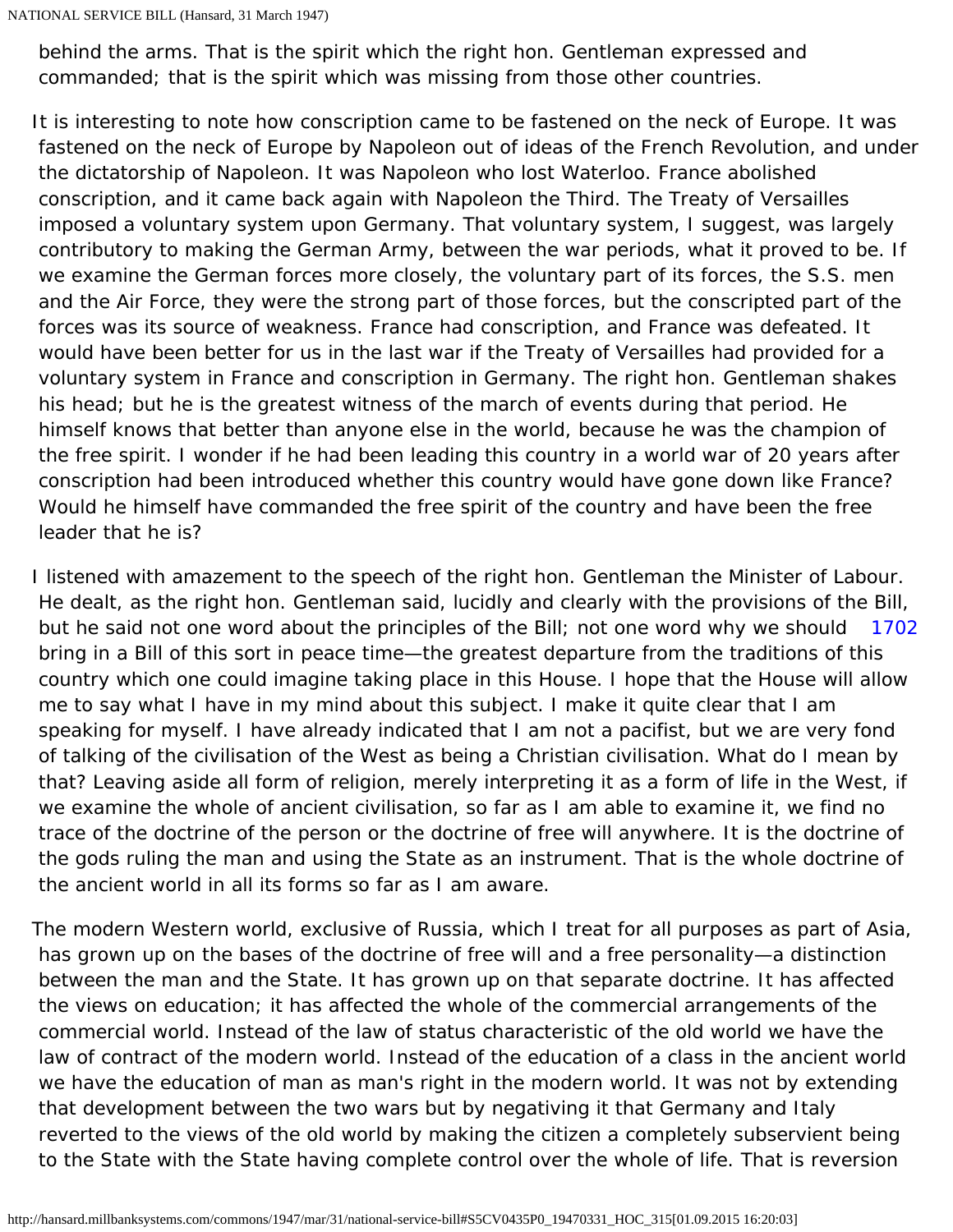behind the arms. That is the spirit which the right hon. Gentleman expressed and commanded; that is the spirit which was missing from those other countries.

It is interesting to note how conscription came to be fastened on the neck of Europe. It was fastened on the neck of Europe by Napoleon out of ideas of the French Revolution, and under the dictatorship of Napoleon. It was Napoleon who lost Waterloo. France abolished conscription, and it came back again with Napoleon the Third. The Treaty of Versailles imposed a voluntary system upon Germany. That voluntary system, I suggest, was largely contributory to making the German Army, between the war periods, what it proved to be. If we examine the German forces more closely, the voluntary part of its forces, the S.S. men and the Air Force, they were the strong part of those forces, but the conscripted part of the forces was its source of weakness. France had conscription, and France was defeated. It would have been better for us in the last war if the Treaty of Versailles had provided for a voluntary system in France and conscription in Germany. The right hon. Gentleman shakes his head; but he is the greatest witness of the march of events during that period. He himself knows that better than anyone else in the world, because he was the champion of the free spirit. I wonder if he had been leading this country in a world war of 20 years after conscription had been introduced whether this country would have gone down like France? Would he himself have commanded the free spirit of the country and have been the free leader that he is?

I listened with amazement to the speech of the right hon. Gentleman the Minister of Labour. He dealt, as the right hon. Gentleman said, lucidly and clearly with the provisions of the Bill, but he said not one word about the principles of the Bill; not one word why we should bring in a Bill of this sort in peace time—the greatest departure from the traditions of this country which one could imagine taking place in this House. I hope that the House will allow me to say what I have in my mind about this subject. I make it quite clear that I am speaking for myself. I have already indicated that I am not a pacifist, but we are very fond of talking of the civilisation of the West as being a Christian civilisation. What do I mean by that? Leaving aside all form of religion, merely interpreting it as a form of life in the West, if we examine the whole of ancient civilisation, so far as I am able to examine it, we find no trace of the doctrine of the person or the doctrine of free will anywhere. It is the doctrine of the gods ruling the man and using the State as an instrument. That is the whole doctrine of the ancient world in all its forms so far as I am aware.

The modern Western world, exclusive of Russia, which I treat for all purposes as part of Asia, has grown up on the bases of the doctrine of free will and a free personality—a distinction between the man and the State. It has grown up on that separate doctrine. It has affected the views on education; it has affected the whole of the commercial arrangements of the commercial world. Instead of the law of status characteristic of the old world we have the law of contract of the modern world. Instead of the education of a class in the ancient world we have the education of man as man's right in the modern world. It was not by extending that development between the two wars but by negativing it that Germany and Italy reverted to the views of the old world by making the citizen a completely subservient being to the State with the State having complete control over the whole of life. That is reversion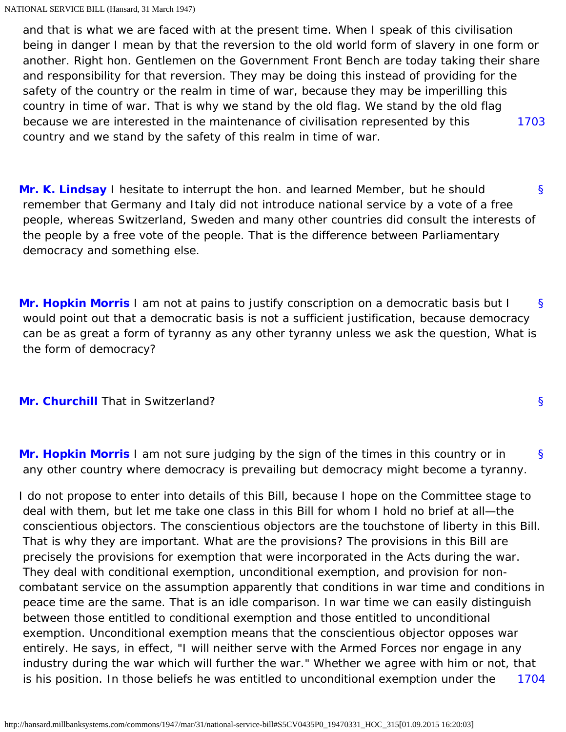and that is what we are faced with at the present time. When I speak of this civilisation being in danger I mean by that the reversion to the old world form of slavery in one form or another. Right hon. Gentlemen on the Government Front Bench are today taking their share and responsibility for that reversion. They may be doing this instead of providing for the safety of the country or the realm in time of war, because they may be imperilling this country in time of war. That is why we stand by the old flag. We stand by the old flag because we are interested in the maintenance of civilisation represented by this country and we stand by the safety of this realm in time of war.

**Mr. K. Lindsay** I hesitate to interrupt the hon. and learned Member, but he should remember that Germany and Italy did not introduce national service by a vote of a free people, whereas Switzerland, Sweden and many other countries did consult the interests of the people by a free vote of the people. That is the difference between Parliamentary democracy and something else.

**Mr. Hopkin Morris** I am not at pains to justify conscription on a democratic basis but I would point out that a democratic basis is not a sufficient justification, because democracy can be as great a form of tyranny as any other tyranny unless we ask the question, What is the form of democracy?

**Mr. Churchill** That in Switzerland?

**Mr. Hopkin Morris** I am not sure judging by the sign of the times in this country or in any other country where democracy is prevailing but democracy might become a tyranny.

I do not propose to enter into details of this Bill, because I hope on the Committee stage to deal with them, but let me take one class in this Bill for whom I hold no brief at all—the conscientious objectors. The conscientious objectors are the touchstone of liberty in this Bill. That is why they are important. What are the provisions? The provisions in this Bill are precisely the provisions for exemption that were incorporated in the Acts during the war. They deal with conditional exemption, unconditional exemption, and provision for non-combatant service on the assumption apparently that conditions in war time and conditions in peace time are the same. That is an idle comparison. In war time we can easily distinguish between those entitled to conditional exemption and those entitled to unconditional exemption. Unconditional exemption means that the conscientious objector opposes war entirely. He says, in effect, "I will neither serve with the Armed Forces nor engage in any industry during the war which will further the war." Whether we agree with him or not, that is his position. In those beliefs he was entitled to unconditional exemption under the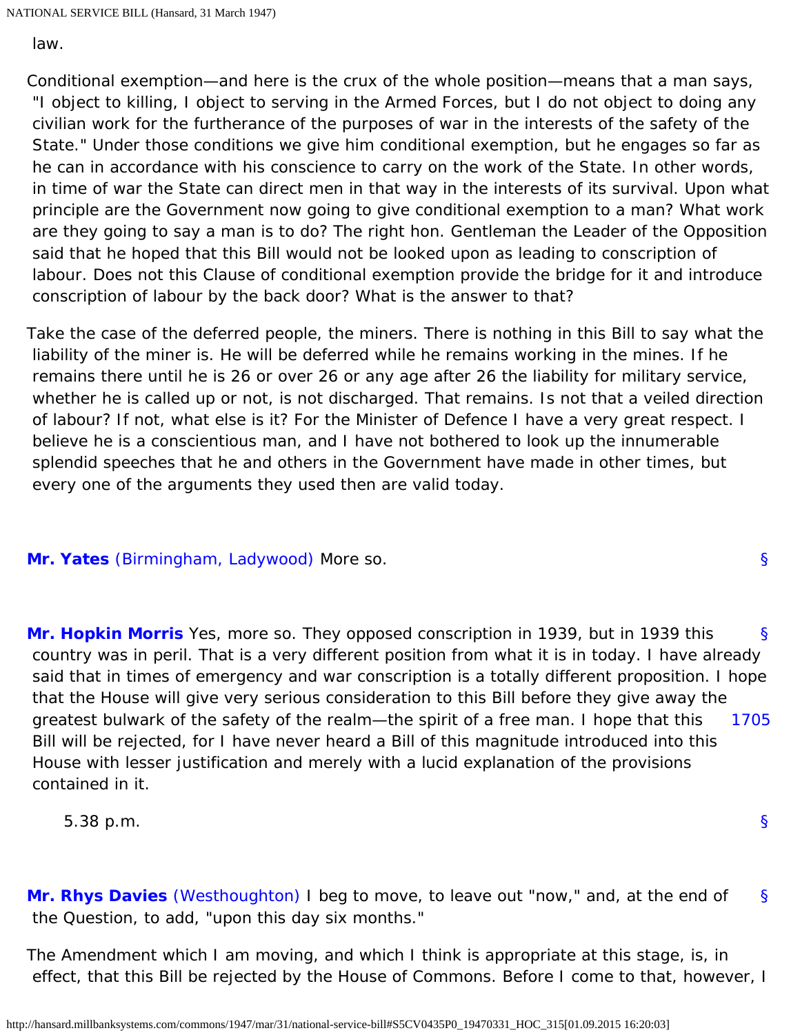law.

Conditional exemption—and here is the crux of the whole position—means that a man says, "I object to killing, I object to serving in the Armed Forces, but I do not object to doing any civilian work for the furtherance of the purposes of war in the interests of the safety of the State." Under those conditions we give him conditional exemption, but he engages so far as he can in accordance with his conscience to carry on the work of the State. In other words, in time of war the State can direct men in that way in the interests of its survival. Upon what principle are the Government now going to give conditional exemption to a man? What work are they going to say a man is to do? The right hon. Gentleman the Leader of the Opposition said that he hoped that this Bill would not be looked upon as leading to conscription of labour. Does not this Clause of conditional exemption provide the bridge for it and introduce conscription of labour by the back door? What is the answer to that?

Take the case of the deferred people, the miners. There is nothing in this Bill to say what the liability of the miner is. He will be deferred while he remains working in the mines. If he remains there until he is 26 or over 26 or any age after 26 the liability for military service, whether he is called up or not, is not discharged. That remains. Is not that a veiled direction of labour? If not, what else is it? For the Minister of Defence I have a very great respect. I believe he is a conscientious man, and I have not bothered to look up the innumerable splendid speeches that he and others in the Government have made in other times, but every one of the arguments they used then are valid today.

**Mr. Yates** (Birmingham, Ladywood) More so.

**Mr. Hopkin Morris** Yes, more so. They opposed conscription in 1939, but in 1939 this country was in peril. That is a very different position from what it is in today. I have already said that in times of emergency and war conscription is a totally different proposition. I hope that the House will give very serious consideration to this Bill before they give away the greatest bulwark of the safety of the realm—the spirit of a free man. I hope that this Bill will be rejected, for I have never heard a Bill of this magnitude introduced into this House with lesser justification and merely with a lucid explanation of the provisions contained in it.

5.38 p.m.

**Mr. Rhys Davies** (Westhoughton) I beg to move, to leave out "now," and, at the end of the Question, to add, "upon this day six months."

The Amendment which I am moving, and which I think is appropriate at this stage, is, in effect, that this Bill be rejected by the House of Commons. Before I come to that, however, I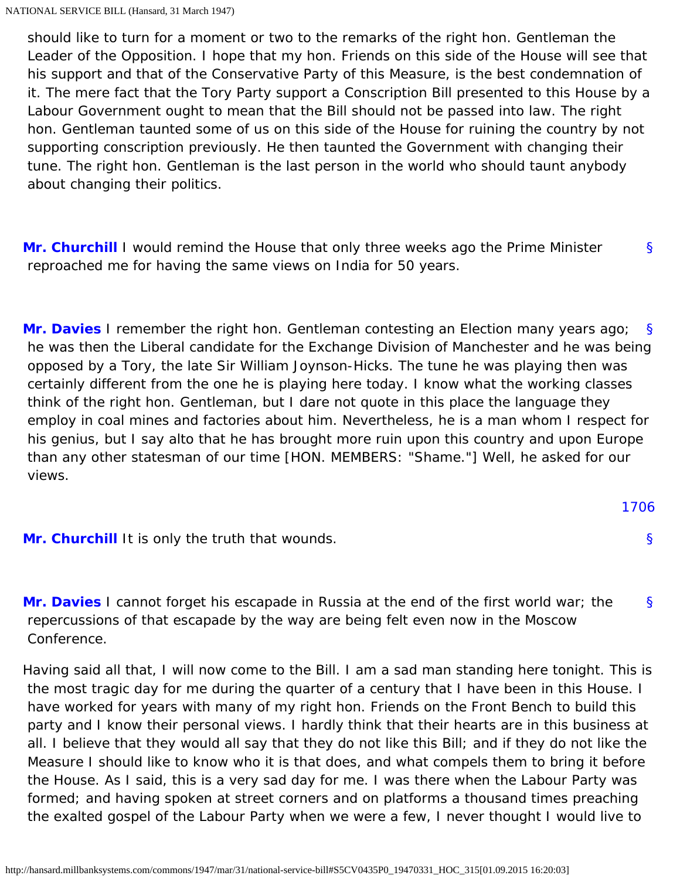should like to turn for a moment or two to the remarks of the right hon. Gentleman the Leader of the Opposition. I hope that my hon. Friends on this side of the House will see that his support and that of the Conservative Party of this Measure, is the best condemnation of it. The mere fact that the Tory Party support a Conscription Bill presented to this House by a Labour Government ought to mean that the Bill should not be passed into law. The right hon. Gentleman taunted some of us on this side of the House for ruining the country by not supporting conscription previously. He then taunted the Government with changing their tune. The right hon. Gentleman is the last person in the world who should taunt anybody about changing their politics.

**Mr. Churchill** I would remind the House that only three weeks ago the Prime Minister reproached me for having the same views on India for 50 years.

**Mr. Davies** I remember the right hon. Gentleman contesting an Election many years ago; he was then the Liberal candidate for the Exchange Division of Manchester and he was being opposed by a Tory, the late Sir William Joynson-Hicks. The tune he was playing then was certainly different from the one he is playing here today. I know what the working classes think of the right hon. Gentleman, but I dare not quote in this place the language they employ in coal mines and factories about him. Nevertheless, he is a man whom I respect for his genius, but I say alto that he has brought more ruin upon this country and upon Europe than any other statesman of our time [HON. MEMBERS: "Shame."] Well, he asked for our views.

**Mr. Churchill** It is only the truth that wounds.

**Mr. Davies** I cannot forget his escapade in Russia at the end of the first world war; the repercussions of that escapade by the way are being felt even now in the Moscow Conference.

Having said all that, I will now come to the Bill. I am a sad man standing here tonight. This is the most tragic day for me during the quarter of a century that I have been in this House. I have worked for years with many of my right hon. Friends on the Front Bench to build this party and I know their personal views. I hardly think that their hearts are in this business at all. I believe that they would all say that they do not like this Bill; and if they do not like the Measure I should like to know who it is that does, and what compels them to bring it before the House. As I said, this is a very sad day for me. I was there when the Labour Party was formed; and having spoken at street corners and on platforms a thousand times preaching the exalted gospel of the Labour Party when we were a few, I never thought I would live to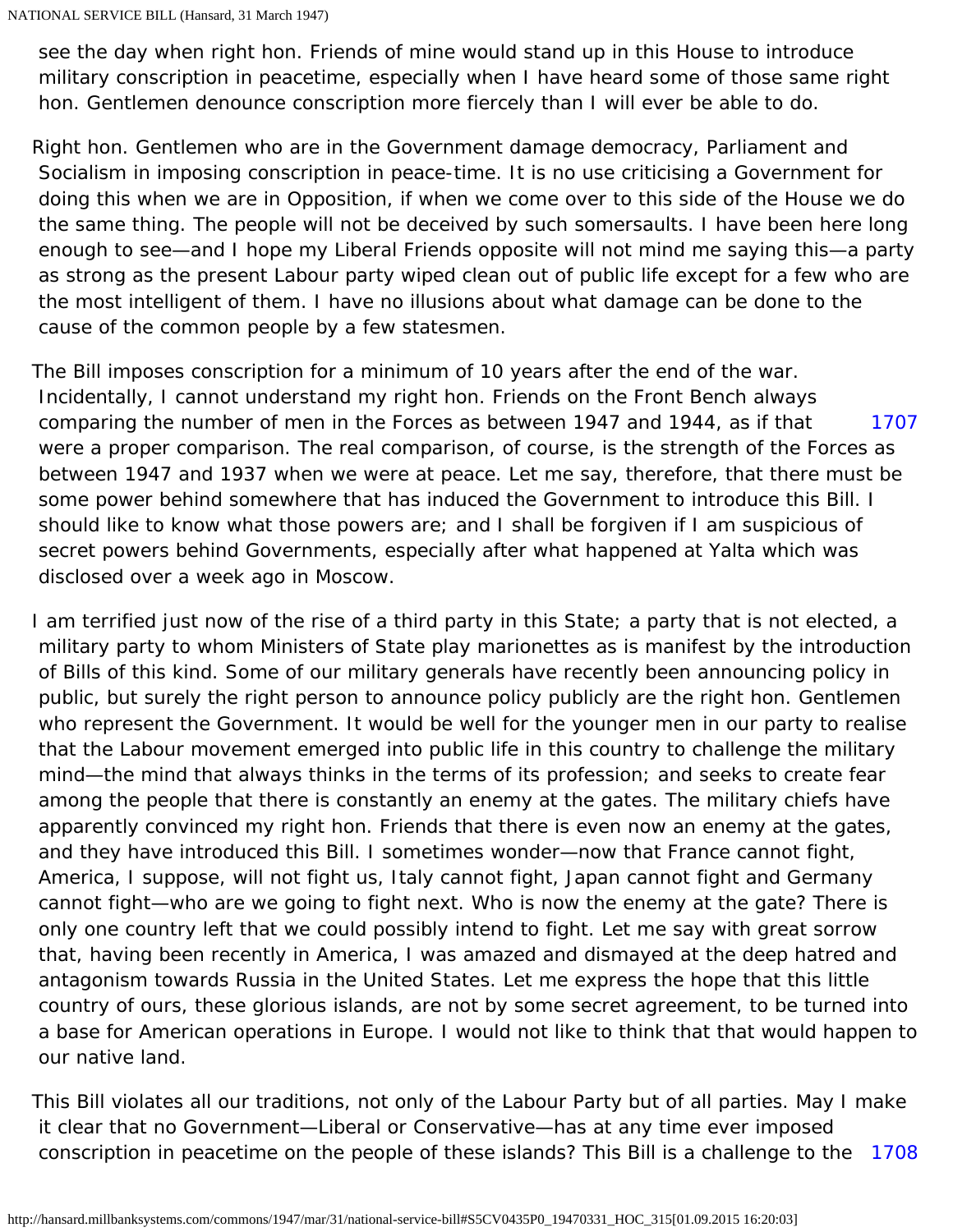see the day when right hon. Friends of mine would stand up in this House to introduce military conscription in peacetime, especially when I have heard some of those same right hon. Gentlemen denounce conscription more fiercely than I will ever be able to do.

Right hon. Gentlemen who are in the Government damage democracy, Parliament and Socialism in imposing conscription in peace-time. It is no use criticising a Government for doing this when we are in Opposition, if when we come over to this side of the House we do the same thing. The people will not be deceived by such somersaults. I have been here long enough to see—and I hope my Liberal Friends opposite will not mind me saying this—a party as strong as the present Labour party wiped clean out of public life except for a few who are the most intelligent of them. I have no illusions about what damage can be done to the cause of the common people by a few statesmen.

The Bill imposes conscription for a minimum of 10 years after the end of the war. Incidentally, I cannot understand my right hon. Friends on the Front Bench always comparing the number of men in the Forces as between 1947 and 1944, as if that were a proper comparison. The real comparison, of course, is the strength of the Forces as between 1947 and 1937 when we were at peace. Let me say, therefore, that there must be some power behind somewhere that has induced the Government to introduce this Bill. I should like to know what those powers are; and I shall be forgiven if I am suspicious of secret powers behind Governments, especially after what happened at Yalta which was disclosed over a week ago in Moscow.

I am terrified just now of the rise of a third party in this State; a party that is not elected, a military party to whom Ministers of State play marionettes as is manifest by the introduction of Bills of this kind. Some of our military generals have recently been announcing policy in public, but surely the right person to announce policy publicly are the right hon. Gentlemen who represent the Government. It would be well for the younger men in our party to realise that the Labour movement emerged into public life in this country to challenge the military mind—the mind that always thinks in the terms of its profession; and seeks to create fear among the people that there is constantly an enemy at the gates. The military chiefs have apparently convinced my right hon. Friends that there is even now an enemy at the gates, and they have introduced this Bill. I sometimes wonder—now that France cannot fight, America, I suppose, will not fight us, Italy cannot fight, Japan cannot fight and Germany cannot fight—who are we going to fight next. Who is now the enemy at the gate? There is only one country left that we could possibly intend to fight. Let me say with great sorrow that, having been recently in America, I was amazed and dismayed at the deep hatred and antagonism towards Russia in the United States. Let me express the hope that this little country of ours, these glorious islands, are not by some secret agreement, to be turned into a base for American operations in Europe. I would not like to think that that would happen to our native land.

This Bill violates all our traditions, not only of the Labour Party but of all parties. May I make it clear that no Government—Liberal or Conservative—has at any time ever imposed conscription in peacetime on the people of these islands? This Bill is a challenge to the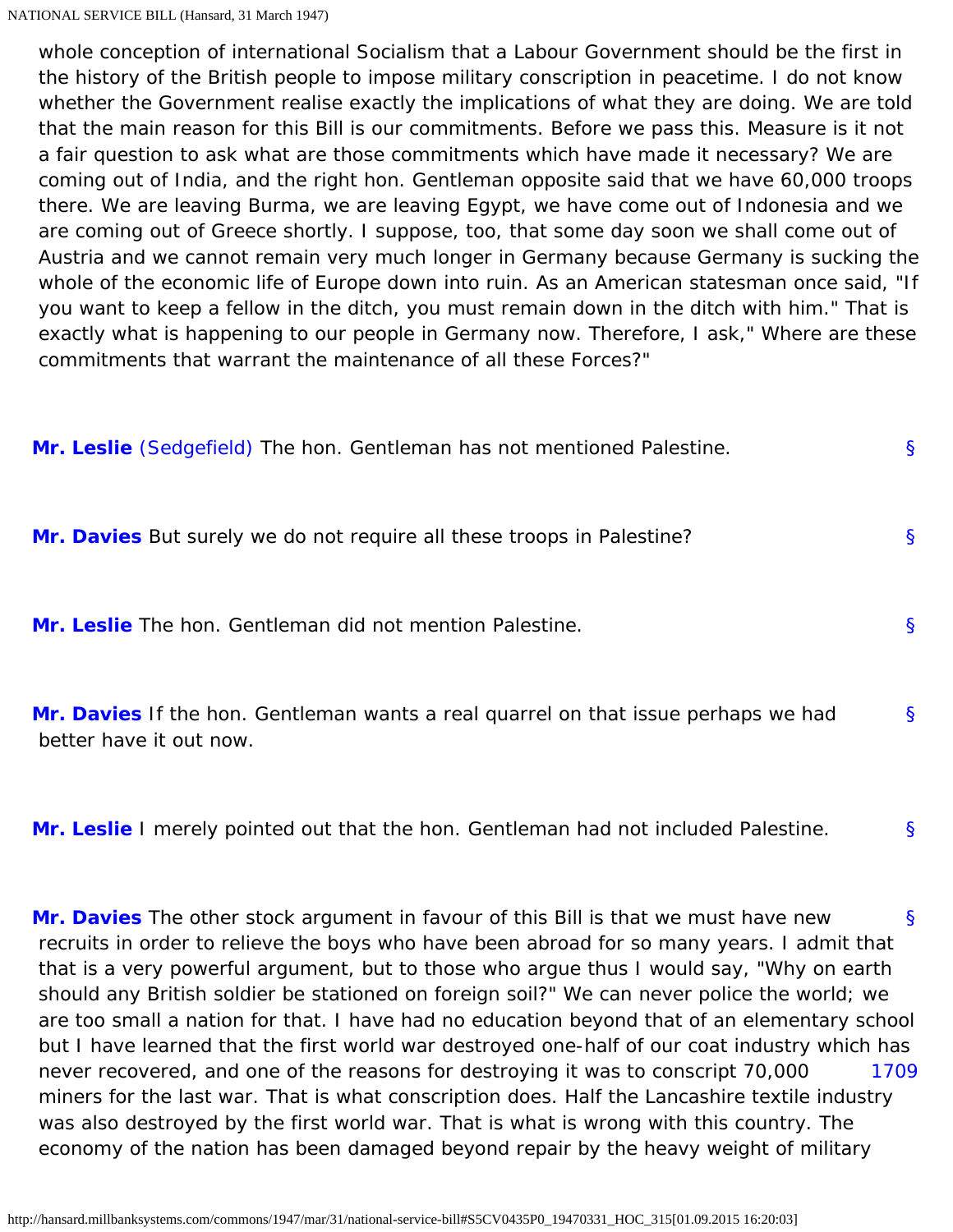whole conception of international Socialism that a Labour Government should be the first in the history of the British people to impose military conscription in peacetime. I do not know whether the Government realise exactly the implications of what they are doing. We are told that the main reason for this Bill is our commitments. Before we pass this. Measure is it not a fair question to ask what are those commitments which have made it necessary? We are coming out of India, and the right hon. Gentleman opposite said that we have 60,000 troops there. We are leaving Burma, we are leaving Egypt, we have come out of Indonesia and we are coming out of Greece shortly. I suppose, too, that some day soon we shall come out of Austria and we cannot remain very much longer in Germany because Germany is sucking the whole of the economic life of Europe down into ruin. As an American statesman once said, "If you want to keep a fellow in the ditch, you must remain down in the ditch with him." That is exactly what is happening to our people in Germany now. Therefore, I ask," Where are these commitments that warrant the maintenance of all these Forces?"

**Mr. Leslie** (Sedgefield) The hon. Gentleman has not mentioned Palestine.

**Mr. Davies** But surely we do not require all these troops in Palestine?

**Mr. Leslie** The hon. Gentleman did not mention Palestine.

**Mr. Davies** If the hon. Gentleman wants a real quarrel on that issue perhaps we had better have it out now.

**Mr. Leslie** I merely pointed out that the hon. Gentleman had not included Palestine.

**Mr. Davies** The other stock argument in favour of this Bill is that we must have new recruits in order to relieve the boys who have been abroad for so many years. I admit that that is a very powerful argument, but to those who argue thus I would say, "Why on earth should any British soldier be stationed on foreign soil?" We can never police the world; we are too small a nation for that. I have had no education beyond that of an elementary school but I have learned that the first world war destroyed one-half of our coat industry which has never recovered, and one of the reasons for destroying it was to conscript 70,000 miners for the last war. That is what conscription does. Half the Lancashire textile industry was also destroyed by the first world war. That is what is wrong with this country. The economy of the nation has been damaged beyond repair by the heavy weight of military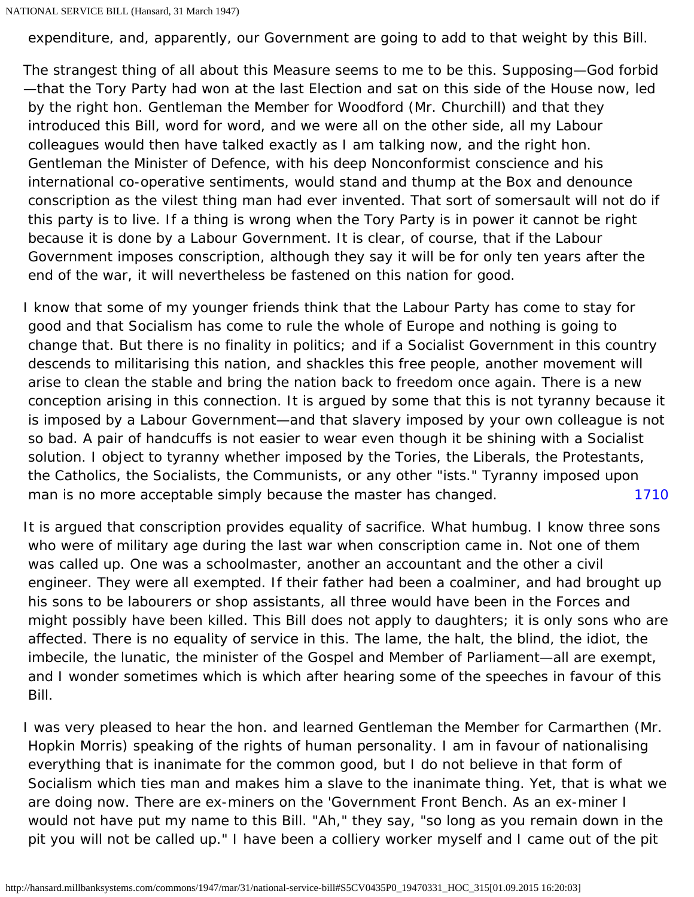expenditure, and, apparently, our Government are going to add to that weight by this Bill.

The strangest thing of all about this Measure seems to me to be this. Supposing—God forbid—that the Tory Party had won at the last Election and sat on this side of the House now, led by the right hon. Gentleman the Member for Woodford (Mr. Churchill) and that they introduced this Bill, word for word, and we were all on the other side, all my Labour colleagues would then have talked exactly as I am talking now, and the right hon. Gentleman the Minister of Defence, with his deep Nonconformist conscience and his international co-operative sentiments, would stand and thump at the Box and denounce conscription as the vilest thing man had ever invented. That sort of somersault will not do if this party is to live. If a thing is wrong when the Tory Party is in power it cannot be right because it is done by a Labour Government. It is clear, of course, that if the Labour Government imposes conscription, although they say it will be for only ten years after the end of the war, it will nevertheless be fastened on this nation for good.

I know that some of my younger friends think that the Labour Party has come to stay for good and that Socialism has come to rule the whole of Europe and nothing is going to change that. But there is no finality in politics; and if a Socialist Government in this country descends to militarising this nation, and shackles this free people, another movement will arise to clean the stable and bring the nation back to freedom once again. There is a new conception arising in this connection. It is argued by some that this is not tyranny because it is imposed by a Labour Government—and that slavery imposed by your own colleague is not so bad. A pair of handcuffs is not easier to wear even though it be shining with a Socialist solution. I object to tyranny whether imposed by the Tories, the Liberals, the Protestants, the Catholics, the Socialists, the Communists, or any other "ists." Tyranny imposed upon man is no more acceptable simply because the master has changed. 1710

It is argued that conscription provides equality of sacrifice. What humbug. I know three sons who were of military age during the last war when conscription came in. Not one of them was called up. One was a schoolmaster, another an accountant and the other a civil engineer. They were all exempted. If their father had been a coalminer, and had brought up his sons to be labourers or shop assistants, all three would have been in the Forces and might possibly have been killed. This Bill does not apply to daughters; it is only sons who are affected. There is no equality of service in this. The lame, the halt, the blind, the idiot, the imbecile, the lunatic, the minister of the Gospel and Member of Parliament—all are exempt, and I wonder sometimes which is which after hearing some of the speeches in favour of this Bill.

I was very pleased to hear the hon. and learned Gentleman the Member for Carmarthen (Mr. Hopkin Morris) speaking of the rights of human personality. I am in favour of nationalising everything that is inanimate for the common good, but I do not believe in that form of Socialism which ties man and makes him a slave to the inanimate thing. Yet, that is what we are doing now. There are ex-miners on the 'Government Front Bench. As an ex-miner I would not have put my name to this Bill. "Ah," they say, "so long as you remain down in the pit you will not be called up." I have been a colliery worker myself and I came out of the pit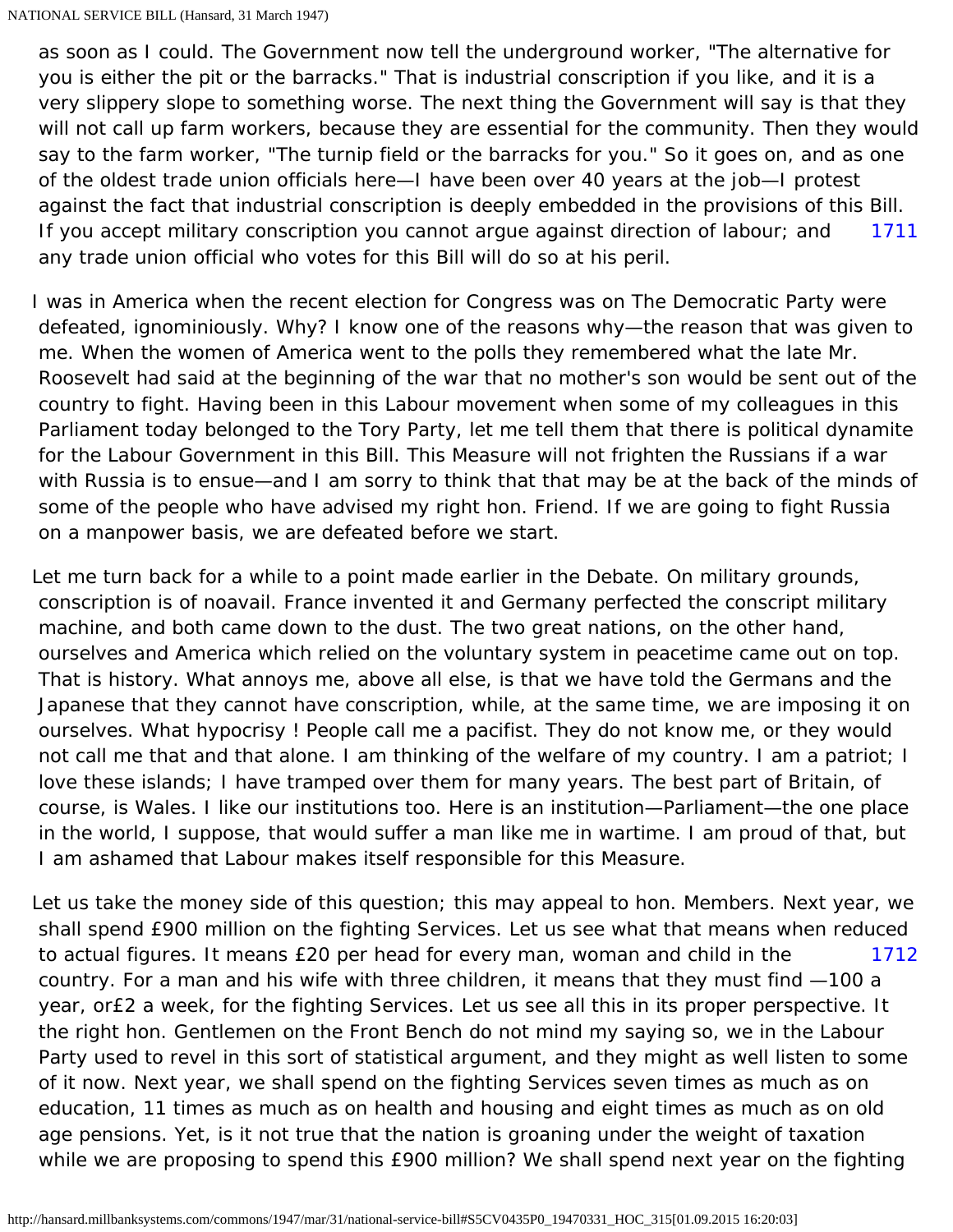as soon as I could. The Government now tell the underground worker, "The alternative for you is either the pit or the barracks." That is industrial conscription if you like, and it is a very slippery slope to something worse. The next thing the Government will say is that they will not call up farm workers, because they are essential for the community. Then they would say to the farm worker, "The turnip field or the barracks for you." So it goes on, and as one of the oldest trade union officials here—I have been over 40 years at the job—I protest against the fact that industrial conscription is deeply embedded in the provisions of this Bill. If you accept military conscription you cannot argue against direction of labour; and any trade union official who votes for this Bill will do so at his peril.

I was in America when the recent election for Congress was on The Democratic Party were defeated, ignominiously. Why? I know one of the reasons why—the reason that was given to me. When the women of America went to the polls they remembered what the late Mr. Roosevelt had said at the beginning of the war that no mother's son would be sent out of the country to fight. Having been in this Labour movement when some of my colleagues in this Parliament today belonged to the Tory Party, let me tell them that there is political dynamite for the Labour Government in this Bill. This Measure will not frighten the Russians if a war with Russia is to ensue—and I am sorry to think that that may be at the back of the minds of some of the people who have advised my right hon. Friend. If we are going to fight Russia on a manpower basis, we are defeated before we start.

Let me turn back for a while to a point made earlier in the Debate. On military grounds, conscription is of noavail. France invented it and Germany perfected the conscript military machine, and both came down to the dust. The two great nations, on the other hand, ourselves and America which relied on the voluntary system in peacetime came out on top. That is history. What annoys me, above all else, is that we have told the Germans and the Japanese that they cannot have conscription, while, at the same time, we are imposing it on ourselves. What hypocrisy ! People call me a pacifist. They do not know me, or they would not call me that and that alone. I am thinking of the welfare of my country. I am a patriot; I love these islands; I have tramped over them for many years. The best part of Britain, of course, is Wales. I like our institutions too. Here is an institution—Parliament—the one place in the world, I suppose, that would suffer a man like me in wartime. I am proud of that, but I am ashamed that Labour makes itself responsible for this Measure.

Let us take the money side of this question; this may appeal to hon. Members. Next year, we shall spend £900 million on the fighting Services. Let us see what that means when reduced to actual figures. It means £20 per head for every man, woman and child in the country. For a man and his wife with three children, it means that they must find —100 a year, or£2 a week, for the fighting Services. Let us see all this in its proper perspective. It the right hon. Gentlemen on the Front Bench do not mind my saying so, we in the Labour Party used to revel in this sort of statistical argument, and they might as well listen to some of it now. Next year, we shall spend on the fighting Services seven times as much as on education, 11 times as much as on health and housing and eight times as much as on old age pensions. Yet, is it not true that the nation is groaning under the weight of taxation while we are proposing to spend this £900 million? We shall spend next year on the fighting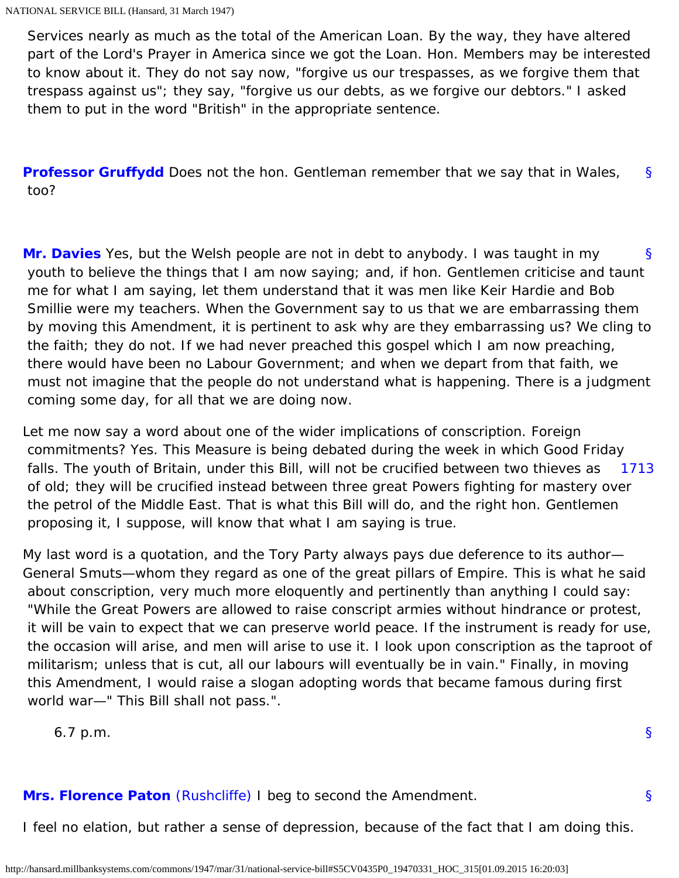Services nearly as much as the total of the American Loan. By the way, they have altered part of the Lord's Prayer in America since we got the Loan. Hon. Members may be interested to know about it. They do not say now, "forgive us our trespasses, as we forgive them that trespass against us"; they say, "forgive us our debts, as we forgive our debtors." I asked them to put in the word "British" in the appropriate sentence.

**Professor Gruffydd** Does not the hon. Gentleman remember that we say that in Wales, too?

**Mr. Davies** Yes, but the Welsh people are not in debt to anybody. I was taught in my youth to believe the things that I am now saying; and, if hon. Gentlemen criticise and taunt me for what I am saying, let them understand that it was men like Keir Hardie and Bob Smillie were my teachers. When the Government say to us that we are embarrassing them by moving this Amendment, it is pertinent to ask why are they embarrassing us? We cling to the faith; they do not. If we had never preached this gospel which I am now preaching, there would have been no Labour Government; and when we depart from that faith, we must not imagine that the people do not understand what is happening. There is a judgment coming some day, for all that we are doing now.

Let me now say a word about one of the wider implications of conscription. Foreign commitments? Yes. This Measure is being debated during the week in which Good Friday falls. The youth of Britain, under this Bill, will not be crucified between two thieves as of old; they will be crucified instead between three great Powers fighting for mastery over the petrol of the Middle East. That is what this Bill will do, and the right hon. Gentlemen proposing it, I suppose, will know that what I am saying is true.

My last word is a quotation, and the Tory Party always pays due deference to its author—General Smuts—whom they regard as one of the great pillars of Empire. This is what he said about conscription, very much more eloquently and pertinently than anything I could say: "While the Great Powers are allowed to raise conscript armies without hindrance or protest, it will be vain to expect that we can preserve world peace. If the instrument is ready for use, the occasion will arise, and men will arise to use it. I look upon conscription as the taproot of militarism; unless that is cut, all our labours will eventually be in vain." Finally, in moving this Amendment, I would raise a slogan adopting words that became famous during first world war—" This Bill shall not pass.".

6.7 p.m.

**Mrs. Florence Paton** (Rushcliffe) I beg to second the Amendment.

I feel no elation, but rather a sense of depression, because of the fact that I am doing this.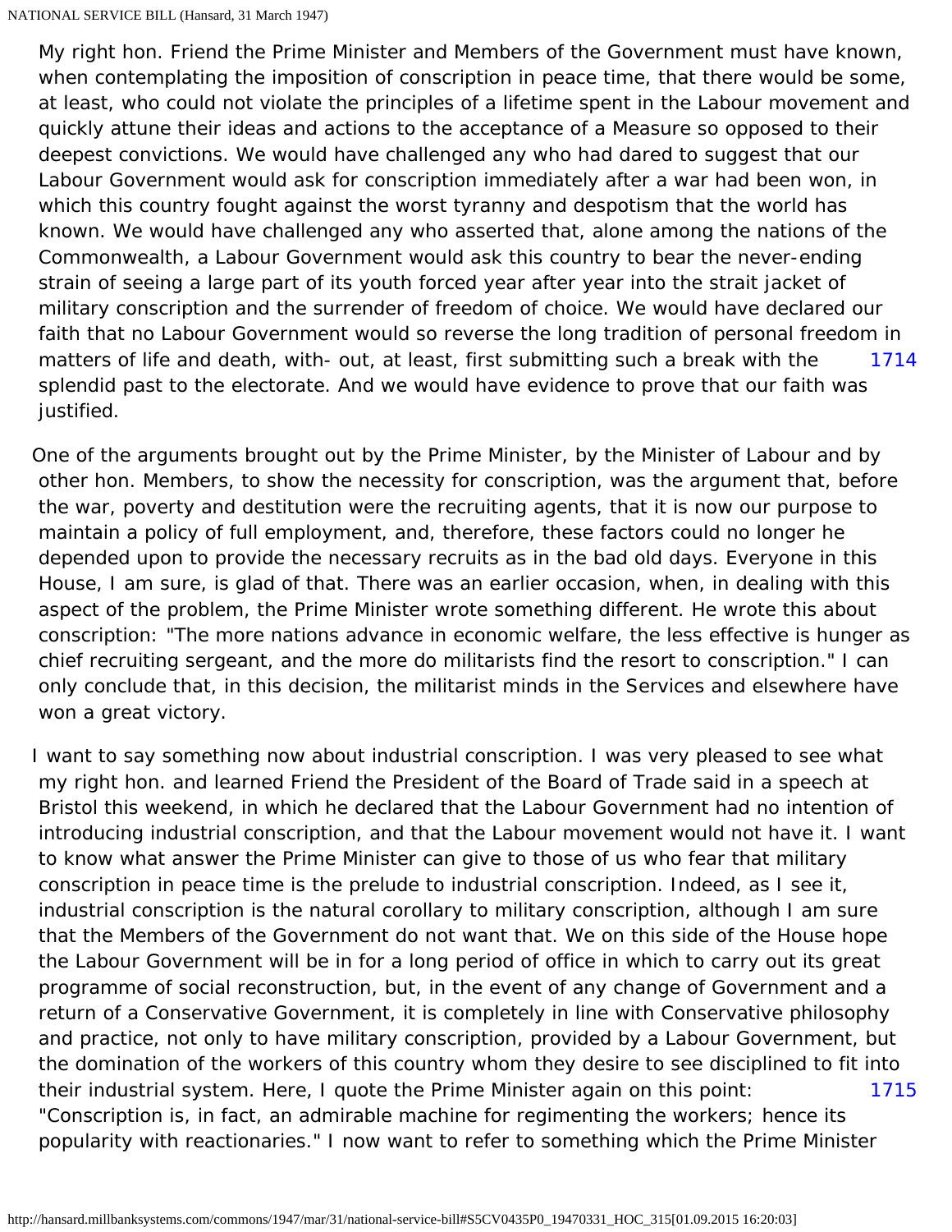My right hon. Friend the Prime Minister and Members of the Government must have known, when contemplating the imposition of conscription in peace time, that there would be some, at least, who could not violate the principles of a lifetime spent in the Labour movement and quickly attune their ideas and actions to the acceptance of a Measure so opposed to their deepest convictions. We would have challenged any who had dared to suggest that our Labour Government would ask for conscription immediately after a war had been won, in which this country fought against the worst tyranny and despotism that the world has known. We would have challenged any who asserted that, alone among the nations of the Commonwealth, a Labour Government would ask this country to bear the never-ending strain of seeing a large part of its youth forced year after year into the strait jacket of military conscription and the surrender of freedom of choice. We would have declared our faith that no Labour Government would so reverse the long tradition of personal freedom in matters of life and death, with- out, at least, first submitting such a break with the splendid past to the electorate. And we would have evidence to prove that our faith was justified.

1714

One of the arguments brought out by the Prime Minister, by the Minister of Labour and by other hon. Members, to show the necessity for conscription, was the argument that, before the war, poverty and destitution were the recruiting agents, that it is now our purpose to maintain a policy of full employment, and, therefore, these factors could no longer he depended upon to provide the necessary recruits as in the bad old days. Everyone in this House, I am sure, is glad of that. There was an earlier occasion, when, in dealing with this aspect of the problem, the Prime Minister wrote something different. He wrote this about conscription: "The more nations advance in economic welfare, the less effective is hunger as chief recruiting sergeant, and the more do militarists find the resort to conscription." I can only conclude that, in this decision, the militarist minds in the Services and elsewhere have won a great victory.

I want to say something now about industrial conscription. I was very pleased to see what my right hon. and learned Friend the President of the Board of Trade said in a speech at Bristol this weekend, in which he declared that the Labour Government had no intention of introducing industrial conscription, and that the Labour movement would not have it. I want to know what answer the Prime Minister can give to those of us who fear that military conscription in peace time is the prelude to industrial conscription. Indeed, as I see it, industrial conscription is the natural corollary to military conscription, although I am sure that the Members of the Government do not want that. We on this side of the House hope the Labour Government will be in for a long period of office in which to carry out its great programme of social reconstruction, but, in the event of any change of Government and a return of a Conservative Government, it is completely in line with Conservative philosophy and practice, not only to have military conscription, provided by a Labour Government, but the domination of the workers of this country whom they desire to see disciplined to fit into their industrial system. Here, I quote the Prime Minister again on this point: "Conscription is, in fact, an admirable machine for regimenting the workers; hence its popularity with reactionaries." I now want to refer to something which the Prime Minister

1715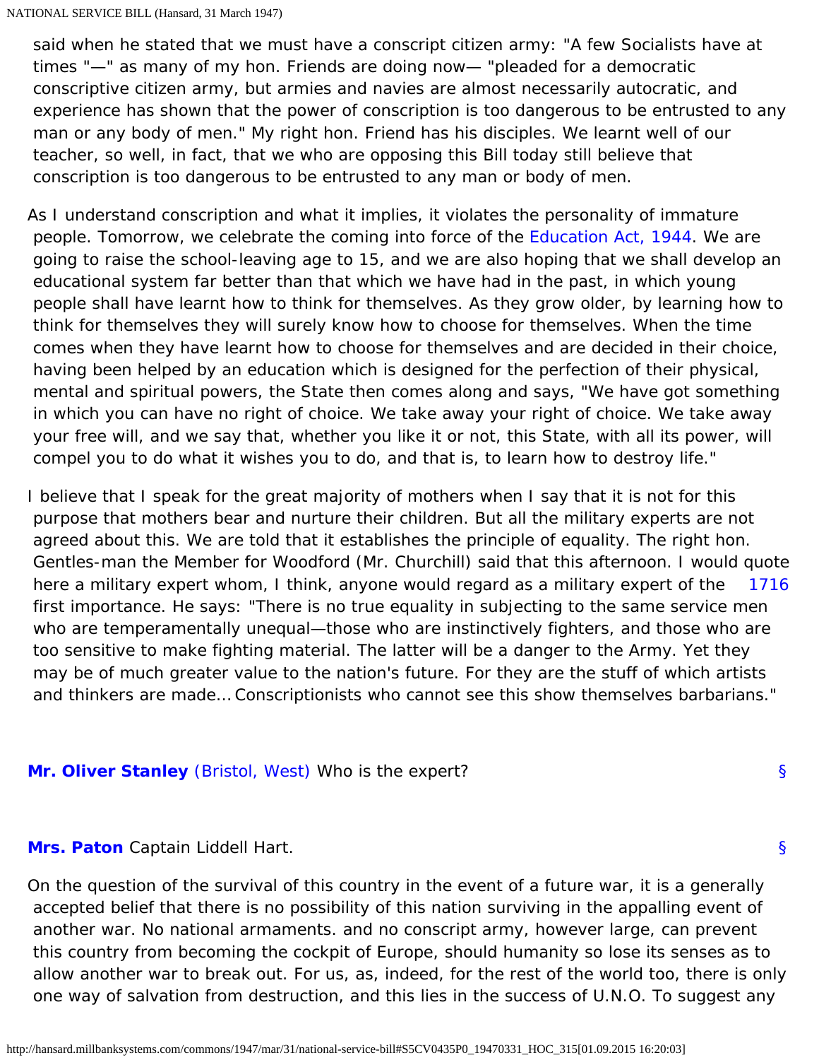said when he stated that we must have a conscript citizen army: "A few Socialists have at times "—" as many of my hon. Friends are doing now— "pleaded for a democratic conscriptive citizen army, but armies and navies are almost necessarily autocratic, and experience has shown that the power of conscription is too dangerous to be entrusted to any man or any body of men." My right hon. Friend has his disciples. We learnt well of our teacher, so well, in fact, that we who are opposing this Bill today still believe that conscription is too dangerous to be entrusted to any man or body of men.

As I understand conscription and what it implies, it violates the personality of immature people. Tomorrow, we celebrate the coming into force of the Education Act, 1944. We are going to raise the school-leaving age to 15, and we are also hoping that we shall develop an educational system far better than that which we have had in the past, in which young people shall have learnt how to think for themselves. As they grow older, by learning how to think for themselves they will surely know how to choose for themselves. When the time comes when they have learnt how to choose for themselves and are decided in their choice, having been helped by an education which is designed for the perfection of their physical, mental and spiritual powers, the State then comes along and says, "We have got something in which you can have no right of choice. We take away your right of choice. We take away your free will, and we say that, whether you like it or not, this State, with all its power, will compel you to do what it wishes you to do, and that is, to learn how to destroy life."

I believe that I speak for the great majority of mothers when I say that it is not for this purpose that mothers bear and nurture their children. But all the military experts are not agreed about this. We are told that it establishes the principle of equality. The right hon. Gentles-man the Member for Woodford (Mr. Churchill) said that this afternoon. I would quote here a military expert whom, I think, anyone would regard as a military expert of the first importance. He says: "There is no true equality in subjecting to the same service men who are temperamentally unequal—those who are instinctively fighters, and those who are too sensitive to make fighting material. The latter will be a danger to the Army. Yet they may be of much greater value to the nation's future. For they are the stuff of which artists and thinkers are made… Conscriptionists who cannot see this show themselves barbarians."

**Mr. Oliver Stanley** (Bristol, West) Who is the expert?

**Mrs. Paton** Captain Liddell Hart.

On the question of the survival of this country in the event of a future war, it is a generally accepted belief that there is no possibility of this nation surviving in the appalling event of another war. No national armaments. and no conscript army, however large, can prevent this country from becoming the cockpit of Europe, should humanity so lose its senses as to allow another war to break out. For us, as, indeed, for the rest of the world too, there is only one way of salvation from destruction, and this lies in the success of U.N.O. To suggest any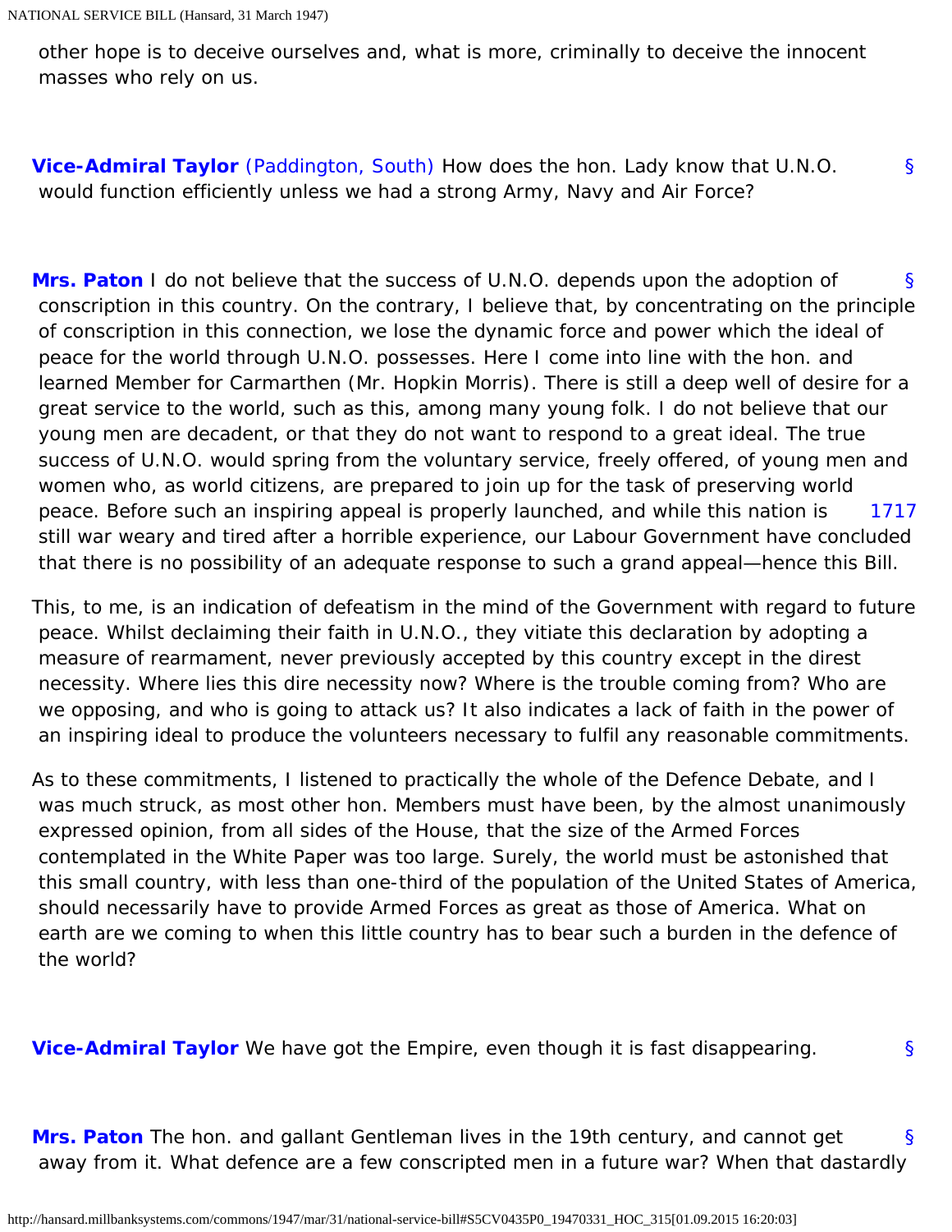other hope is to deceive ourselves and, what is more, criminally to deceive the innocent masses who rely on us.

**Vice-Admiral Taylor** (Paddington, South) How does the hon. Lady know that U.N.O. would function efficiently unless we had a strong Army, Navy and Air Force?

**Mrs. Paton** I do not believe that the success of U.N.O. depends upon the adoption of conscription in this country. On the contrary, I believe that, by concentrating on the principle of conscription in this connection, we lose the dynamic force and power which the ideal of peace for the world through U.N.O. possesses. Here I come into line with the hon. and learned Member for Carmarthen (Mr. Hopkin Morris). There is still a deep well of desire for a great service to the world, such as this, among many young folk. I do not believe that our young men are decadent, or that they do not want to respond to a great ideal. The true success of U.N.O. would spring from the voluntary service, freely offered, of young men and women who, as world citizens, are prepared to join up for the task of preserving world peace. Before such an inspiring appeal is properly launched, and while this nation is still war weary and tired after a horrible experience, our Labour Government have concluded that there is no possibility of an adequate response to such a grand appeal—hence this Bill.

This, to me, is an indication of defeatism in the mind of the Government with regard to future peace. Whilst declaiming their faith in U.N.O., they vitiate this declaration by adopting a measure of rearmament, never previously accepted by this country except in the direst necessity. Where lies this dire necessity now? Where is the trouble coming from? Who are we opposing, and who is going to attack us? It also indicates a lack of faith in the power of an inspiring ideal to produce the volunteers necessary to fulfil any reasonable commitments.

As to these commitments, I listened to practically the whole of the Defence Debate, and I was much struck, as most other hon. Members must have been, by the almost unanimously expressed opinion, from all sides of the House, that the size of the Armed Forces contemplated in the White Paper was too large. Surely, the world must be astonished that this small country, with less than one-third of the population of the United States of America, should necessarily have to provide Armed Forces as great as those of America. What on earth are we coming to when this little country has to bear such a burden in the defence of the world?

**Vice-Admiral Taylor** We have got the Empire, even though it is fast disappearing.

**Mrs. Paton** The hon. and gallant Gentleman lives in the 19th century, and cannot get away from it. What defence are a few conscripted men in a future war? When that dastardly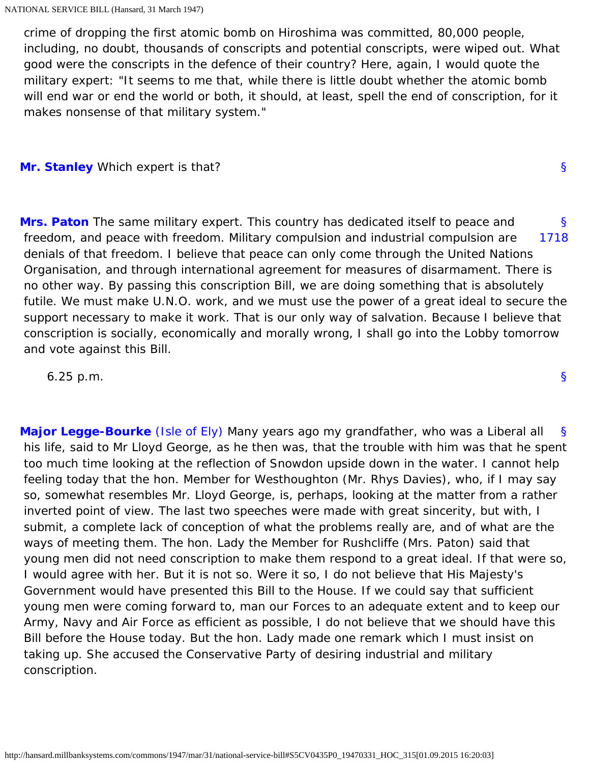crime of dropping the first atomic bomb on Hiroshima was committed, 80,000 people, including, no doubt, thousands of conscripts and potential conscripts, were wiped out. What good were the conscripts in the defence of their country? Here, again, I would quote the military expert: "It seems to me that, while there is little doubt whether the atomic bomb will end war or end the world or both, it should, at least, spell the end of conscription, for it makes nonsense of that military system."

**Mr. Stanley** Which expert is that?

§

**Mrs. Paton** The same military expert. This country has dedicated itself to peace and freedom, and peace with freedom. Military compulsion and industrial compulsion are denials of that freedom. I believe that peace can only come through the United Nations Organisation, and through international agreement for measures of disarmament. There is no other way. By passing this conscription Bill, we are doing something that is absolutely futile. We must make U.N.O. work, and we must use the power of a great ideal to secure the support necessary to make it work. That is our only way of salvation. Because I believe that conscription is socially, economically and morally wrong, I shall go into the Lobby tomorrow and vote against this Bill.

§ 1718

6.25 p.m.

§

**Major Legge-Bourke** (Isle of Ely) Many years ago my grandfather, who was a Liberal all his life, said to Mr Lloyd George, as he then was, that the trouble with him was that he spent too much time looking at the reflection of Snowdon upside down in the water. I cannot help feeling today that the hon. Member for Westhoughton (Mr. Rhys Davies), who, if I may say so, somewhat resembles Mr. Lloyd George, is, perhaps, looking at the matter from a rather inverted point of view. The last two speeches were made with great sincerity, but with, I submit, a complete lack of conception of what the problems really are, and of what are the ways of meeting them. The hon. Lady the Member for Rushcliffe (Mrs. Paton) said that young men did not need conscription to make them respond to a great ideal. If that were so, I would agree with her. But it is not so. Were it so, I do not believe that His Majesty's Government would have presented this Bill to the House. If we could say that sufficient young men were coming forward to, man our Forces to an adequate extent and to keep our Army, Navy and Air Force as efficient as possible, I do not believe that we should have this Bill before the House today. But the hon. Lady made one remark which I must insist on taking up. She accused the Conservative Party of desiring industrial and military conscription.

§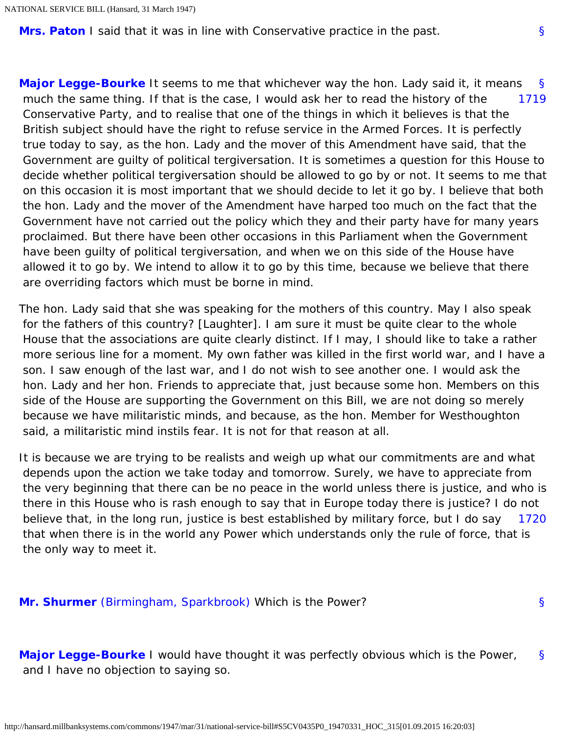**Mrs. Paton** I said that it was in line with Conservative practice in the past.

**Major Legge-Bourke** It seems to me that whichever way the hon. Lady said it, it means much the same thing. If that is the case, I would ask her to read the history of the Conservative Party, and to realise that one of the things in which it believes is that the British subject should have the right to refuse service in the Armed Forces. It is perfectly true today to say, as the hon. Lady and the mover of this Amendment have said, that the Government are guilty of political tergiversation. It is sometimes a question for this House to decide whether political tergiversation should be allowed to go by or not. It seems to me that on this occasion it is most important that we should decide to let it go by. I believe that both the hon. Lady and the mover of the Amendment have harped too much on the fact that the Government have not carried out the policy which they and their party have for many years proclaimed. But there have been other occasions in this Parliament when the Government have been guilty of political tergiversation, and when we on this side of the House have allowed it to go by. We intend to allow it to go by this time, because we believe that there are overriding factors which must be borne in mind.

The hon. Lady said that she was speaking for the mothers of this country. May I also speak for the fathers of this country? [Laughter]. I am sure it must be quite clear to the whole House that the associations are quite clearly distinct. If I may, I should like to take a rather more serious line for a moment. My own father was killed in the first world war, and I have a son. I saw enough of the last war, and I do not wish to see another one. I would ask the hon. Lady and her hon. Friends to appreciate that, just because some hon. Members on this side of the House are supporting the Government on this Bill, we are not doing so merely because we have militaristic minds, and because, as the hon. Member for Westhoughton said, a militaristic mind instils fear. It is not for that reason at all.

It is because we are trying to be realists and weigh up what our commitments are and what depends upon the action we take today and tomorrow. Surely, we have to appreciate from the very beginning that there can be no peace in the world unless there is justice, and who is there in this House who is rash enough to say that in Europe today there is justice? I do not believe that, in the long run, justice is best established by military force, but I do say that when there is in the world any Power which understands only the rule of force, that is the only way to meet it.

**Mr. Shurmer** (Birmingham, Sparkbrook) Which is the Power?

**Major Legge-Bourke** I would have thought it was perfectly obvious which is the Power, and I have no objection to saying so.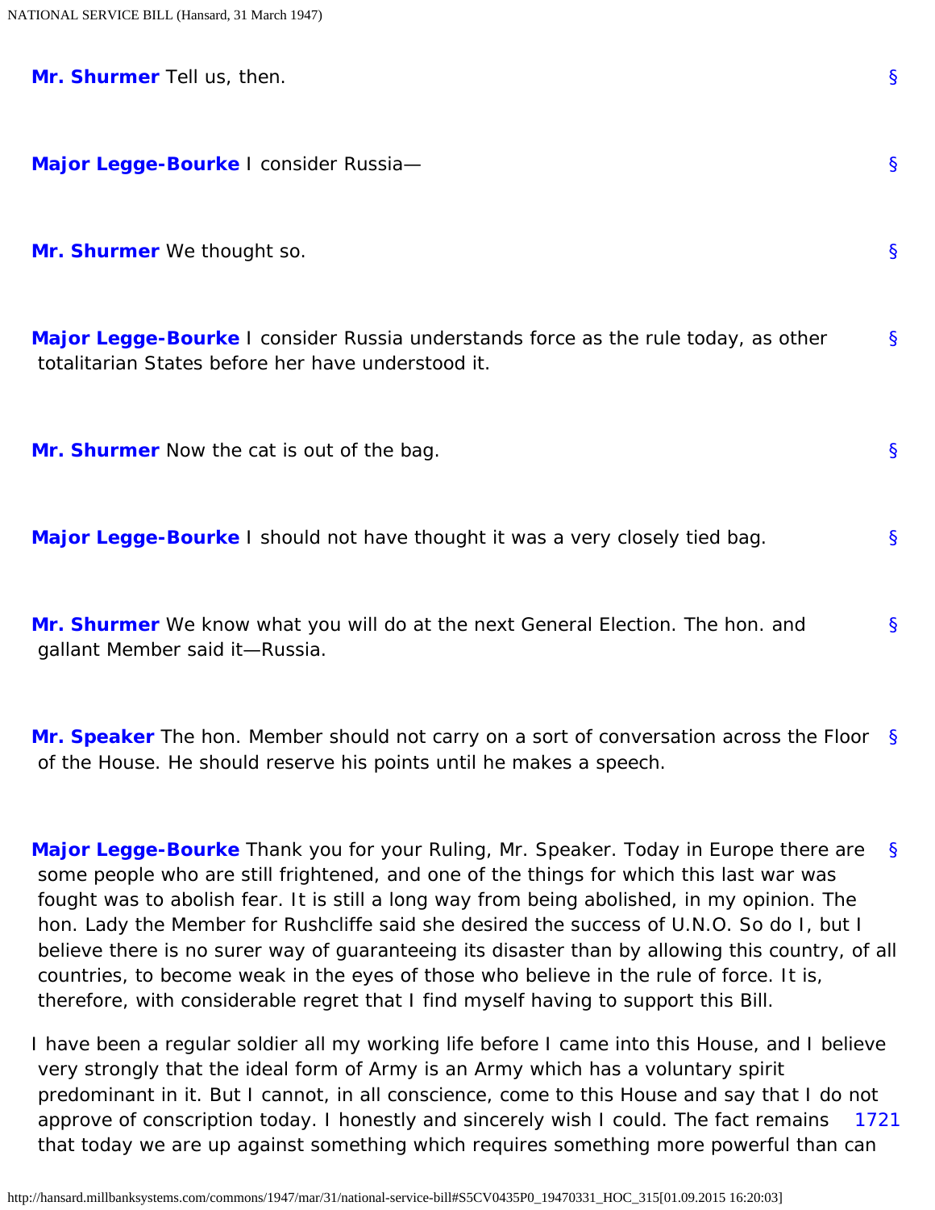**Mr. Shurmer** Tell us, then.

**Major Legge-Bourke** I consider Russia—

**Mr. Shurmer** We thought so.

**Major Legge-Bourke** I consider Russia understands force as the rule today, as other totalitarian States before her have understood it.

**Mr. Shurmer** Now the cat is out of the bag.

**Major Legge-Bourke** I should not have thought it was a very closely tied bag.

**Mr. Shurmer** We know what you will do at the next General Election. The hon. and gallant Member said it—Russia.

**Mr. Speaker** The hon. Member should not carry on a sort of conversation across the Floor of the House. He should reserve his points until he makes a speech.

**Major Legge-Bourke** Thank you for your Ruling, Mr. Speaker. Today in Europe there are some people who are still frightened, and one of the things for which this last war was fought was to abolish fear. It is still a long way from being abolished, in my opinion. The hon. Lady the Member for Rushcliffe said she desired the success of U.N.O. So do I, but I believe there is no surer way of guaranteeing its disaster than by allowing this country, of all countries, to become weak in the eyes of those who believe in the rule of force. It is, therefore, with considerable regret that I find myself having to support this Bill.

I have been a regular soldier all my working life before I came into this House, and I believe very strongly that the ideal form of Army is an Army which has a voluntary spirit predominant in it. But I cannot, in all conscience, come to this House and say that I do not approve of conscription today. I honestly and sincerely wish I could. The fact remains that today we are up against something which requires something more powerful than can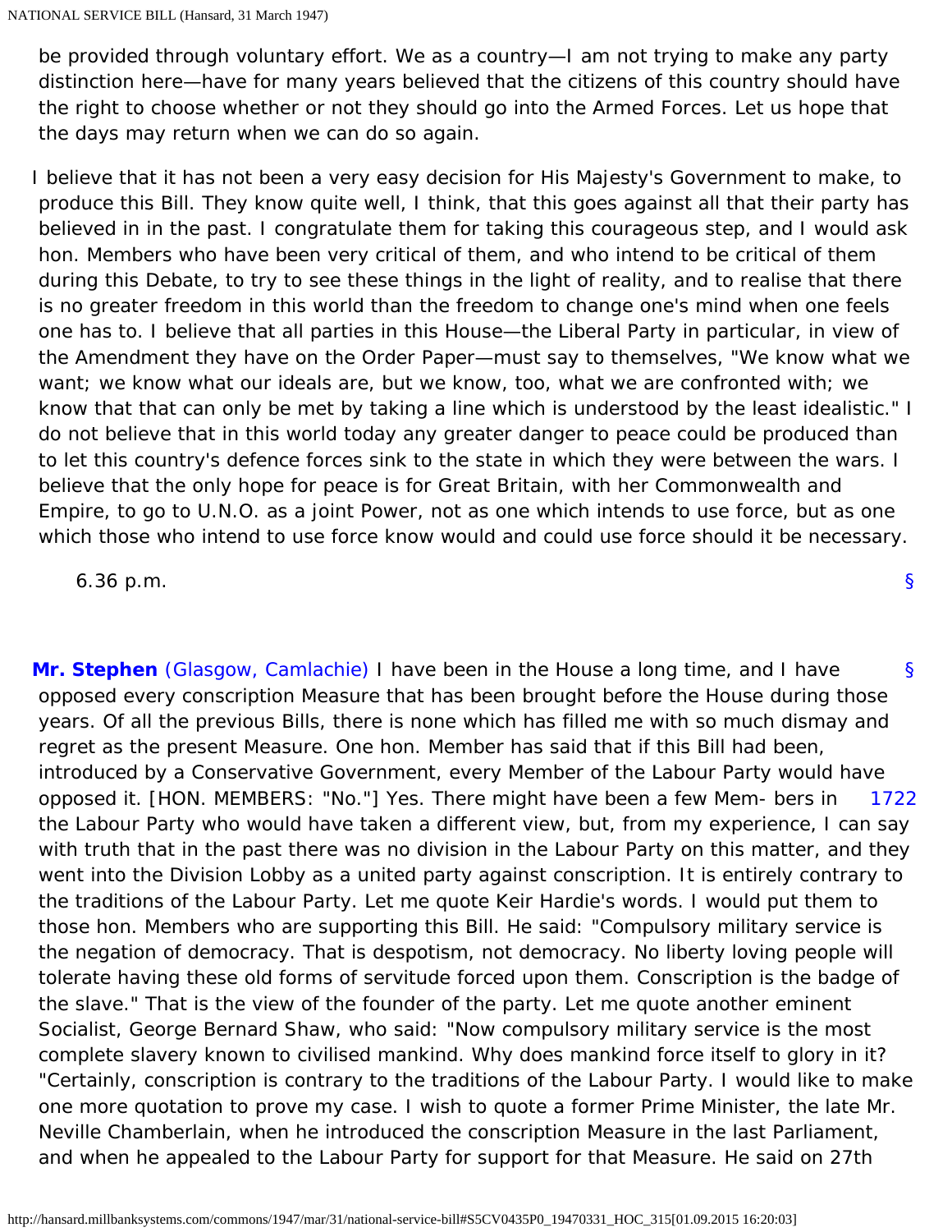be provided through voluntary effort. We as a country—I am not trying to make any party distinction here—have for many years believed that the citizens of this country should have the right to choose whether or not they should go into the Armed Forces. Let us hope that the days may return when we can do so again.

I believe that it has not been a very easy decision for His Majesty's Government to make, to produce this Bill. They know quite well, I think, that this goes against all that their party has believed in in the past. I congratulate them for taking this courageous step, and I would ask hon. Members who have been very critical of them, and who intend to be critical of them during this Debate, to try to see these things in the light of reality, and to realise that there is no greater freedom in this world than the freedom to change one's mind when one feels one has to. I believe that all parties in this House—the Liberal Party in particular, in view of the Amendment they have on the Order Paper—must say to themselves, "We know what we want; we know what our ideals are, but we know, too, what we are confronted with; we know that that can only be met by taking a line which is understood by the least idealistic." I do not believe that in this world today any greater danger to peace could be produced than to let this country's defence forces sink to the state in which they were between the wars. I believe that the only hope for peace is for Great Britain, with her Commonwealth and Empire, to go to U.N.O. as a joint Power, not as one which intends to use force, but as one which those who intend to use force know would and could use force should it be necessary.

6.36 p.m.

**Mr. Stephen** (Glasgow, Camlachie) I have been in the House a long time, and I have opposed every conscription Measure that has been brought before the House during those years. Of all the previous Bills, there is none which has filled me with so much dismay and regret as the present Measure. One hon. Member has said that if this Bill had been, introduced by a Conservative Government, every Member of the Labour Party would have opposed it. [HON. MEMBERS: "No."] Yes. There might have been a few Members in the Labour Party who would have taken a different view, but, from my experience, I can say with truth that in the past there was no division in the Labour Party on this matter, and they went into the Division Lobby as a united party against conscription. It is entirely contrary to the traditions of the Labour Party. Let me quote Keir Hardie's words. I would put them to those hon. Members who are supporting this Bill. He said: "Compulsory military service is the negation of democracy. That is despotism, not democracy. No liberty loving people will tolerate having these old forms of servitude forced upon them. Conscription is the badge of the slave." That is the view of the founder of the party. Let me quote another eminent Socialist, George Bernard Shaw, who said: "Now compulsory military service is the most complete slavery known to civilised mankind. Why does mankind force itself to glory in it? "Certainly, conscription is contrary to the traditions of the Labour Party. I would like to make one more quotation to prove my case. I wish to quote a former Prime Minister, the late Mr. Neville Chamberlain, when he introduced the conscription Measure in the last Parliament, and when he appealed to the Labour Party for support for that Measure. He said on 27th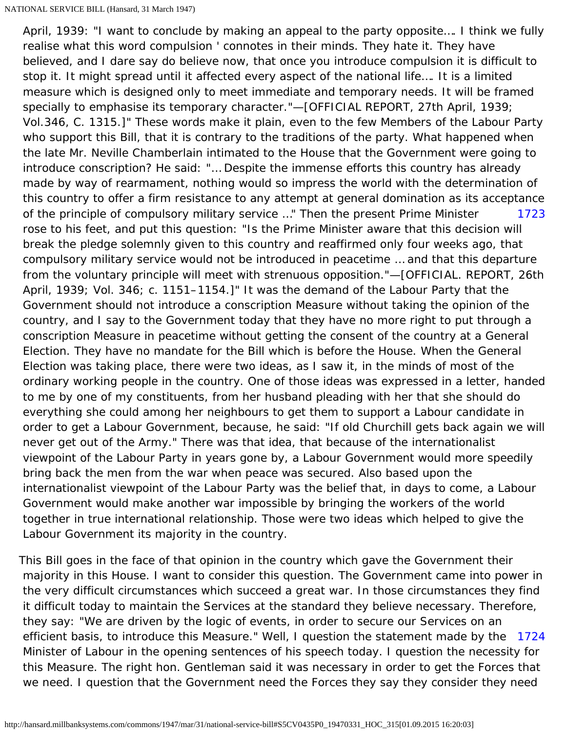April, 1939: "I want to conclude by making an appeal to the party opposite.… I think we fully realise what this word compulsion ' connotes in their minds. They hate it. They have believed, and I dare say do believe now, that once you introduce compulsion it is difficult to stop it. It might spread until it affected every aspect of the national life.… It is a limited measure which is designed only to meet immediate and temporary needs. It will be framed specially to emphasise its temporary character."—[OFFICIAL REPORT, 27th April, 1939; Vol.346, C. 1315.]" These words make it plain, even to the few Members of the Labour Party who support this Bill, that it is contrary to the traditions of the party. What happened when the late Mr. Neville Chamberlain intimated to the House that the Government were going to introduce conscription? He said: "… Despite the immense efforts this country has already made by way of rearmament, nothing would so impress the world with the determination of this country to offer a firm resistance to any attempt at general domination as its acceptance of the principle of compulsory military service …" Then the present Prime Minister rose to his feet, and put this question: "Is the Prime Minister aware that this decision will break the pledge solemnly given to this country and reaffirmed only four weeks ago, that compulsory military service would not be introduced in peacetime … and that this departure from the voluntary principle will meet with strenuous opposition."—[OFFICIAL. REPORT, 26th April, 1939; Vol. 346; c. 1151–1154.]" It was the demand of the Labour Party that the Government should not introduce a conscription Measure without taking the opinion of the country, and I say to the Government today that they have no more right to put through a conscription Measure in peacetime without getting the consent of the country at a General Election. They have no mandate for the Bill which is before the House. When the General Election was taking place, there were two ideas, as I saw it, in the minds of most of the ordinary working people in the country. One of those ideas was expressed in a letter, handed to me by one of my constituents, from her husband pleading with her that she should do everything she could among her neighbours to get them to support a Labour candidate in order to get a Labour Government, because, he said: "If old Churchill gets back again we will never get out of the Army." There was that idea, that because of the internationalist viewpoint of the Labour Party in years gone by, a Labour Government would more speedily bring back the men from the war when peace was secured. Also based upon the internationalist viewpoint of the Labour Party was the belief that, in days to come, a Labour Government would make another war impossible by bringing the workers of the world together in true international relationship. Those were two ideas which helped to give the Labour Government its majority in the country.

This Bill goes in the face of that opinion in the country which gave the Government their majority in this House. I want to consider this question. The Government came into power in the very difficult circumstances which succeed a great war. In those circumstances they find it difficult today to maintain the Services at the standard they believe necessary. Therefore, they say: "We are driven by the logic of events, in order to secure our Services on an efficient basis, to introduce this Measure." Well, I question the statement made by the Minister of Labour in the opening sentences of his speech today. I question the necessity for this Measure. The right hon. Gentleman said it was necessary in order to get the Forces that we need. I question that the Government need the Forces they say they consider they need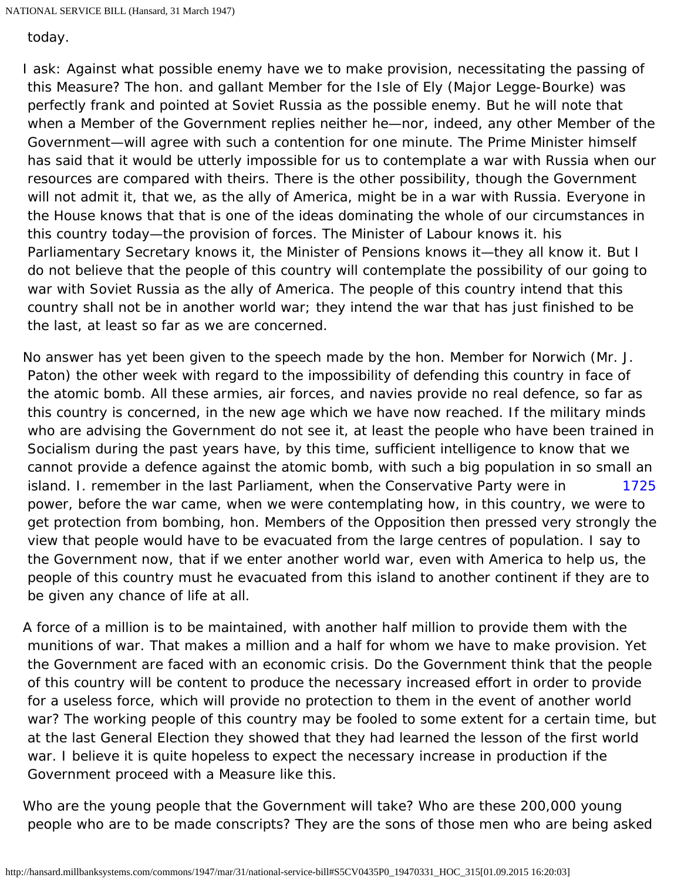today.

I ask: Against what possible enemy have we to make provision, necessitating the passing of this Measure? The hon. and gallant Member for the Isle of Ely (Major Legge-Bourke) was perfectly frank and pointed at Soviet Russia as the possible enemy. But he will note that when a Member of the Government replies neither he—nor, indeed, any other Member of the Government—will agree with such a contention for one minute. The Prime Minister himself has said that it would be utterly impossible for us to contemplate a war with Russia when our resources are compared with theirs. There is the other possibility, though the Government will not admit it, that we, as the ally of America, might be in a war with Russia. Everyone in the House knows that that is one of the ideas dominating the whole of our circumstances in this country today—the provision of forces. The Minister of Labour knows it. his Parliamentary Secretary knows it, the Minister of Pensions knows it—they all know it. But I do not believe that the people of this country will contemplate the possibility of our going to war with Soviet Russia as the ally of America. The people of this country intend that this country shall not be in another world war; they intend the war that has just finished to be the last, at least so far as we are concerned.

No answer has yet been given to the speech made by the hon. Member for Norwich (Mr. J. Paton) the other week with regard to the impossibility of defending this country in face of the atomic bomb. All these armies, air forces, and navies provide no real defence, so far as this country is concerned, in the new age which we have now reached. If the military minds who are advising the Government do not see it, at least the people who have been trained in Socialism during the past years have, by this time, sufficient intelligence to know that we cannot provide a defence against the atomic bomb, with such a big population in so small an island. I. remember in the last Parliament, when the Conservative Party were in power, before the war came, when we were contemplating how, in this country, we were to get protection from bombing, hon. Members of the Opposition then pressed very strongly the view that people would have to be evacuated from the large centres of population. I say to the Government now, that if we enter another world war, even with America to help us, the people of this country must he evacuated from this island to another continent if they are to be given any chance of life at all.

A force of a million is to be maintained, with another half million to provide them with the munitions of war. That makes a million and a half for whom we have to make provision. Yet the Government are faced with an economic crisis. Do the Government think that the people of this country will be content to produce the necessary increased effort in order to provide for a useless force, which will provide no protection to them in the event of another world war? The working people of this country may be fooled to some extent for a certain time, but at the last General Election they showed that they had learned the lesson of the first world war. I believe it is quite hopeless to expect the necessary increase in production if the Government proceed with a Measure like this.

Who are the young people that the Government will take? Who are these 200,000 young people who are to be made conscripts? They are the sons of those men who are being asked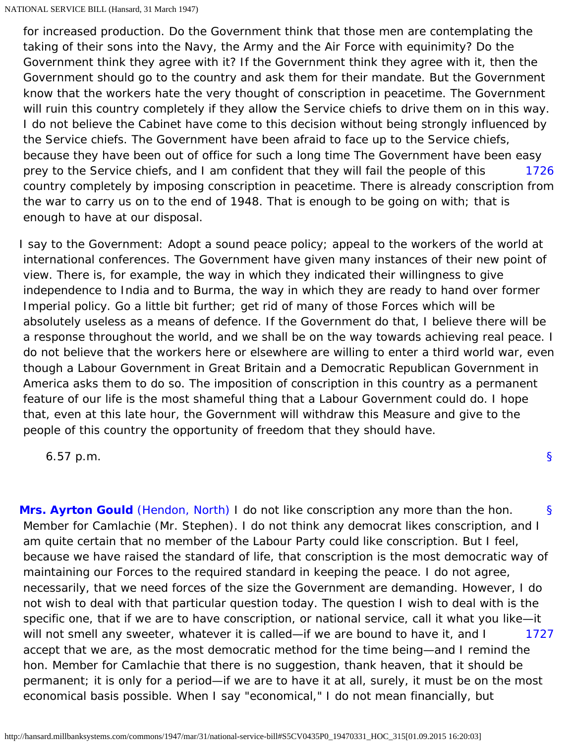for increased production. Do the Government think that those men are contemplating the taking of their sons into the Navy, the Army and the Air Force with equinimity? Do the Government think they agree with it? If the Government think they agree with it, then the Government should go to the country and ask them for their mandate. But the Government know that the workers hate the very thought of conscription in peacetime. The Government will ruin this country completely if they allow the Service chiefs to drive them on in this way. I do not believe the Cabinet have come to this decision without being strongly influenced by the Service chiefs. The Government have been afraid to face up to the Service chiefs, because they have been out of office for such a long time The Government have been easy prey to the Service chiefs, and I am confident that they will fail the people of this country completely by imposing conscription in peacetime. There is already conscription from the war to carry us on to the end of 1948. That is enough to be going on with; that is enough to have at our disposal.

1726

I say to the Government: Adopt a sound peace policy; appeal to the workers of the world at international conferences. The Government have given many instances of their new point of view. There is, for example, the way in which they indicated their willingness to give independence to India and to Burma, the way in which they are ready to hand over former Imperial policy. Go a little bit further; get rid of many of those Forces which will be absolutely useless as a means of defence. If the Government do that, I believe there will be a response throughout the world, and we shall be on the way towards achieving real peace. I do not believe that the workers here or elsewhere are willing to enter a third world war, even though a Labour Government in Great Britain and a Democratic Republican Government in America asks them to do so. The imposition of conscription in this country as a permanent feature of our life is the most shameful thing that a Labour Government could do. I hope that, even at this late hour, the Government will withdraw this Measure and give to the people of this country the opportunity of freedom that they should have.

6.57 p.m.

§

§

**Mrs. Ayrton Gould** (Hendon, North) I do not like conscription any more than the hon. Member for Camlachie (Mr. Stephen). I do not think any democrat likes conscription, and I am quite certain that no member of the Labour Party could like conscription. But I feel, because we have raised the standard of life, that conscription is the most democratic way of maintaining our Forces to the required standard in keeping the peace. I do not agree, necessarily, that we need forces of the size the Government are demanding. However, I do not wish to deal with that particular question today. The question I wish to deal with is the specific one, that if we are to have conscription, or national service, call it what you like—it will not smell any sweeter, whatever it is called—if we are bound to have it, and I accept that we are, as the most democratic method for the time being—and I remind the hon. Member for Camlachie that there is no suggestion, thank heaven, that it should be permanent; it is only for a period—if we are to have it at all, surely, it must be on the most economical basis possible. When I say "economical," I do not mean financially, but

1727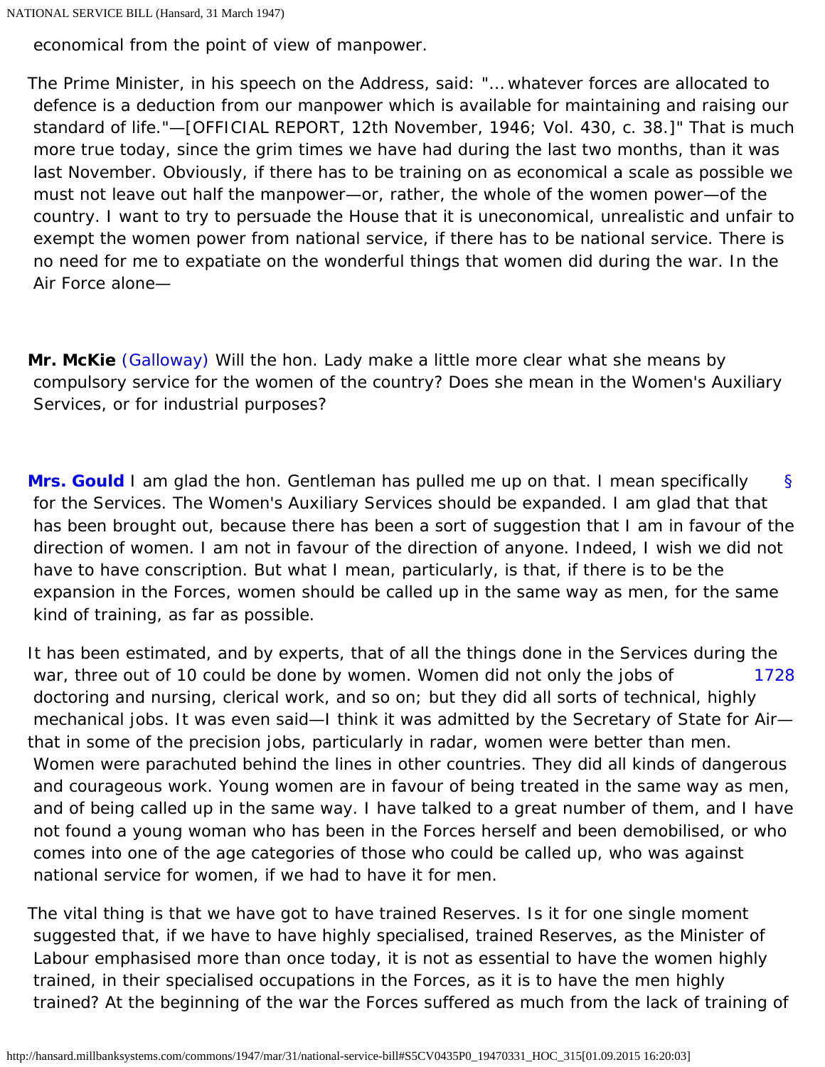economical from the point of view of manpower.

The Prime Minister, in his speech on the Address, said: "… whatever forces are allocated to defence is a deduction from our manpower which is available for maintaining and raising our standard of life."—[OFFICIAL REPORT, 12th November, 1946; Vol. 430, c. 38.]" That is much more true today, since the grim times we have had during the last two months, than it was last November. Obviously, if there has to be training on as economical a scale as possible we must not leave out half the manpower—or, rather, the whole of the women power—of the country. I want to try to persuade the House that it is uneconomical, unrealistic and unfair to exempt the women power from national service, if there has to be national service. There is no need for me to expatiate on the wonderful things that women did during the war. In the Air Force alone—

**Mr. McKie** (Galloway) Will the hon. Lady make a little more clear what she means by compulsory service for the women of the country? Does she mean in the Women's Auxiliary Services, or for industrial purposes?

**Mrs. Gould** I am glad the hon. Gentleman has pulled me up on that. I mean specifically for the Services. The Women's Auxiliary Services should be expanded. I am glad that that has been brought out, because there has been a sort of suggestion that I am in favour of the direction of women. I am not in favour of the direction of anyone. Indeed, I wish we did not have to have conscription. But what I mean, particularly, is that, if there is to be the expansion in the Forces, women should be called up in the same way as men, for the same kind of training, as far as possible.

It has been estimated, and by experts, that of all the things done in the Services during the war, three out of 10 could be done by women. Women did not only the jobs of doctoring and nursing, clerical work, and so on; but they did all sorts of technical, highly mechanical jobs. It was even said—I think it was admitted by the Secretary of State for Air—that in some of the precision jobs, particularly in radar, women were better than men. Women were parachuted behind the lines in other countries. They did all kinds of dangerous and courageous work. Young women are in favour of being treated in the same way as men, and of being called up in the same way. I have talked to a great number of them, and I have not found a young woman who has been in the Forces herself and been demobilised, or who comes into one of the age categories of those who could be called up, who was against national service for women, if we had to have it for men.

The vital thing is that we have got to have trained Reserves. Is it for one single moment suggested that, if we have to have highly specialised, trained Reserves, as the Minister of Labour emphasised more than once today, it is not as essential to have the women highly trained, in their specialised occupations in the Forces, as it is to have the men highly trained? At the beginning of the war the Forces suffered as much from the lack of training of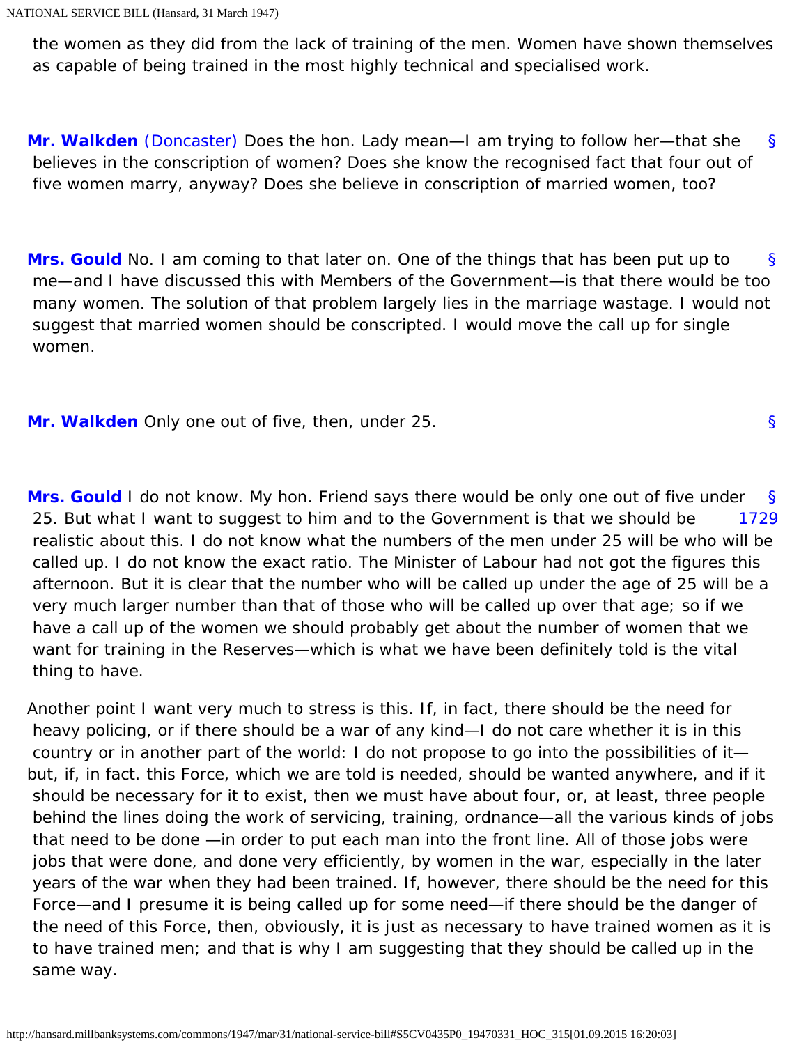the women as they did from the lack of training of the men. Women have shown themselves as capable of being trained in the most highly technical and specialised work.

**Mr. Walkden** (Doncaster) Does the hon. Lady mean—I am trying to follow her—that she believes in the conscription of women? Does she know the recognised fact that four out of five women marry, anyway? Does she believe in conscription of married women, too?

**Mrs. Gould** No. I am coming to that later on. One of the things that has been put up to me—and I have discussed this with Members of the Government—is that there would be too many women. The solution of that problem largely lies in the marriage wastage. I would not suggest that married women should be conscripted. I would move the call up for single women.

**Mr. Walkden** Only one out of five, then, under 25.

**Mrs. Gould** I do not know. My hon. Friend says there would be only one out of five under 25. But what I want to suggest to him and to the Government is that we should be realistic about this. I do not know what the numbers of the men under 25 will be who will be called up. I do not know the exact ratio. The Minister of Labour had not got the figures this afternoon. But it is clear that the number who will be called up under the age of 25 will be a very much larger number than that of those who will be called up over that age; so if we have a call up of the women we should probably get about the number of women that we want for training in the Reserves—which is what we have been definitely told is the vital thing to have.

Another point I want very much to stress is this. If, in fact, there should be the need for heavy policing, or if there should be a war of any kind—I do not care whether it is in this country or in another part of the world: I do not propose to go into the possibilities of it—but, if, in fact. this Force, which we are told is needed, should be wanted anywhere, and if it should be necessary for it to exist, then we must have about four, or, at least, three people behind the lines doing the work of servicing, training, ordnance—all the various kinds of jobs that need to be done —in order to put each man into the front line. All of those jobs were jobs that were done, and done very efficiently, by women in the war, especially in the later years of the war when they had been trained. If, however, there should be the need for this Force—and I presume it is being called up for some need—if there should be the danger of the need of this Force, then, obviously, it is just as necessary to have trained women as it is to have trained men; and that is why I am suggesting that they should be called up in the same way.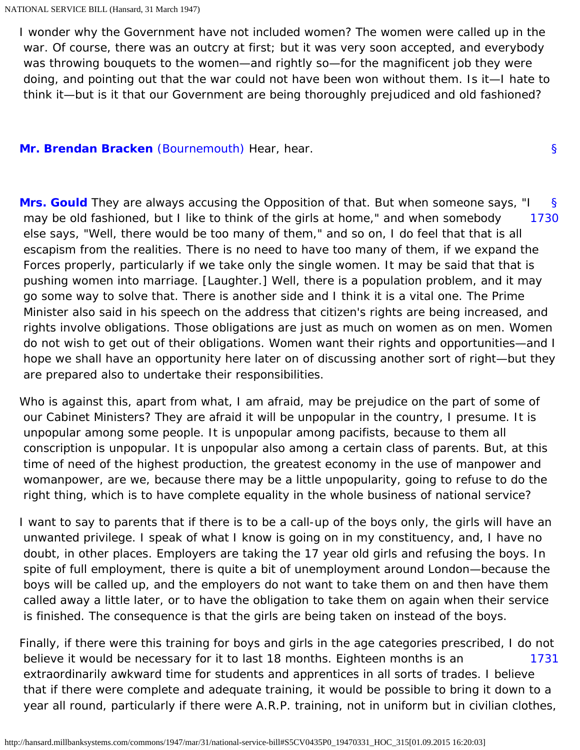I wonder why the Government have not included women? The women were called up in the war. Of course, there was an outcry at first; but it was very soon accepted, and everybody was throwing bouquets to the women—and rightly so—for the magnificent job they were doing, and pointing out that the war could not have been won without them. Is it—I hate to think it—but is it that our Government are being thoroughly prejudiced and old fashioned?

**Mr. Brendan Bracken** (Bournemouth) Hear, hear.

**Mrs. Gould** They are always accusing the Opposition of that. But when someone says, "I may be old fashioned, but I like to think of the girls at home," and when somebody else says, "Well, there would be too many of them," and so on, I do feel that that is all escapism from the realities. There is no need to have too many of them, if we expand the Forces properly, particularly if we take only the single women. It may be said that that is pushing women into marriage. [Laughter.] Well, there is a population problem, and it may go some way to solve that. There is another side and I think it is a vital one. The Prime Minister also said in his speech on the address that citizen's rights are being increased, and rights involve obligations. Those obligations are just as much on women as on men. Women do not wish to get out of their obligations. Women want their rights and opportunities—and I hope we shall have an opportunity here later on of discussing another sort of right—but they are prepared also to undertake their responsibilities.

Who is against this, apart from what, I am afraid, may be prejudice on the part of some of our Cabinet Ministers? They are afraid it will be unpopular in the country, I presume. It is unpopular among some people. It is unpopular among pacifists, because to them all conscription is unpopular. It is unpopular also among a certain class of parents. But, at this time of need of the highest production, the greatest economy in the use of manpower and womanpower, are we, because there may be a little unpopularity, going to refuse to do the right thing, which is to have complete equality in the whole business of national service?

I want to say to parents that if there is to be a call-up of the boys only, the girls will have an unwanted privilege. I speak of what I know is going on in my constituency, and, I have no doubt, in other places. Employers are taking the 17 year old girls and refusing the boys. In spite of full employment, there is quite a bit of unemployment around London—because the boys will be called up, and the employers do not want to take them on and then have them called away a little later, or to have the obligation to take them on again when their service is finished. The consequence is that the girls are being taken on instead of the boys.

Finally, if there were this training for boys and girls in the age categories prescribed, I do not believe it would be necessary for it to last 18 months. Eighteen months is an extraordinarily awkward time for students and apprentices in all sorts of trades. I believe that if there were complete and adequate training, it would be possible to bring it down to a year all round, particularly if there were A.R.P. training, not in uniform but in civilian clothes,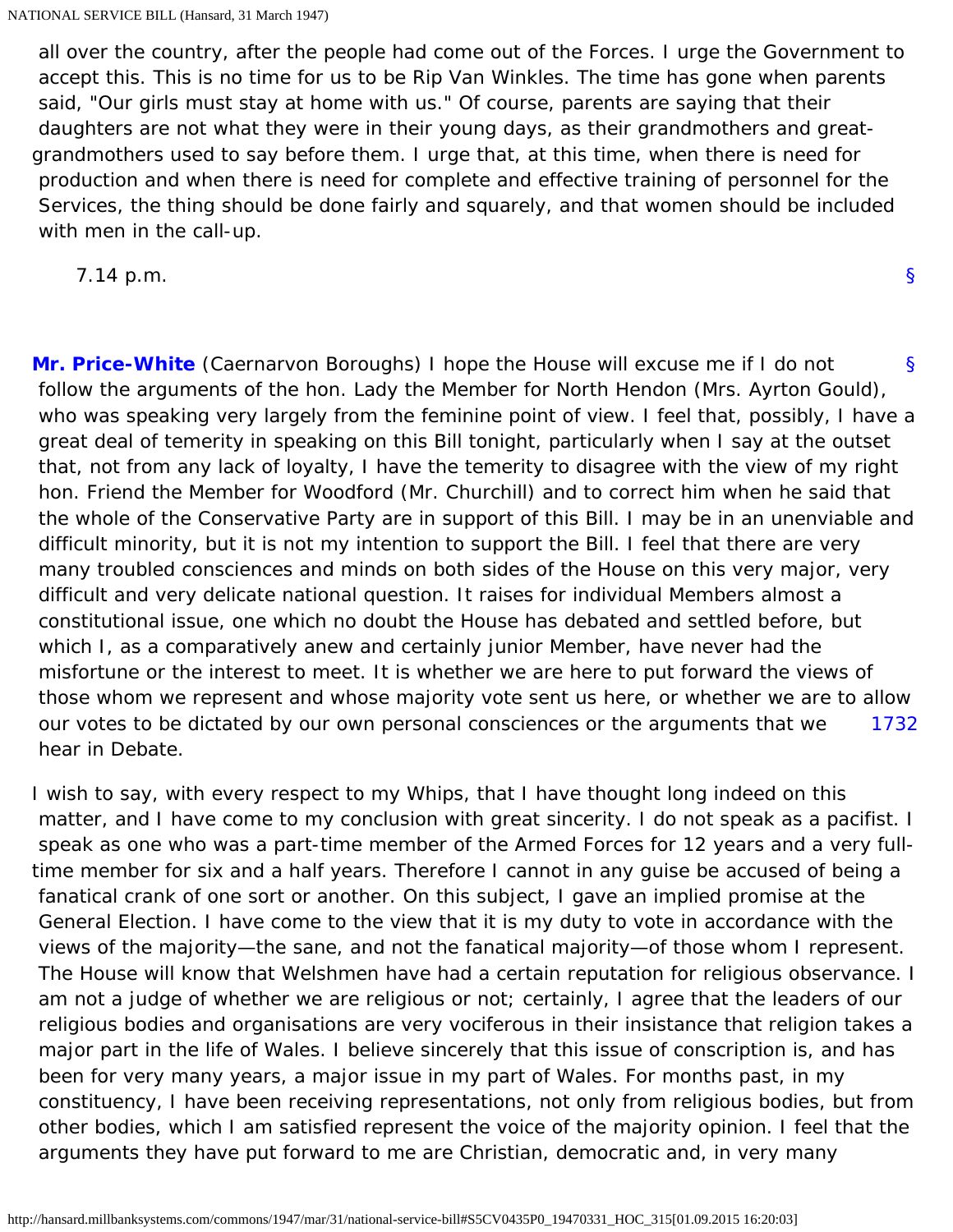all over the country, after the people had come out of the Forces. I urge the Government to accept this. This is no time for us to be Rip Van Winkles. The time has gone when parents said, "Our girls must stay at home with us." Of course, parents are saying that their daughters are not what they were in their young days, as their grandmothers and great-grandmothers used to say before them. I urge that, at this time, when there is need for production and when there is need for complete and effective training of personnel for the Services, the thing should be done fairly and squarely, and that women should be included with men in the call-up.

7.14 p.m.

§

§ **Mr. Price-White** (Caernarvon Boroughs) I hope the House will excuse me if I do not follow the arguments of the hon. Lady the Member for North Hendon (Mrs. Ayrton Gould), who was speaking very largely from the feminine point of view. I feel that, possibly, I have a great deal of temerity in speaking on this Bill tonight, particularly when I say at the outset that, not from any lack of loyalty, I have the temerity to disagree with the view of my right hon. Friend the Member for Woodford (Mr. Churchill) and to correct him when he said that the whole of the Conservative Party are in support of this Bill. I may be in an unenviable and difficult minority, but it is not my intention to support the Bill. I feel that there are very many troubled consciences and minds on both sides of the House on this very major, very difficult and very delicate national question. It raises for individual Members almost a constitutional issue, one which no doubt the House has debated and settled before, but which I, as a comparatively anew and certainly junior Member, have never had the misfortune or the interest to meet. It is whether we are here to put forward the views of those whom we represent and whose majority vote sent us here, or whether we are to allow our votes to be dictated by our own personal consciences or the arguments that we hear in Debate.

1732

I wish to say, with every respect to my Whips, that I have thought long indeed on this matter, and I have come to my conclusion with great sincerity. I do not speak as a pacifist. I speak as one who was a part-time member of the Armed Forces for 12 years and a very full-time member for six and a half years. Therefore I cannot in any guise be accused of being a fanatical crank of one sort or another. On this subject, I gave an implied promise at the General Election. I have come to the view that it is my duty to vote in accordance with the views of the majority—the sane, and not the fanatical majority—of those whom I represent. The House will know that Welshmen have had a certain reputation for religious observance. I am not a judge of whether we are religious or not; certainly, I agree that the leaders of our religious bodies and organisations are very vociferous in their insistance that religion takes a major part in the life of Wales. I believe sincerely that this issue of conscription is, and has been for very many years, a major issue in my part of Wales. For months past, in my constituency, I have been receiving representations, not only from religious bodies, but from other bodies, which I am satisfied represent the voice of the majority opinion. I feel that the arguments they have put forward to me are Christian, democratic and, in very many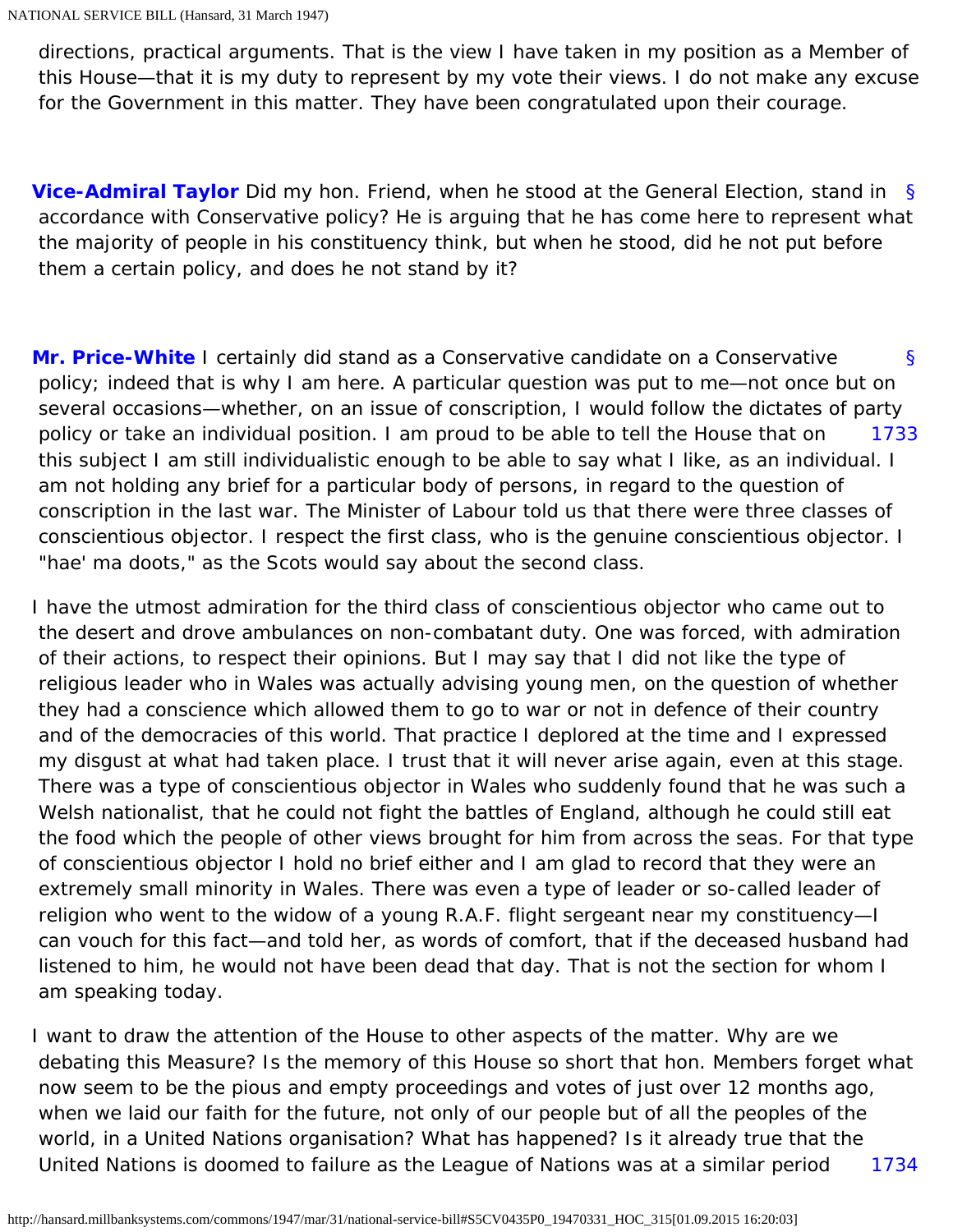directions, practical arguments. That is the view I have taken in my position as a Member of this House—that it is my duty to represent by my vote their views. I do not make any excuse for the Government in this matter. They have been congratulated upon their courage.

**Vice-Admiral Taylor** Did my hon. Friend, when he stood at the General Election, stand in accordance with Conservative policy? He is arguing that he has come here to represent what the majority of people in his constituency think, but when he stood, did he not put before them a certain policy, and does he not stand by it?

**Mr. Price-White** I certainly did stand as a Conservative candidate on a Conservative policy; indeed that is why I am here. A particular question was put to me—not once but on several occasions—whether, on an issue of conscription, I would follow the dictates of party policy or take an individual position. I am proud to be able to tell the House that on this subject I am still individualistic enough to be able to say what I like, as an individual. I am not holding any brief for a particular body of persons, in regard to the question of conscription in the last war. The Minister of Labour told us that there were three classes of conscientious objector. I respect the first class, who is the genuine conscientious objector. I "hae' ma doots," as the Scots would say about the second class.

I have the utmost admiration for the third class of conscientious objector who came out to the desert and drove ambulances on non-combatant duty. One was forced, with admiration of their actions, to respect their opinions. But I may say that I did not like the type of religious leader who in Wales was actually advising young men, on the question of whether they had a conscience which allowed them to go to war or not in defence of their country and of the democracies of this world. That practice I deplored at the time and I expressed my disgust at what had taken place. I trust that it will never arise again, even at this stage. There was a type of conscientious objector in Wales who suddenly found that he was such a Welsh nationalist, that he could not fight the battles of England, although he could still eat the food which the people of other views brought for him from across the seas. For that type of conscientious objector I hold no brief either and I am glad to record that they were an extremely small minority in Wales. There was even a type of leader or so-called leader of religion who went to the widow of a young R.A.F. flight sergeant near my constituency—I can vouch for this fact—and told her, as words of comfort, that if the deceased husband had listened to him, he would not have been dead that day. That is not the section for whom I am speaking today.

I want to draw the attention of the House to other aspects of the matter. Why are we debating this Measure? Is the memory of this House so short that hon. Members forget what now seem to be the pious and empty proceedings and votes of just over 12 months ago, when we laid our faith for the future, not only of our people but of all the peoples of the world, in a United Nations organisation? What has happened? Is it already true that the United Nations is doomed to failure as the League of Nations was at a similar period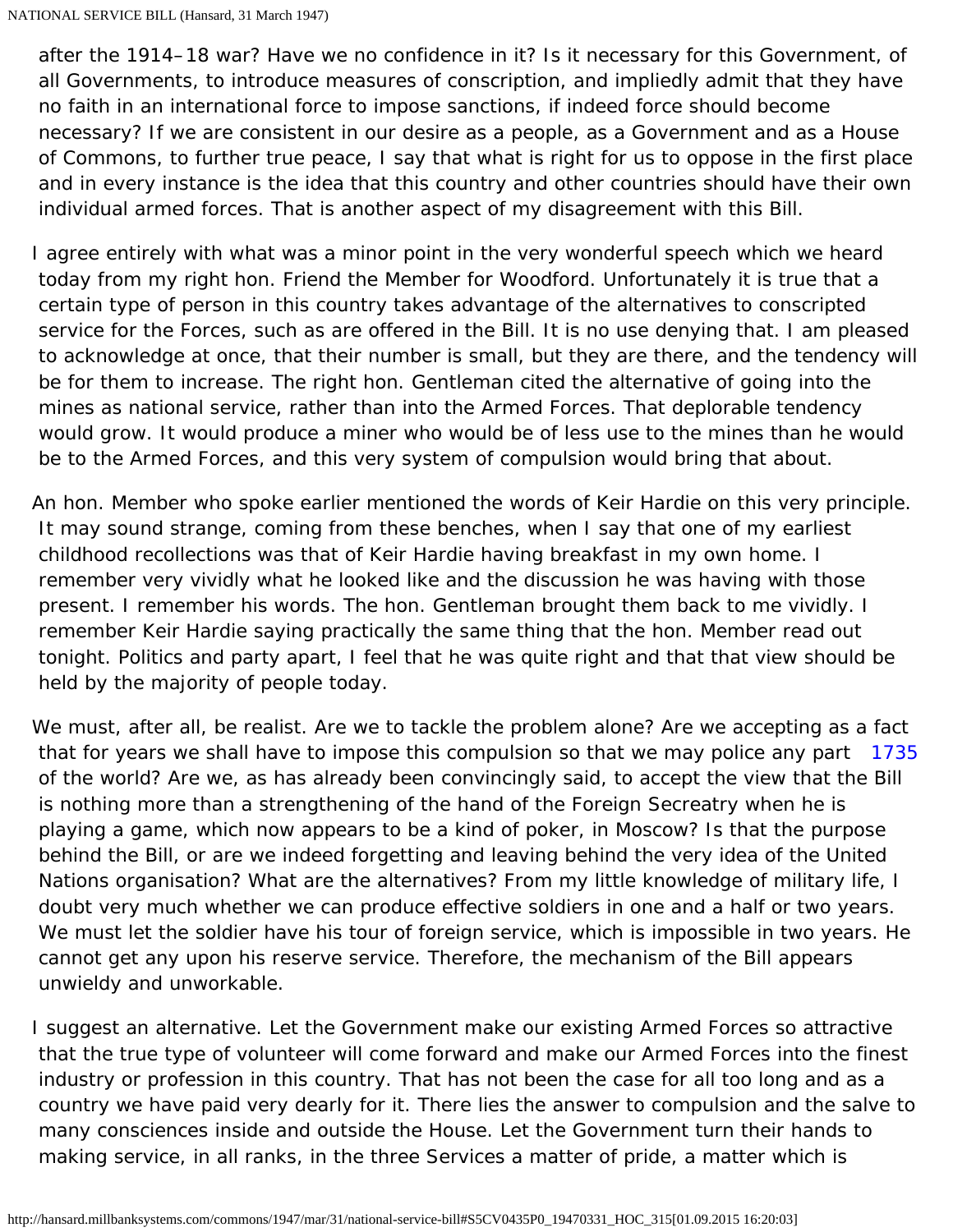after the 1914–18 war? Have we no confidence in it? Is it necessary for this Government, of all Governments, to introduce measures of conscription, and impliedly admit that they have no faith in an international force to impose sanctions, if indeed force should become necessary? If we are consistent in our desire as a people, as a Government and as a House of Commons, to further true peace, I say that what is right for us to oppose in the first place and in every instance is the idea that this country and other countries should have their own individual armed forces. That is another aspect of my disagreement with this Bill.

I agree entirely with what was a minor point in the very wonderful speech which we heard today from my right hon. Friend the Member for Woodford. Unfortunately it is true that a certain type of person in this country takes advantage of the alternatives to conscripted service for the Forces, such as are offered in the Bill. It is no use denying that. I am pleased to acknowledge at once, that their number is small, but they are there, and the tendency will be for them to increase. The right hon. Gentleman cited the alternative of going into the mines as national service, rather than into the Armed Forces. That deplorable tendency would grow. It would produce a miner who would be of less use to the mines than he would be to the Armed Forces, and this very system of compulsion would bring that about.

An hon. Member who spoke earlier mentioned the words of Keir Hardie on this very principle. It may sound strange, coming from these benches, when I say that one of my earliest childhood recollections was that of Keir Hardie having breakfast in my own home. I remember very vividly what he looked like and the discussion he was having with those present. I remember his words. The hon. Gentleman brought them back to me vividly. I remember Keir Hardie saying practically the same thing that the hon. Member read out tonight. Politics and party apart, I feel that he was quite right and that that view should be held by the majority of people today.

We must, after all, be realist. Are we to tackle the problem alone? Are we accepting as a fact that for years we shall have to impose this compulsion so that we may police any part of the world? Are we, as has already been convincingly said, to accept the view that the Bill is nothing more than a strengthening of the hand of the Foreign Secreatry when he is playing a game, which now appears to be a kind of poker, in Moscow? Is that the purpose behind the Bill, or are we indeed forgetting and leaving behind the very idea of the United Nations organisation? What are the alternatives? From my little knowledge of military life, I doubt very much whether we can produce effective soldiers in one and a half or two years. We must let the soldier have his tour of foreign service, which is impossible in two years. He cannot get any upon his reserve service. Therefore, the mechanism of the Bill appears unwieldy and unworkable.

I suggest an alternative. Let the Government make our existing Armed Forces so attractive that the true type of volunteer will come forward and make our Armed Forces into the finest industry or profession in this country. That has not been the case for all too long and as a country we have paid very dearly for it. There lies the answer to compulsion and the salve to many consciences inside and outside the House. Let the Government turn their hands to making service, in all ranks, in the three Services a matter of pride, a matter which is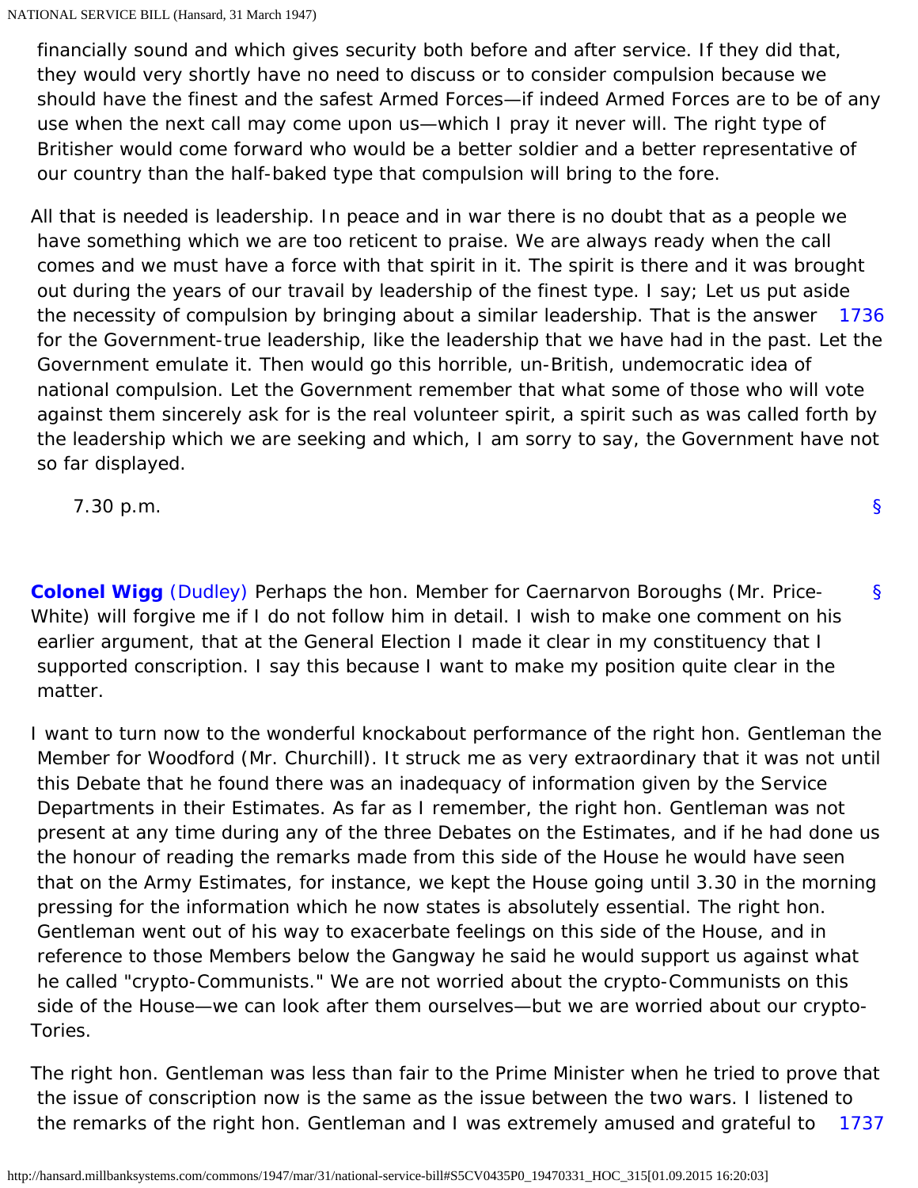financially sound and which gives security both before and after service. If they did that, they would very shortly have no need to discuss or to consider compulsion because we should have the finest and the safest Armed Forces—if indeed Armed Forces are to be of any use when the next call may come upon us—which I pray it never will. The right type of Britisher would come forward who would be a better soldier and a better representative of our country than the half-baked type that compulsion will bring to the fore.

All that is needed is leadership. In peace and in war there is no doubt that as a people we have something which we are too reticent to praise. We are always ready when the call comes and we must have a force with that spirit in it. The spirit is there and it was brought out during the years of our travail by leadership of the finest type. I say; Let us put aside the necessity of compulsion by bringing about a similar leadership. That is the answer for the Government-true leadership, like the leadership that we have had in the past. Let the Government emulate it. Then would go this horrible, un-British, undemocratic idea of national compulsion. Let the Government remember that what some of those who will vote against them sincerely ask for is the real volunteer spirit, a spirit such as was called forth by the leadership which we are seeking and which, I am sorry to say, the Government have not so far displayed.

7.30 p.m.

**Colonel Wigg** (Dudley) Perhaps the hon. Member for Caernarvon Boroughs (Mr. Price-White) will forgive me if I do not follow him in detail. I wish to make one comment on his earlier argument, that at the General Election I made it clear in my constituency that I supported conscription. I say this because I want to make my position quite clear in the matter.

I want to turn now to the wonderful knockabout performance of the right hon. Gentleman the Member for Woodford (Mr. Churchill). It struck me as very extraordinary that it was not until this Debate that he found there was an inadequacy of information given by the Service Departments in their Estimates. As far as I remember, the right hon. Gentleman was not present at any time during any of the three Debates on the Estimates, and if he had done us the honour of reading the remarks made from this side of the House he would have seen that on the Army Estimates, for instance, we kept the House going until 3.30 in the morning pressing for the information which he now states is absolutely essential. The right hon. Gentleman went out of his way to exacerbate feelings on this side of the House, and in reference to those Members below the Gangway he said he would support us against what he called "crypto-Communists." We are not worried about the crypto-Communists on this side of the House—we can look after them ourselves—but we are worried about our crypto-Tories.

The right hon. Gentleman was less than fair to the Prime Minister when he tried to prove that the issue of conscription now is the same as the issue between the two wars. I listened to the remarks of the right hon. Gentleman and I was extremely amused and grateful to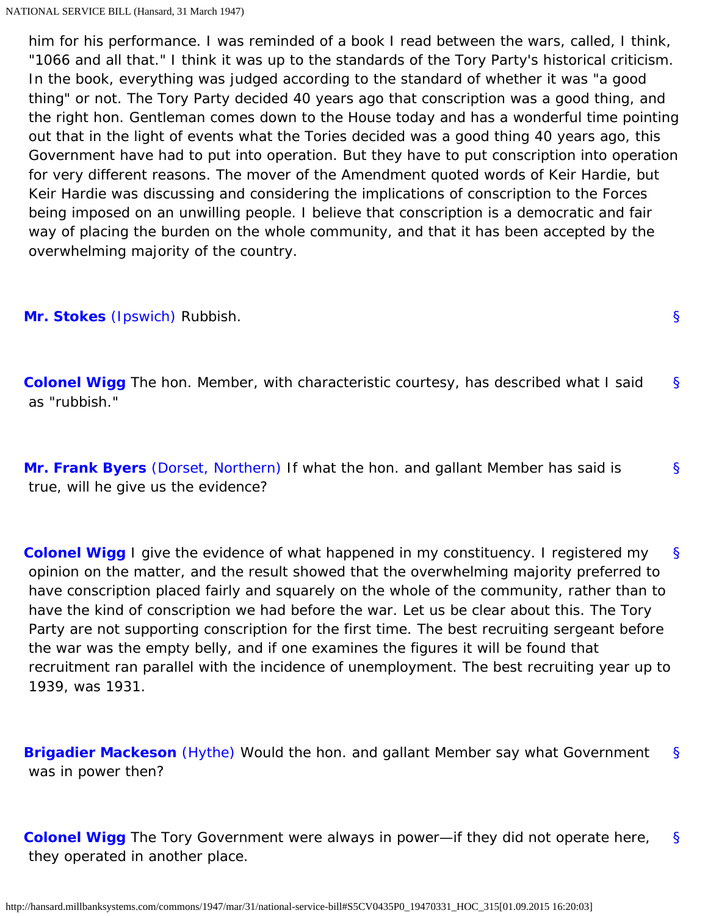him for his performance. I was reminded of a book I read between the wars, called, I think, "1066 and all that." I think it was up to the standards of the Tory Party's historical criticism. In the book, everything was judged according to the standard of whether it was "a good thing" or not. The Tory Party decided 40 years ago that conscription was a good thing, and the right hon. Gentleman comes down to the House today and has a wonderful time pointing out that in the light of events what the Tories decided was a good thing 40 years ago, this Government have had to put into operation. But they have to put conscription into operation for very different reasons. The mover of the Amendment quoted words of Keir Hardie, but Keir Hardie was discussing and considering the implications of conscription to the Forces being imposed on an unwilling people. I believe that conscription is a democratic and fair way of placing the burden on the whole community, and that it has been accepted by the overwhelming majority of the country.

**Mr. Stokes** (Ipswich) Rubbish.

**Colonel Wigg** The hon. Member, with characteristic courtesy, has described what I said as "rubbish."

**Mr. Frank Byers** (Dorset, Northern) If what the hon. and gallant Member has said is true, will he give us the evidence?

**Colonel Wigg** I give the evidence of what happened in my constituency. I registered my opinion on the matter, and the result showed that the overwhelming majority preferred to have conscription placed fairly and squarely on the whole of the community, rather than to have the kind of conscription we had before the war. Let us be clear about this. The Tory Party are not supporting conscription for the first time. The best recruiting sergeant before the war was the empty belly, and if one examines the figures it will be found that recruitment ran parallel with the incidence of unemployment. The best recruiting year up to 1939, was 1931.

**Brigadier Mackeson** (Hythe) Would the hon. and gallant Member say what Government was in power then?

**Colonel Wigg** The Tory Government were always in power—if they did not operate here, they operated in another place.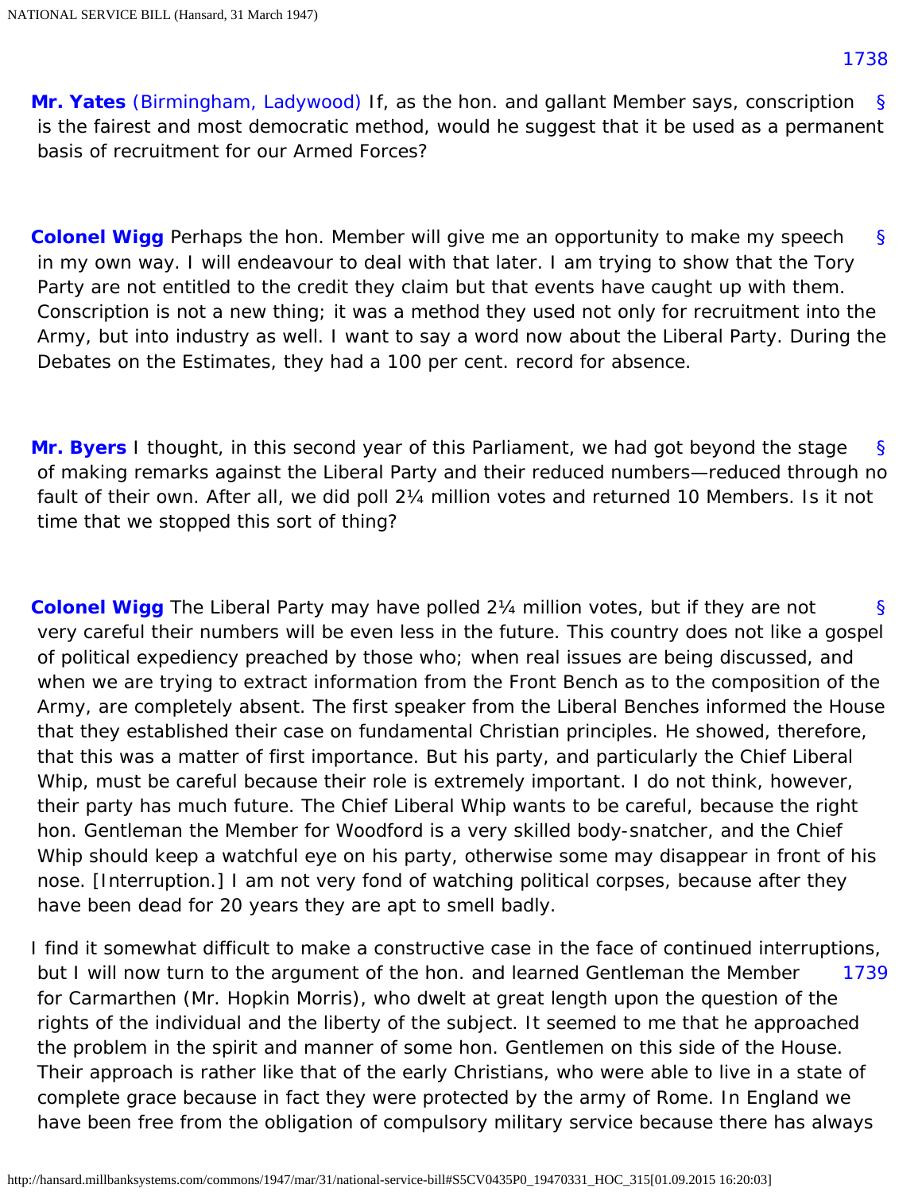**Mr. Yates** (Birmingham, Ladywood) If, as the hon. and gallant Member says, conscription is the fairest and most democratic method, would he suggest that it be used as a permanent basis of recruitment for our Armed Forces?

**Colonel Wigg** Perhaps the hon. Member will give me an opportunity to make my speech in my own way. I will endeavour to deal with that later. I am trying to show that the Tory Party are not entitled to the credit they claim but that events have caught up with them. Conscription is not a new thing; it was a method they used not only for recruitment into the Army, but into industry as well. I want to say a word now about the Liberal Party. During the Debates on the Estimates, they had a 100 per cent. record for absence.

**Mr. Byers** I thought, in this second year of this Parliament, we had got beyond the stage of making remarks against the Liberal Party and their reduced numbers—reduced through no fault of their own. After all, we did poll 2¼ million votes and returned 10 Members. Is it not time that we stopped this sort of thing?

**Colonel Wigg** The Liberal Party may have polled 2¼ million votes, but if they are not very careful their numbers will be even less in the future. This country does not like a gospel of political expediency preached by those who; when real issues are being discussed, and when we are trying to extract information from the Front Bench as to the composition of the Army, are completely absent. The first speaker from the Liberal Benches informed the House that they established their case on fundamental Christian principles. He showed, therefore, that this was a matter of first importance. But his party, and particularly the Chief Liberal Whip, must be careful because their role is extremely important. I do not think, however, their party has much future. The Chief Liberal Whip wants to be careful, because the right hon. Gentleman the Member for Woodford is a very skilled body-snatcher, and the Chief Whip should keep a watchful eye on his party, otherwise some may disappear in front of his nose. [Interruption.] I am not very fond of watching political corpses, because after they have been dead for 20 years they are apt to smell badly.

I find it somewhat difficult to make a constructive case in the face of continued interruptions, but I will now turn to the argument of the hon. and learned Gentleman the Member for Carmarthen (Mr. Hopkin Morris), who dwelt at great length upon the question of the rights of the individual and the liberty of the subject. It seemed to me that he approached the problem in the spirit and manner of some hon. Gentlemen on this side of the House. Their approach is rather like that of the early Christians, who were able to live in a state of complete grace because in fact they were protected by the army of Rome. In England we have been free from the obligation of compulsory military service because there has always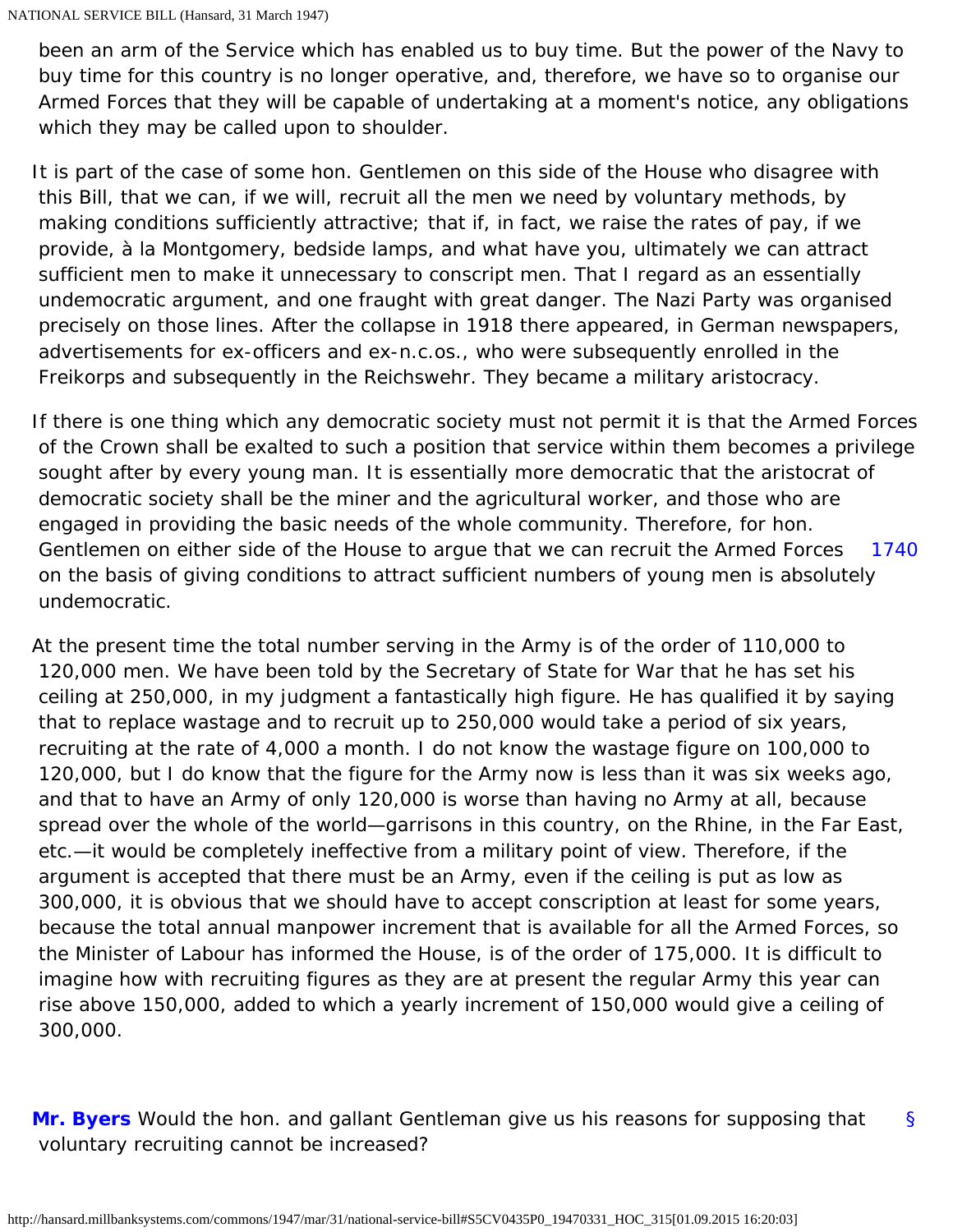been an arm of the Service which has enabled us to buy time. But the power of the Navy to buy time for this country is no longer operative, and, therefore, we have so to organise our Armed Forces that they will be capable of undertaking at a moment's notice, any obligations which they may be called upon to shoulder.

It is part of the case of some hon. Gentlemen on this side of the House who disagree with this Bill, that we can, if we will, recruit all the men we need by voluntary methods, by making conditions sufficiently attractive; that if, in fact, we raise the rates of pay, if we provide, à la Montgomery, bedside lamps, and what have you, ultimately we can attract sufficient men to make it unnecessary to conscript men. That I regard as an essentially undemocratic argument, and one fraught with great danger. The Nazi Party was organised precisely on those lines. After the collapse in 1918 there appeared, in German newspapers, advertisements for ex-officers and ex-n.c.os., who were subsequently enrolled in the Freikorps and subsequently in the Reichswehr. They became a military aristocracy.

If there is one thing which any democratic society must not permit it is that the Armed Forces of the Crown shall be exalted to such a position that service within them becomes a privilege sought after by every young man. It is essentially more democratic that the aristocrat of democratic society shall be the miner and the agricultural worker, and those who are engaged in providing the basic needs of the whole community. Therefore, for hon. Gentlemen on either side of the House to argue that we can recruit the Armed Forces on the basis of giving conditions to attract sufficient numbers of young men is absolutely undemocratic.

1740

At the present time the total number serving in the Army is of the order of 110,000 to 120,000 men. We have been told by the Secretary of State for War that he has set his ceiling at 250,000, in my judgment a fantastically high figure. He has qualified it by saying that to replace wastage and to recruit up to 250,000 would take a period of six years, recruiting at the rate of 4,000 a month. I do not know the wastage figure on 100,000 to 120,000, but I do know that the figure for the Army now is less than it was six weeks ago, and that to have an Army of only 120,000 is worse than having no Army at all, because spread over the whole of the world—garrisons in this country, on the Rhine, in the Far East, etc.—it would be completely ineffective from a military point of view. Therefore, if the argument is accepted that there must be an Army, even if the ceiling is put as low as 300,000, it is obvious that we should have to accept conscription at least for some years, because the total annual manpower increment that is available for all the Armed Forces, so the Minister of Labour has informed the House, is of the order of 175,000. It is difficult to imagine how with recruiting figures as they are at present the regular Army this year can rise above 150,000, added to which a yearly increment of 150,000 would give a ceiling of 300,000.

**Mr. Byers** Would the hon. and gallant Gentleman give us his reasons for supposing that voluntary recruiting cannot be increased?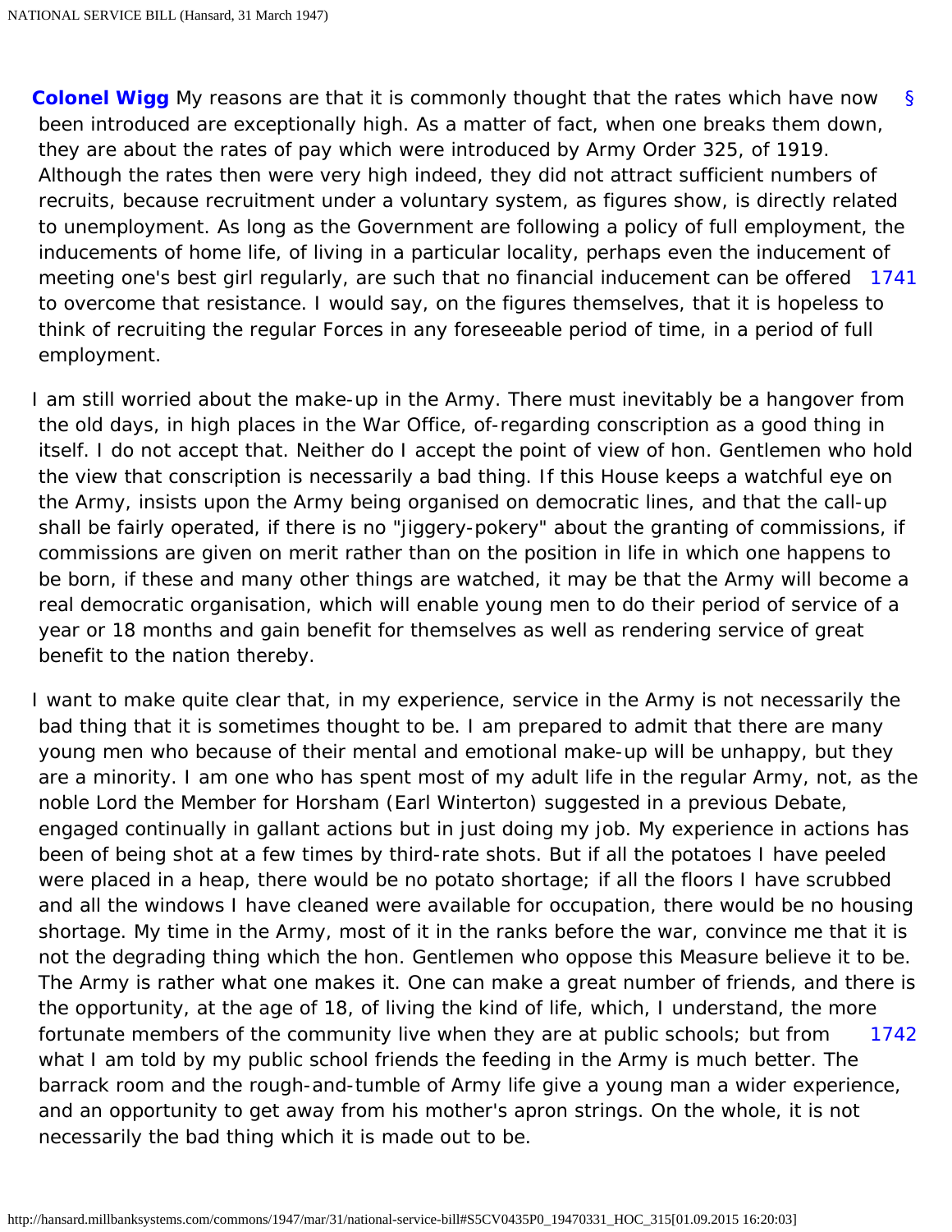**Colonel Wigg** My reasons are that it is commonly thought that the rates which have now been introduced are exceptionally high. As a matter of fact, when one breaks them down, they are about the rates of pay which were introduced by Army Order 325, of 1919. Although the rates then were very high indeed, they did not attract sufficient numbers of recruits, because recruitment under a voluntary system, as figures show, is directly related to unemployment. As long as the Government are following a policy of full employment, the inducements of home life, of living in a particular locality, perhaps even the inducement of meeting one's best girl regularly, are such that no financial inducement can be offered to overcome that resistance. I would say, on the figures themselves, that it is hopeless to think of recruiting the regular Forces in any foreseeable period of time, in a period of full employment.

I am still worried about the make-up in the Army. There must inevitably be a hangover from the old days, in high places in the War Office, of-regarding conscription as a good thing in itself. I do not accept that. Neither do I accept the point of view of hon. Gentlemen who hold the view that conscription is necessarily a bad thing. If this House keeps a watchful eye on the Army, insists upon the Army being organised on democratic lines, and that the call-up shall be fairly operated, if there is no "jiggery-pokery" about the granting of commissions, if commissions are given on merit rather than on the position in life in which one happens to be born, if these and many other things are watched, it may be that the Army will become a real democratic organisation, which will enable young men to do their period of service of a year or 18 months and gain benefit for themselves as well as rendering service of great benefit to the nation thereby.

I want to make quite clear that, in my experience, service in the Army is not necessarily the bad thing that it is sometimes thought to be. I am prepared to admit that there are many young men who because of their mental and emotional make-up will be unhappy, but they are a minority. I am one who has spent most of my adult life in the regular Army, not, as the noble Lord the Member for Horsham (Earl Winterton) suggested in a previous Debate, engaged continually in gallant actions but in just doing my job. My experience in actions has been of being shot at a few times by third-rate shots. But if all the potatoes I have peeled were placed in a heap, there would be no potato shortage; if all the floors I have scrubbed and all the windows I have cleaned were available for occupation, there would be no housing shortage. My time in the Army, most of it in the ranks before the war, convince me that it is not the degrading thing which the hon. Gentlemen who oppose this Measure believe it to be. The Army is rather what one makes it. One can make a great number of friends, and there is the opportunity, at the age of 18, of living the kind of life, which, I understand, the more fortunate members of the community live when they are at public schools; but from what I am told by my public school friends the feeding in the Army is much better. The barrack room and the rough-and-tumble of Army life give a young man a wider experience, and an opportunity to get away from his mother's apron strings. On the whole, it is not necessarily the bad thing which it is made out to be.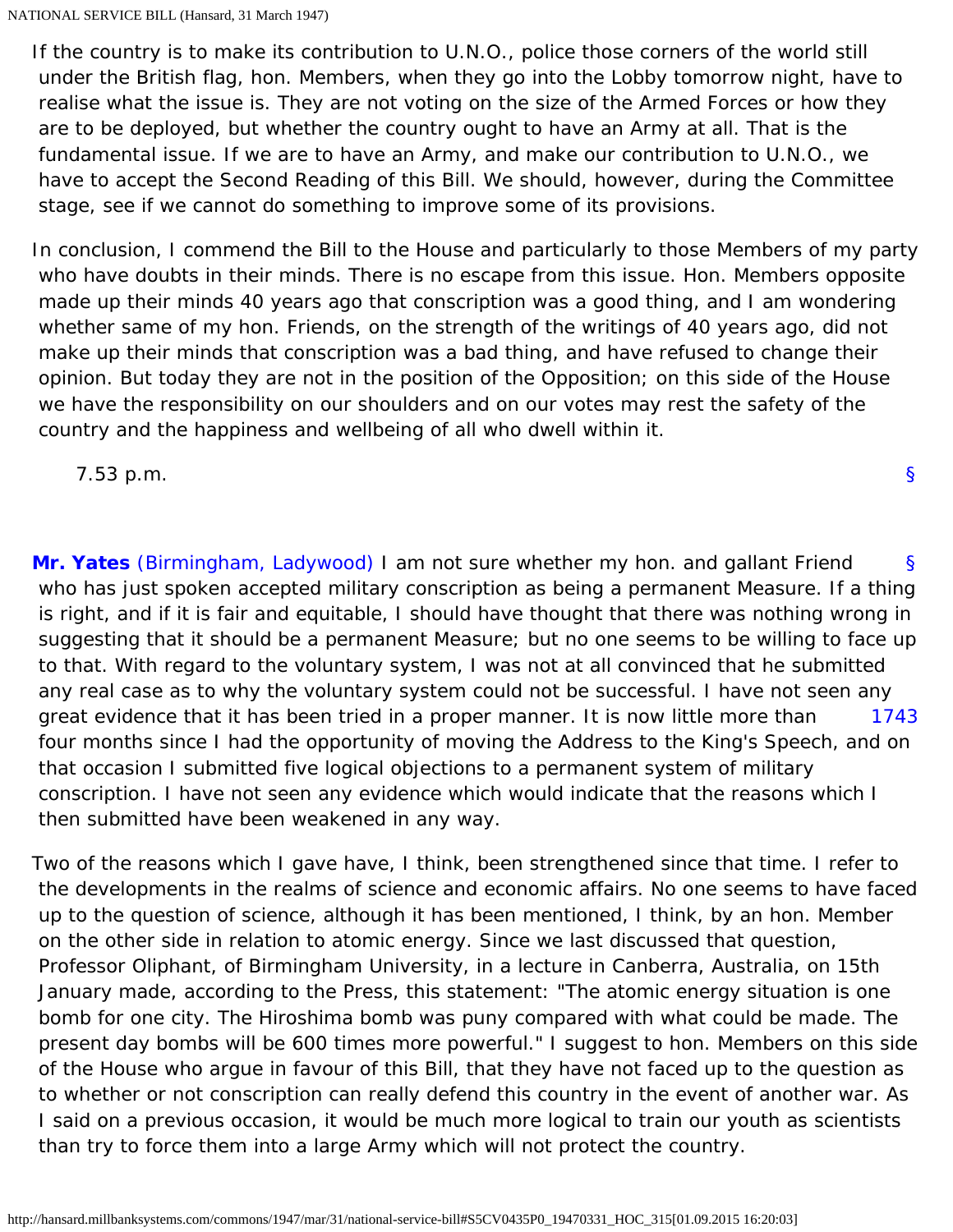If the country is to make its contribution to U.N.O., police those corners of the world still under the British flag, hon. Members, when they go into the Lobby tomorrow night, have to realise what the issue is. They are not voting on the size of the Armed Forces or how they are to be deployed, but whether the country ought to have an Army at all. That is the fundamental issue. If we are to have an Army, and make our contribution to U.N.O., we have to accept the Second Reading of this Bill. We should, however, during the Committee stage, see if we cannot do something to improve some of its provisions.

In conclusion, I commend the Bill to the House and particularly to those Members of my party who have doubts in their minds. There is no escape from this issue. Hon. Members opposite made up their minds 40 years ago that conscription was a good thing, and I am wondering whether same of my hon. Friends, on the strength of the writings of 40 years ago, did not make up their minds that conscription was a bad thing, and have refused to change their opinion. But today they are not in the position of the Opposition; on this side of the House we have the responsibility on our shoulders and on our votes may rest the safety of the country and the happiness and wellbeing of all who dwell within it.

7.53 p.m.

**Mr. Yates** (Birmingham, Ladywood) I am not sure whether my hon. and gallant Friend who has just spoken accepted military conscription as being a permanent Measure. If a thing is right, and if it is fair and equitable, I should have thought that there was nothing wrong in suggesting that it should be a permanent Measure; but no one seems to be willing to face up to that. With regard to the voluntary system, I was not at all convinced that he submitted any real case as to why the voluntary system could not be successful. I have not seen any great evidence that it has been tried in a proper manner. It is now little more than four months since I had the opportunity of moving the Address to the King's Speech, and on that occasion I submitted five logical objections to a permanent system of military conscription. I have not seen any evidence which would indicate that the reasons which I then submitted have been weakened in any way.

Two of the reasons which I gave have, I think, been strengthened since that time. I refer to the developments in the realms of science and economic affairs. No one seems to have faced up to the question of science, although it has been mentioned, I think, by an hon. Member on the other side in relation to atomic energy. Since we last discussed that question, Professor Oliphant, of Birmingham University, in a lecture in Canberra, Australia, on 15th January made, according to the Press, this statement: "The atomic energy situation is one bomb for one city. The Hiroshima bomb was puny compared with what could be made. The present day bombs will be 600 times more powerful." I suggest to hon. Members on this side of the House who argue in favour of this Bill, that they have not faced up to the question as to whether or not conscription can really defend this country in the event of another war. As I said on a previous occasion, it would be much more logical to train our youth as scientists than try to force them into a large Army which will not protect the country.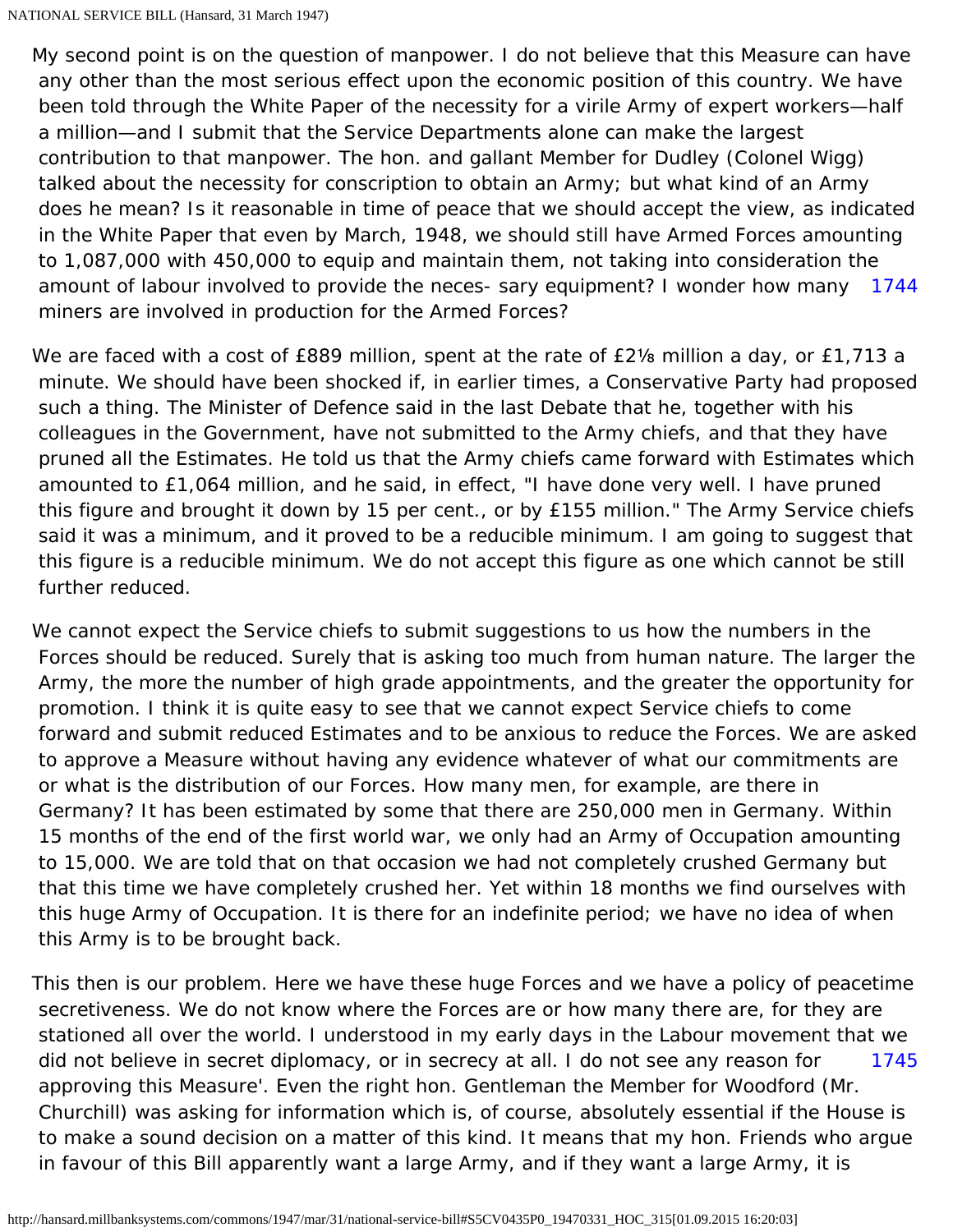My second point is on the question of manpower. I do not believe that this Measure can have any other than the most serious effect upon the economic position of this country. We have been told through the White Paper of the necessity for a virile Army of expert workers—half a million—and I submit that the Service Departments alone can make the largest contribution to that manpower. The hon. and gallant Member for Dudley (Colonel Wigg) talked about the necessity for conscription to obtain an Army; but what kind of an Army does he mean? Is it reasonable in time of peace that we should accept the view, as indicated in the White Paper that even by March, 1948, we should still have Armed Forces amounting to 1,087,000 with 450,000 to equip and maintain them, not taking into consideration the amount of labour involved to provide the neces- sary equipment? I wonder how many 1744 miners are involved in production for the Armed Forces?

We are faced with a cost of £889 million, spent at the rate of £2⅛ million a day, or £1,713 a minute. We should have been shocked if, in earlier times, a Conservative Party had proposed such a thing. The Minister of Defence said in the last Debate that he, together with his colleagues in the Government, have not submitted to the Army chiefs, and that they have pruned all the Estimates. He told us that the Army chiefs came forward with Estimates which amounted to £1,064 million, and he said, in effect, "I have done very well. I have pruned this figure and brought it down by 15 per cent., or by £155 million." The Army Service chiefs said it was a minimum, and it proved to be a reducible minimum. I am going to suggest that this figure is a reducible minimum. We do not accept this figure as one which cannot be still further reduced.

We cannot expect the Service chiefs to submit suggestions to us how the numbers in the Forces should be reduced. Surely that is asking too much from human nature. The larger the Army, the more the number of high grade appointments, and the greater the opportunity for promotion. I think it is quite easy to see that we cannot expect Service chiefs to come forward and submit reduced Estimates and to be anxious to reduce the Forces. We are asked to approve a Measure without having any evidence whatever of what our commitments are or what is the distribution of our Forces. How many men, for example, are there in Germany? It has been estimated by some that there are 250,000 men in Germany. Within 15 months of the end of the first world war, we only had an Army of Occupation amounting to 15,000. We are told that on that occasion we had not completely crushed Germany but that this time we have completely crushed her. Yet within 18 months we find ourselves with this huge Army of Occupation. It is there for an indefinite period; we have no idea of when this Army is to be brought back.

This then is our problem. Here we have these huge Forces and we have a policy of peacetime secretiveness. We do not know where the Forces are or how many there are, for they are stationed all over the world. I understood in my early days in the Labour movement that we did not believe in secret diplomacy, or in secrecy at all. I do not see any reason for 1745 approving this Measure'. Even the right hon. Gentleman the Member for Woodford (Mr. Churchill) was asking for information which is, of course, absolutely essential if the House is to make a sound decision on a matter of this kind. It means that my hon. Friends who argue in favour of this Bill apparently want a large Army, and if they want a large Army, it is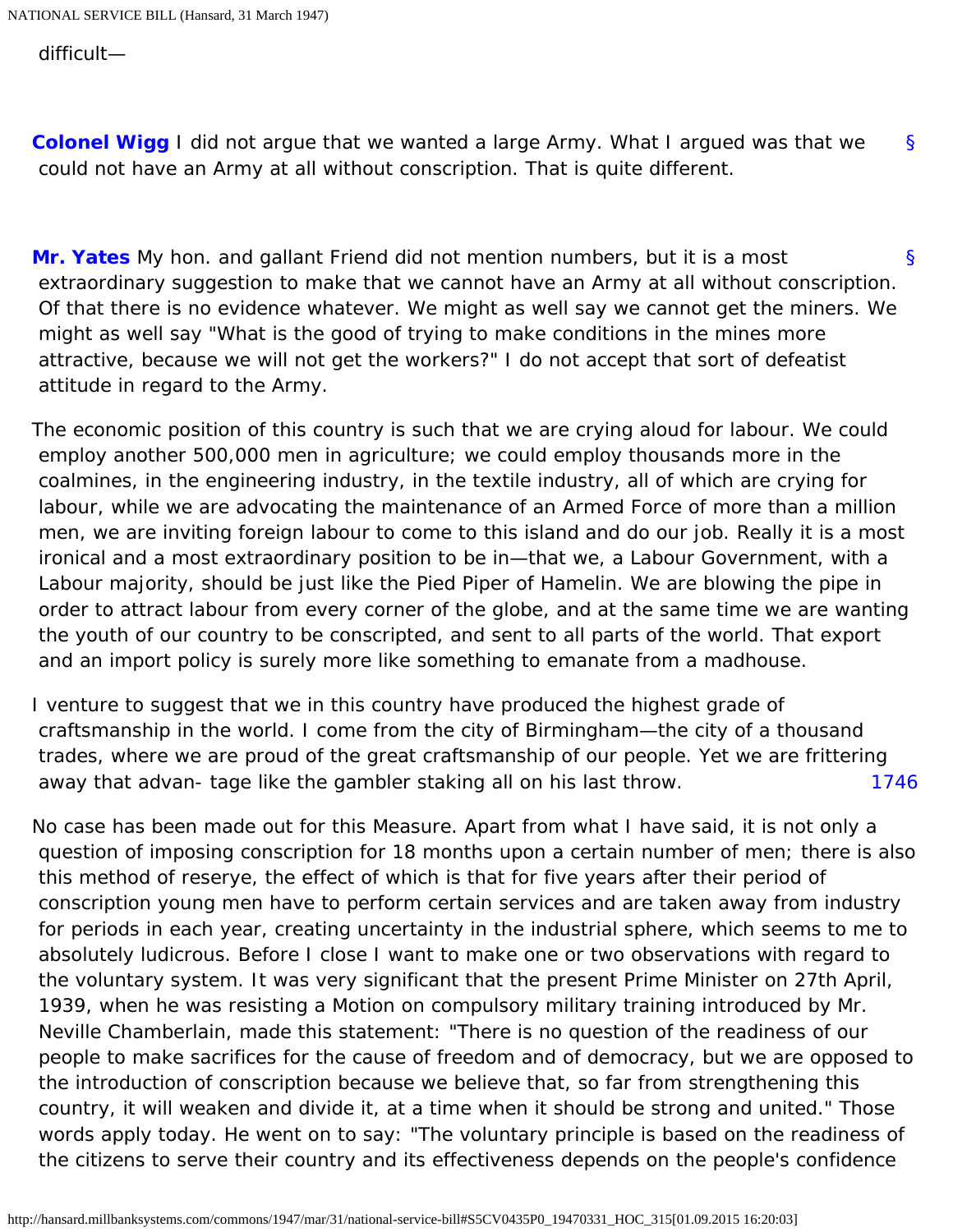difficult—

**Colonel Wigg** I did not argue that we wanted a large Army. What I argued was that we could not have an Army at all without conscription. That is quite different.

**Mr. Yates** My hon. and gallant Friend did not mention numbers, but it is a most extraordinary suggestion to make that we cannot have an Army at all without conscription. Of that there is no evidence whatever. We might as well say we cannot get the miners. We might as well say "What is the good of trying to make conditions in the mines more attractive, because we will not get the workers?" I do not accept that sort of defeatist attitude in regard to the Army.

The economic position of this country is such that we are crying aloud for labour. We could employ another 500,000 men in agriculture; we could employ thousands more in the coalmines, in the engineering industry, in the textile industry, all of which are crying for labour, while we are advocating the maintenance of an Armed Force of more than a million men, we are inviting foreign labour to come to this island and do our job. Really it is a most ironical and a most extraordinary position to be in—that we, a Labour Government, with a Labour majority, should be just like the Pied Piper of Hamelin. We are blowing the pipe in order to attract labour from every corner of the globe, and at the same time we are wanting the youth of our country to be conscripted, and sent to all parts of the world. That export and an import policy is surely more like something to emanate from a madhouse.

I venture to suggest that we in this country have produced the highest grade of craftsmanship in the world. I come from the city of Birmingham—the city of a thousand trades, where we are proud of the great craftsmanship of our people. Yet we are frittering away that advan- tage like the gambler staking all on his last throw.

No case has been made out for this Measure. Apart from what I have said, it is not only a question of imposing conscription for 18 months upon a certain number of men; there is also this method of reserye, the effect of which is that for five years after their period of conscription young men have to perform certain services and are taken away from industry for periods in each year, creating uncertainty in the industrial sphere, which seems to me to absolutely ludicrous. Before I close I want to make one or two observations with regard to the voluntary system. It was very significant that the present Prime Minister on 27th April, 1939, when he was resisting a Motion on compulsory military training introduced by Mr. Neville Chamberlain, made this statement: "There is no question of the readiness of our people to make sacrifices for the cause of freedom and of democracy, but we are opposed to the introduction of conscription because we believe that, so far from strengthening this country, it will weaken and divide it, at a time when it should be strong and united." Those words apply today. He went on to say: "The voluntary principle is based on the readiness of the citizens to serve their country and its effectiveness depends on the people's confidence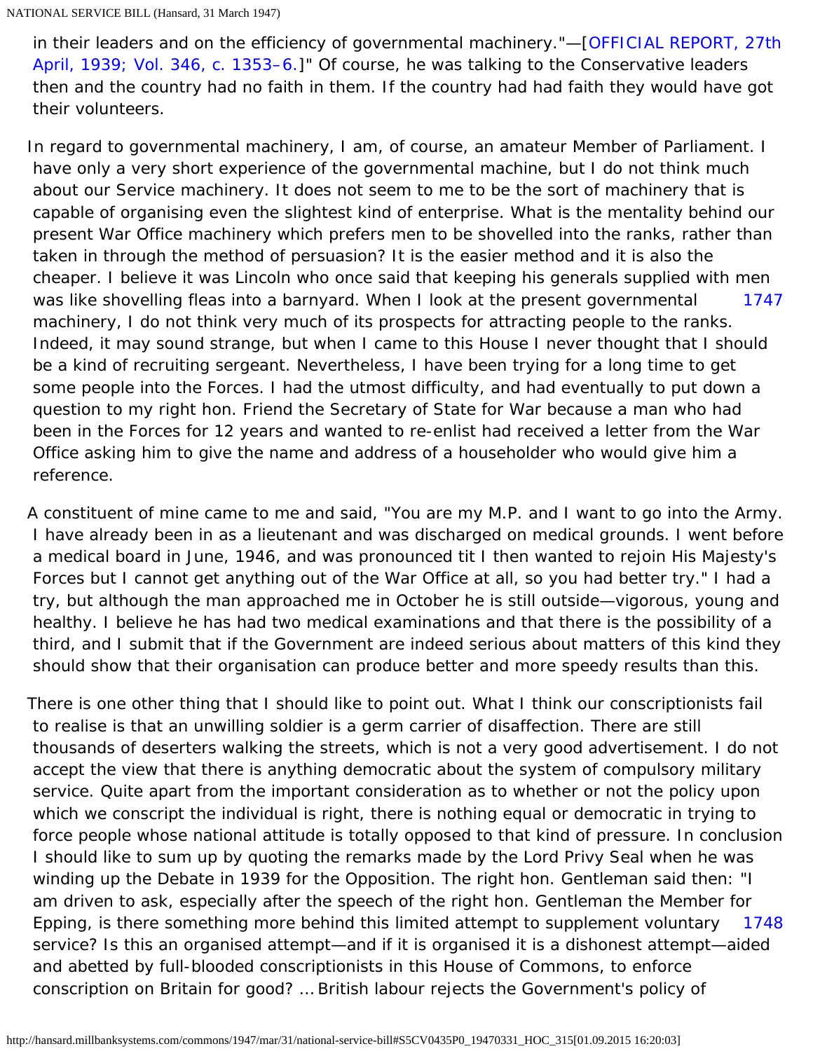in their leaders and on the efficiency of governmental machinery."—[OFFICIAL REPORT, 27th April, 1939; Vol. 346, c. 1353–6.]" Of course, he was talking to the Conservative leaders then and the country had no faith in them. If the country had had faith they would have got their volunteers.

In regard to governmental machinery, I am, of course, an amateur Member of Parliament. I have only a very short experience of the governmental machine, but I do not think much about our Service machinery. It does not seem to me to be the sort of machinery that is capable of organising even the slightest kind of enterprise. What is the mentality behind our present War Office machinery which prefers men to be shovelled into the ranks, rather than taken in through the method of persuasion? It is the easier method and it is also the cheaper. I believe it was Lincoln who once said that keeping his generals supplied with men was like shovelling fleas into a barnyard. When I look at the present governmental machinery, I do not think very much of its prospects for attracting people to the ranks. Indeed, it may sound strange, but when I came to this House I never thought that I should be a kind of recruiting sergeant. Nevertheless, I have been trying for a long time to get some people into the Forces. I had the utmost difficulty, and had eventually to put down a question to my right hon. Friend the Secretary of State for War because a man who had been in the Forces for 12 years and wanted to re-enlist had received a letter from the War Office asking him to give the name and address of a householder who would give him a reference.

A constituent of mine came to me and said, "You are my M.P. and I want to go into the Army. I have already been in as a lieutenant and was discharged on medical grounds. I went before a medical board in June, 1946, and was pronounced tit I then wanted to rejoin His Majesty's Forces but I cannot get anything out of the War Office at all, so you had better try." I had a try, but although the man approached me in October he is still outside—vigorous, young and healthy. I believe he has had two medical examinations and that there is the possibility of a third, and I submit that if the Government are indeed serious about matters of this kind they should show that their organisation can produce better and more speedy results than this.

There is one other thing that I should like to point out. What I think our conscriptionists fail to realise is that an unwilling soldier is a germ carrier of disaffection. There are still thousands of deserters walking the streets, which is not a very good advertisement. I do not accept the view that there is anything democratic about the system of compulsory military service. Quite apart from the important consideration as to whether or not the policy upon which we conscript the individual is right, there is nothing equal or democratic in trying to force people whose national attitude is totally opposed to that kind of pressure. In conclusion I should like to sum up by quoting the remarks made by the Lord Privy Seal when he was winding up the Debate in 1939 for the Opposition. The right hon. Gentleman said then: "I am driven to ask, especially after the speech of the right hon. Gentleman the Member for Epping, is there something more behind this limited attempt to supplement voluntary service? Is this an organised attempt—and if it is organised it is a dishonest attempt—aided and abetted by full-blooded conscriptionists in this House of Commons, to enforce conscription on Britain for good? … British labour rejects the Government's policy of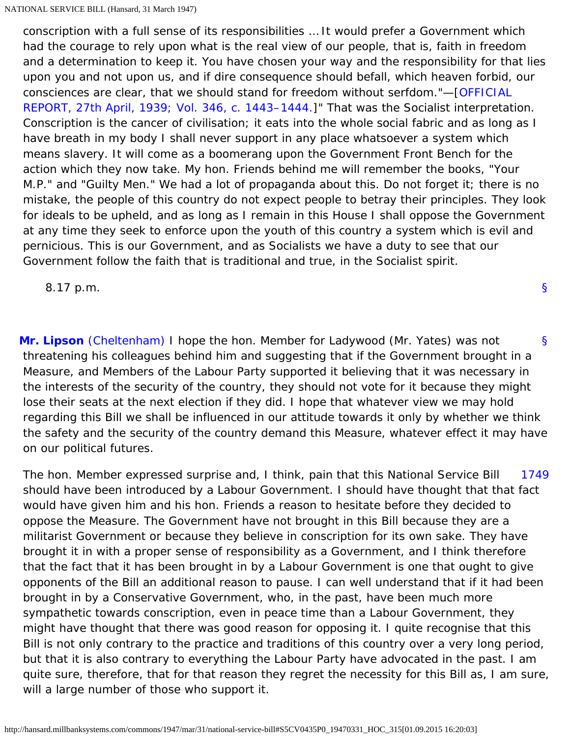conscription with a full sense of its responsibilities … It would prefer a Government which had the courage to rely upon what is the real view of our people, that is, faith in freedom and a determination to keep it. You have chosen your way and the responsibility for that lies upon you and not upon us, and if dire consequence should befall, which heaven forbid, our consciences are clear, that we should stand for freedom without serfdom."—[OFFICIAL REPORT, 27th April, 1939; Vol. 346, c. 1443–1444.]" That was the Socialist interpretation. Conscription is the cancer of civilisation; it eats into the whole social fabric and as long as I have breath in my body I shall never support in any place whatsoever a system which means slavery. It will come as a boomerang upon the Government Front Bench for the action which they now take. My hon. Friends behind me will remember the books, "Your M.P." and "Guilty Men." We had a lot of propaganda about this. Do not forget it; there is no mistake, the people of this country do not expect people to betray their principles. They look for ideals to be upheld, and as long as I remain in this House I shall oppose the Government at any time they seek to enforce upon the youth of this country a system which is evil and pernicious. This is our Government, and as Socialists we have a duty to see that our Government follow the faith that is traditional and true, in the Socialist spirit.

8.17 p.m.

**Mr. Lipson** (Cheltenham) I hope the hon. Member for Ladywood (Mr. Yates) was not threatening his colleagues behind him and suggesting that if the Government brought in a Measure, and Members of the Labour Party supported it believing that it was necessary in the interests of the security of the country, they should not vote for it because they might lose their seats at the next election if they did. I hope that whatever view we may hold regarding this Bill we shall be influenced in our attitude towards it only by whether we think the safety and the security of the country demand this Measure, whatever effect it may have on our political futures.

The hon. Member expressed surprise and, I think, pain that this National Service Bill should have been introduced by a Labour Government. I should have thought that that fact would have given him and his hon. Friends a reason to hesitate before they decided to oppose the Measure. The Government have not brought in this Bill because they are a militarist Government or because they believe in conscription for its own sake. They have brought it in with a proper sense of responsibility as a Government, and I think therefore that the fact that it has been brought in by a Labour Government is one that ought to give opponents of the Bill an additional reason to pause. I can well understand that if it had been brought in by a Conservative Government, who, in the past, have been much more sympathetic towards conscription, even in peace time than a Labour Government, they might have thought that there was good reason for opposing it. I quite recognise that this Bill is not only contrary to the practice and traditions of this country over a very long period, but that it is also contrary to everything the Labour Party have advocated in the past. I am quite sure, therefore, that for that reason they regret the necessity for this Bill as, I am sure, will a large number of those who support it.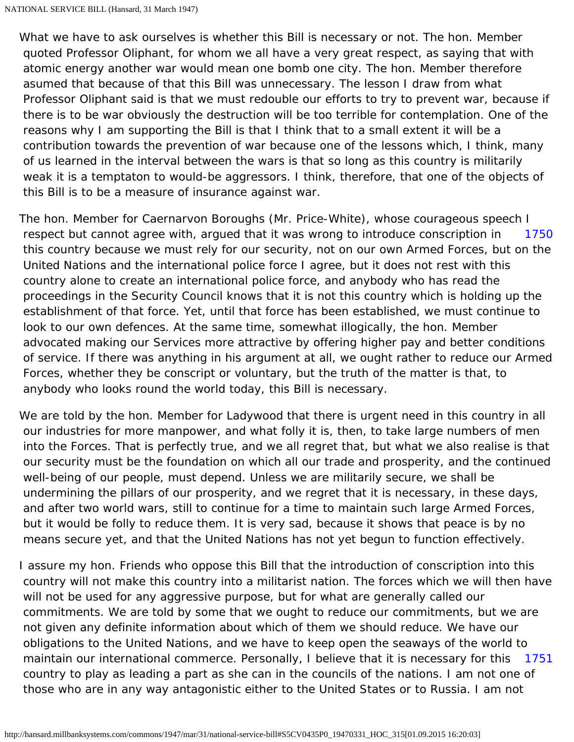What we have to ask ourselves is whether this Bill is necessary or not. The hon. Member quoted Professor Oliphant, for whom we all have a very great respect, as saying that with atomic energy another war would mean one bomb one city. The hon. Member therefore asumed that because of that this Bill was unnecessary. The lesson I draw from what Professor Oliphant said is that we must redouble our efforts to try to prevent war, because if there is to be war obviously the destruction will be too terrible for contemplation. One of the reasons why I am supporting the Bill is that I think that to a small extent it will be a contribution towards the prevention of war because one of the lessons which, I think, many of us learned in the interval between the wars is that so long as this country is militarily weak it is a temptaton to would-be aggressors. I think, therefore, that one of the objects of this Bill is to be a measure of insurance against war.

The hon. Member for Caernarvon Boroughs (Mr. Price-White), whose courageous speech I respect but cannot agree with, argued that it was wrong to introduce conscription in 1750 this country because we must rely for our security, not on our own Armed Forces, but on the United Nations and the international police force I agree, but it does not rest with this country alone to create an international police force, and anybody who has read the proceedings in the Security Council knows that it is not this country which is holding up the establishment of that force. Yet, until that force has been established, we must continue to look to our own defences. At the same time, somewhat illogically, the hon. Member advocated making our Services more attractive by offering higher pay and better conditions of service. If there was anything in his argument at all, we ought rather to reduce our Armed Forces, whether they be conscript or voluntary, but the truth of the matter is that, to anybody who looks round the world today, this Bill is necessary.

We are told by the hon. Member for Ladywood that there is urgent need in this country in all our industries for more manpower, and what folly it is, then, to take large numbers of men into the Forces. That is perfectly true, and we all regret that, but what we also realise is that our security must be the foundation on which all our trade and prosperity, and the continued well-being of our people, must depend. Unless we are militarily secure, we shall be undermining the pillars of our prosperity, and we regret that it is necessary, in these days, and after two world wars, still to continue for a time to maintain such large Armed Forces, but it would be folly to reduce them. It is very sad, because it shows that peace is by no means secure yet, and that the United Nations has not yet begun to function effectively.

I assure my hon. Friends who oppose this Bill that the introduction of conscription into this country will not make this country into a militarist nation. The forces which we will then have will not be used for any aggressive purpose, but for what are generally called our commitments. We are told by some that we ought to reduce our commitments, but we are not given any definite information about which of them we should reduce. We have our obligations to the United Nations, and we have to keep open the seaways of the world to maintain our international commerce. Personally, I believe that it is necessary for this 1751 country to play as leading a part as she can in the councils of the nations. I am not one of those who are in any way antagonistic either to the United States or to Russia. I am not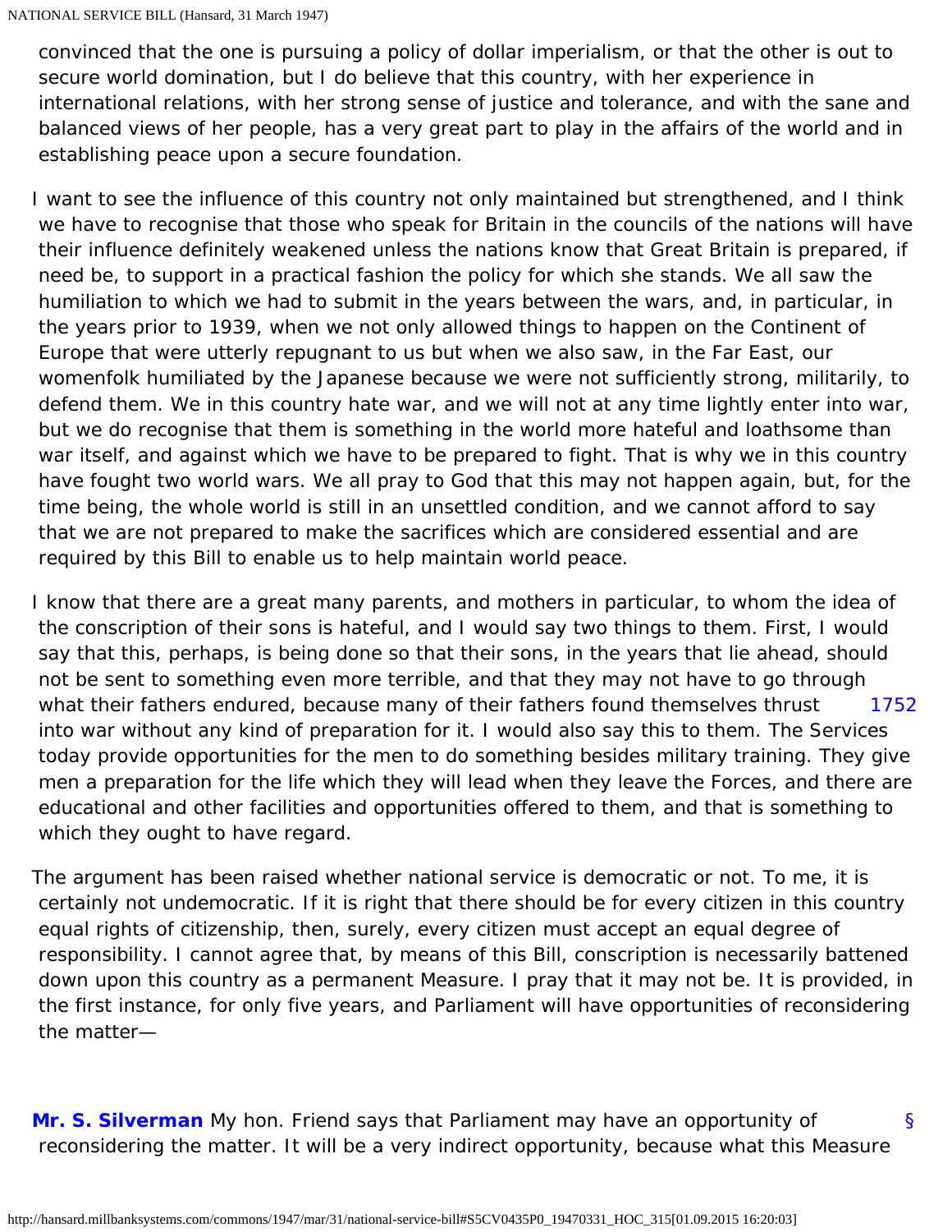convinced that the one is pursuing a policy of dollar imperialism, or that the other is out to secure world domination, but I do believe that this country, with her experience in international relations, with her strong sense of justice and tolerance, and with the sane and balanced views of her people, has a very great part to play in the affairs of the world and in establishing peace upon a secure foundation.

I want to see the influence of this country not only maintained but strengthened, and I think we have to recognise that those who speak for Britain in the councils of the nations will have their influence definitely weakened unless the nations know that Great Britain is prepared, if need be, to support in a practical fashion the policy for which she stands. We all saw the humiliation to which we had to submit in the years between the wars, and, in particular, in the years prior to 1939, when we not only allowed things to happen on the Continent of Europe that were utterly repugnant to us but when we also saw, in the Far East, our womenfolk humiliated by the Japanese because we were not sufficiently strong, militarily, to defend them. We in this country hate war, and we will not at any time lightly enter into war, but we do recognise that them is something in the world more hateful and loathsome than war itself, and against which we have to be prepared to fight. That is why we in this country have fought two world wars. We all pray to God that this may not happen again, but, for the time being, the whole world is still in an unsettled condition, and we cannot afford to say that we are not prepared to make the sacrifices which are considered essential and are required by this Bill to enable us to help maintain world peace.

I know that there are a great many parents, and mothers in particular, to whom the idea of the conscription of their sons is hateful, and I would say two things to them. First, I would say that this, perhaps, is being done so that their sons, in the years that lie ahead, should not be sent to something even more terrible, and that they may not have to go through what their fathers endured, because many of their fathers found themselves thrust into war without any kind of preparation for it. I would also say this to them. The Services today provide opportunities for the men to do something besides military training. They give men a preparation for the life which they will lead when they leave the Forces, and there are educational and other facilities and opportunities offered to them, and that is something to which they ought to have regard.

The argument has been raised whether national service is democratic or not. To me, it is certainly not undemocratic. If it is right that there should be for every citizen in this country equal rights of citizenship, then, surely, every citizen must accept an equal degree of responsibility. I cannot agree that, by means of this Bill, conscription is necessarily battened down upon this country as a permanent Measure. I pray that it may not be. It is provided, in the first instance, for only five years, and Parliament will have opportunities of reconsidering the matter—

**Mr. S. Silverman** My hon. Friend says that Parliament may have an opportunity of reconsidering the matter. It will be a very indirect opportunity, because what this Measure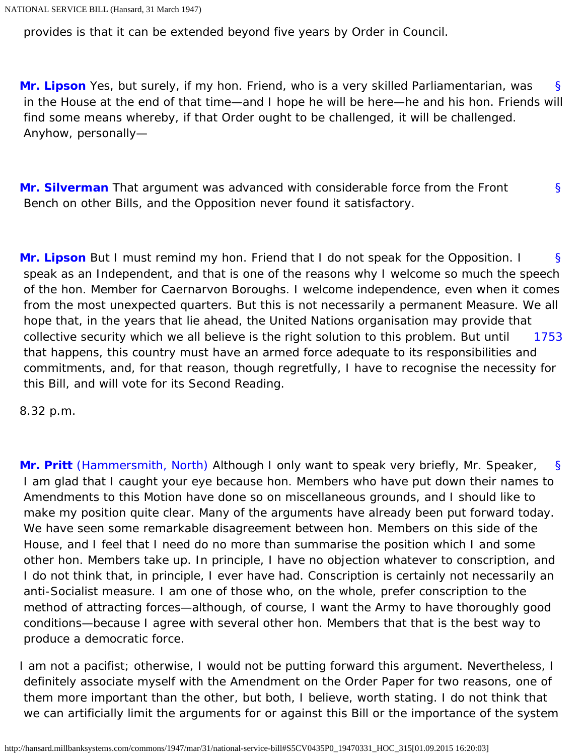provides is that it can be extended beyond five years by Order in Council.

**Mr. Lipson** Yes, but surely, if my hon. Friend, who is a very skilled Parliamentarian, was in the House at the end of that time—and I hope he will be here—he and his hon. Friends will find some means whereby, if that Order ought to be challenged, it will be challenged. Anyhow, personally—

**Mr. Silverman** That argument was advanced with considerable force from the Front Bench on other Bills, and the Opposition never found it satisfactory.

**Mr. Lipson** But I must remind my hon. Friend that I do not speak for the Opposition. I speak as an Independent, and that is one of the reasons why I welcome so much the speech of the hon. Member for Caernarvon Boroughs. I welcome independence, even when it comes from the most unexpected quarters. But this is not necessarily a permanent Measure. We all hope that, in the years that lie ahead, the United Nations organisation may provide that collective security which we all believe is the right solution to this problem. But until that happens, this country must have an armed force adequate to its responsibilities and commitments, and, for that reason, though regretfully, I have to recognise the necessity for this Bill, and will vote for its Second Reading.

8.32 p.m.

**Mr. Pritt** (Hammersmith, North) Although I only want to speak very briefly, Mr. Speaker, I am glad that I caught your eye because hon. Members who have put down their names to Amendments to this Motion have done so on miscellaneous grounds, and I should like to make my position quite clear. Many of the arguments have already been put forward today. We have seen some remarkable disagreement between hon. Members on this side of the House, and I feel that I need do no more than summarise the position which I and some other hon. Members take up. In principle, I have no objection whatever to conscription, and I do not think that, in principle, I ever have had. Conscription is certainly not necessarily an anti-Socialist measure. I am one of those who, on the whole, prefer conscription to the method of attracting forces—although, of course, I want the Army to have thoroughly good conditions—because I agree with several other hon. Members that that is the best way to produce a democratic force.

I am not a pacifist; otherwise, I would not be putting forward this argument. Nevertheless, I definitely associate myself with the Amendment on the Order Paper for two reasons, one of them more important than the other, but both, I believe, worth stating. I do not think that we can artificially limit the arguments for or against this Bill or the importance of the system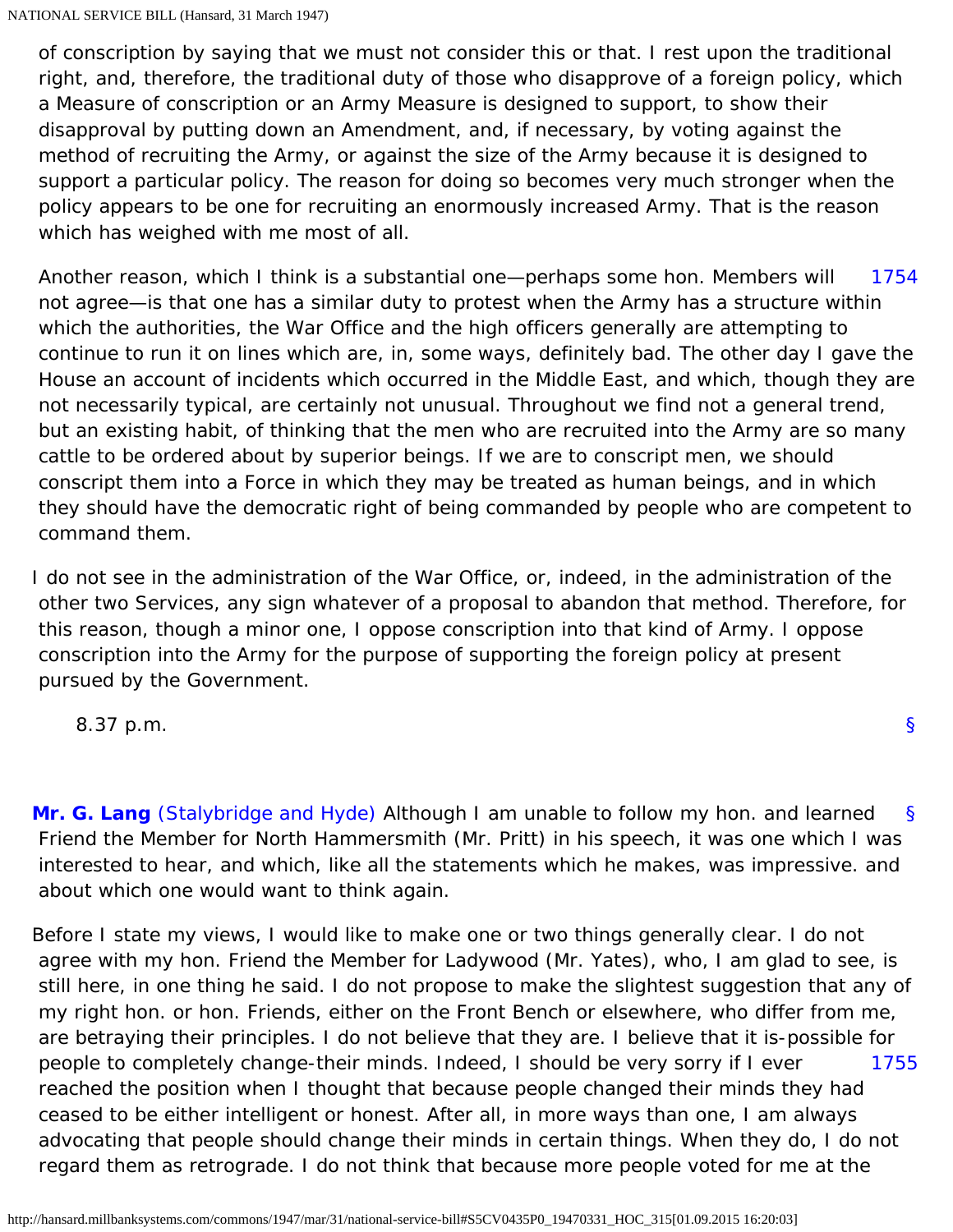of conscription by saying that we must not consider this or that. I rest upon the traditional right, and, therefore, the traditional duty of those who disapprove of a foreign policy, which a Measure of conscription or an Army Measure is designed to support, to show their disapproval by putting down an Amendment, and, if necessary, by voting against the method of recruiting the Army, or against the size of the Army because it is designed to support a particular policy. The reason for doing so becomes very much stronger when the policy appears to be one for recruiting an enormously increased Army. That is the reason which has weighed with me most of all.

1754

Another reason, which I think is a substantial one—perhaps some hon. Members will not agree—is that one has a similar duty to protest when the Army has a structure within which the authorities, the War Office and the high officers generally are attempting to continue to run it on lines which are, in, some ways, definitely bad. The other day I gave the House an account of incidents which occurred in the Middle East, and which, though they are not necessarily typical, are certainly not unusual. Throughout we find not a general trend, but an existing habit, of thinking that the men who are recruited into the Army are so many cattle to be ordered about by superior beings. If we are to conscript men, we should conscript them into a Force in which they may be treated as human beings, and in which they should have the democratic right of being commanded by people who are competent to command them.

I do not see in the administration of the War Office, or, indeed, in the administration of the other two Services, any sign whatever of a proposal to abandon that method. Therefore, for this reason, though a minor one, I oppose conscription into that kind of Army. I oppose conscription into the Army for the purpose of supporting the foreign policy at present pursued by the Government.

8.37 p.m.

§

§ **Mr. G. Lang** (Stalybridge and Hyde) Although I am unable to follow my hon. and learned Friend the Member for North Hammersmith (Mr. Pritt) in his speech, it was one which I was interested to hear, and which, like all the statements which he makes, was impressive. and about which one would want to think again.

Before I state my views, I would like to make one or two things generally clear. I do not agree with my hon. Friend the Member for Ladywood (Mr. Yates), who, I am glad to see, is still here, in one thing he said. I do not propose to make the slightest suggestion that any of my right hon. or hon. Friends, either on the Front Bench or elsewhere, who differ from me, are betraying their principles. I do not believe that they are. I believe that it is-possible for people to completely change-their minds. Indeed, I should be very sorry if I ever reached the position when I thought that because people changed their minds they had ceased to be either intelligent or honest. After all, in more ways than one, I am always advocating that people should change their minds in certain things. When they do, I do not regard them as retrograde. I do not think that because more people voted for me at the

1755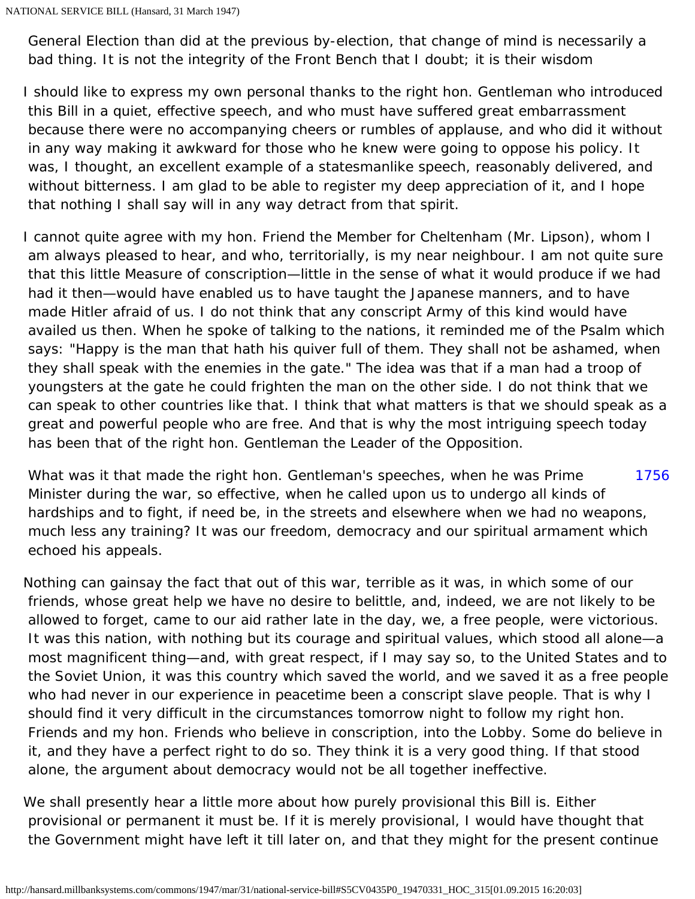General Election than did at the previous by-election, that change of mind is necessarily a bad thing. It is not the integrity of the Front Bench that I doubt; it is their wisdom

I should like to express my own personal thanks to the right hon. Gentleman who introduced this Bill in a quiet, effective speech, and who must have suffered great embarrassment because there were no accompanying cheers or rumbles of applause, and who did it without in any way making it awkward for those who he knew were going to oppose his policy. It was, I thought, an excellent example of a statesmanlike speech, reasonably delivered, and without bitterness. I am glad to be able to register my deep appreciation of it, and I hope that nothing I shall say will in any way detract from that spirit.

I cannot quite agree with my hon. Friend the Member for Cheltenham (Mr. Lipson), whom I am always pleased to hear, and who, territorially, is my near neighbour. I am not quite sure that this little Measure of conscription—little in the sense of what it would produce if we had had it then—would have enabled us to have taught the Japanese manners, and to have made Hitler afraid of us. I do not think that any conscript Army of this kind would have availed us then. When he spoke of talking to the nations, it reminded me of the Psalm which says: "Happy is the man that hath his quiver full of them. They shall not be ashamed, when they shall speak with the enemies in the gate." The idea was that if a man had a troop of youngsters at the gate he could frighten the man on the other side. I do not think that we can speak to other countries like that. I think that what matters is that we should speak as a great and powerful people who are free. And that is why the most intriguing speech today has been that of the right hon. Gentleman the Leader of the Opposition.

1756

What was it that made the right hon. Gentleman's speeches, when he was Prime Minister during the war, so effective, when he called upon us to undergo all kinds of hardships and to fight, if need be, in the streets and elsewhere when we had no weapons, much less any training? It was our freedom, democracy and our spiritual armament which echoed his appeals.

Nothing can gainsay the fact that out of this war, terrible as it was, in which some of our friends, whose great help we have no desire to belittle, and, indeed, we are not likely to be allowed to forget, came to our aid rather late in the day, we, a free people, were victorious. It was this nation, with nothing but its courage and spiritual values, which stood all alone—a most magnificent thing—and, with great respect, if I may say so, to the United States and to the Soviet Union, it was this country which saved the world, and we saved it as a free people who had never in our experience in peacetime been a conscript slave people. That is why I should find it very difficult in the circumstances tomorrow night to follow my right hon. Friends and my hon. Friends who believe in conscription, into the Lobby. Some do believe in it, and they have a perfect right to do so. They think it is a very good thing. If that stood alone, the argument about democracy would not be all together ineffective.

We shall presently hear a little more about how purely provisional this Bill is. Either provisional or permanent it must be. If it is merely provisional, I would have thought that the Government might have left it till later on, and that they might for the present continue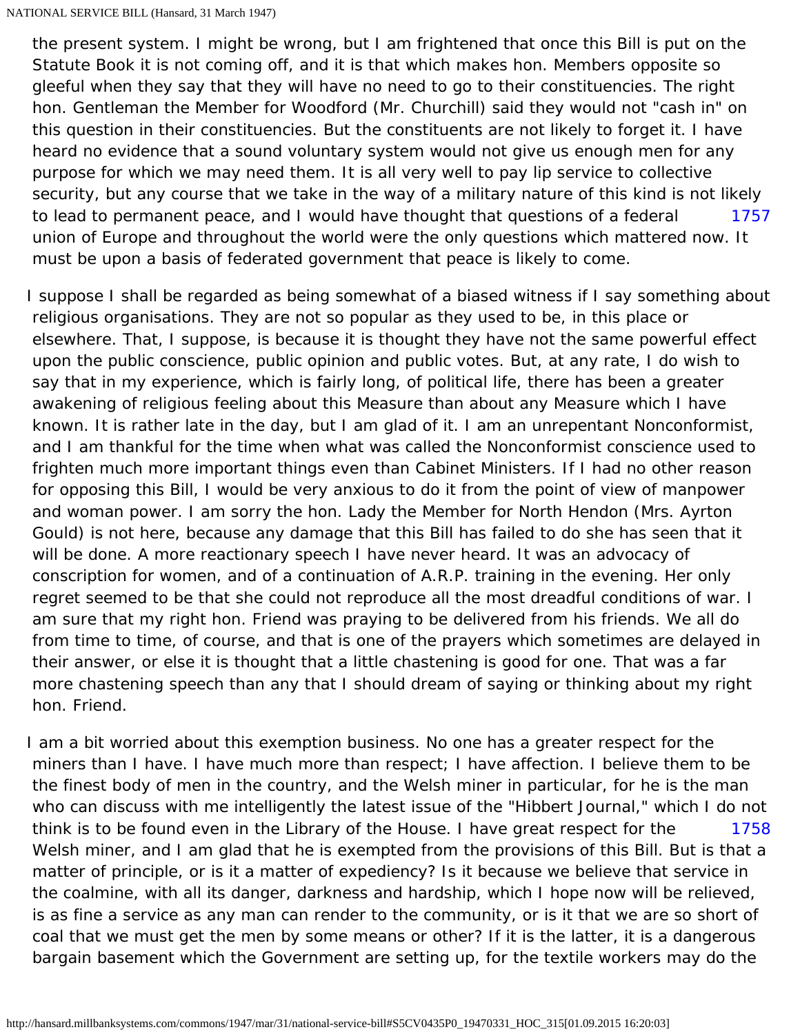the present system. I might be wrong, but I am frightened that once this Bill is put on the Statute Book it is not coming off, and it is that which makes hon. Members opposite so gleeful when they say that they will have no need to go to their constituencies. The right hon. Gentleman the Member for Woodford (Mr. Churchill) said they would not "cash in" on this question in their constituencies. But the constituents are not likely to forget it. I have heard no evidence that a sound voluntary system would not give us enough men for any purpose for which we may need them. It is all very well to pay lip service to collective security, but any course that we take in the way of a military nature of this kind is not likely to lead to permanent peace, and I would have thought that questions of a federal union of Europe and throughout the world were the only questions which mattered now. It must be upon a basis of federated government that peace is likely to come.

I suppose I shall be regarded as being somewhat of a biased witness if I say something about religious organisations. They are not so popular as they used to be, in this place or elsewhere. That, I suppose, is because it is thought they have not the same powerful effect upon the public conscience, public opinion and public votes. But, at any rate, I do wish to say that in my experience, which is fairly long, of political life, there has been a greater awakening of religious feeling about this Measure than about any Measure which I have known. It is rather late in the day, but I am glad of it. I am an unrepentant Nonconformist, and I am thankful for the time when what was called the Nonconformist conscience used to frighten much more important things even than Cabinet Ministers. If I had no other reason for opposing this Bill, I would be very anxious to do it from the point of view of manpower and woman power. I am sorry the hon. Lady the Member for North Hendon (Mrs. Ayrton Gould) is not here, because any damage that this Bill has failed to do she has seen that it will be done. A more reactionary speech I have never heard. It was an advocacy of conscription for women, and of a continuation of A.R.P. training in the evening. Her only regret seemed to be that she could not reproduce all the most dreadful conditions of war. I am sure that my right hon. Friend was praying to be delivered from his friends. We all do from time to time, of course, and that is one of the prayers which sometimes are delayed in their answer, or else it is thought that a little chastening is good for one. That was a far more chastening speech than any that I should dream of saying or thinking about my right hon. Friend.

I am a bit worried about this exemption business. No one has a greater respect for the miners than I have. I have much more than respect; I have affection. I believe them to be the finest body of men in the country, and the Welsh miner in particular, for he is the man who can discuss with me intelligently the latest issue of the "Hibbert Journal," which I do not think is to be found even in the Library of the House. I have great respect for the Welsh miner, and I am glad that he is exempted from the provisions of this Bill. But is that a matter of principle, or is it a matter of expediency? Is it because we believe that service in the coalmine, with all its danger, darkness and hardship, which I hope now will be relieved, is as fine a service as any man can render to the community, or is it that we are so short of coal that we must get the men by some means or other? If it is the latter, it is a dangerous bargain basement which the Government are setting up, for the textile workers may do the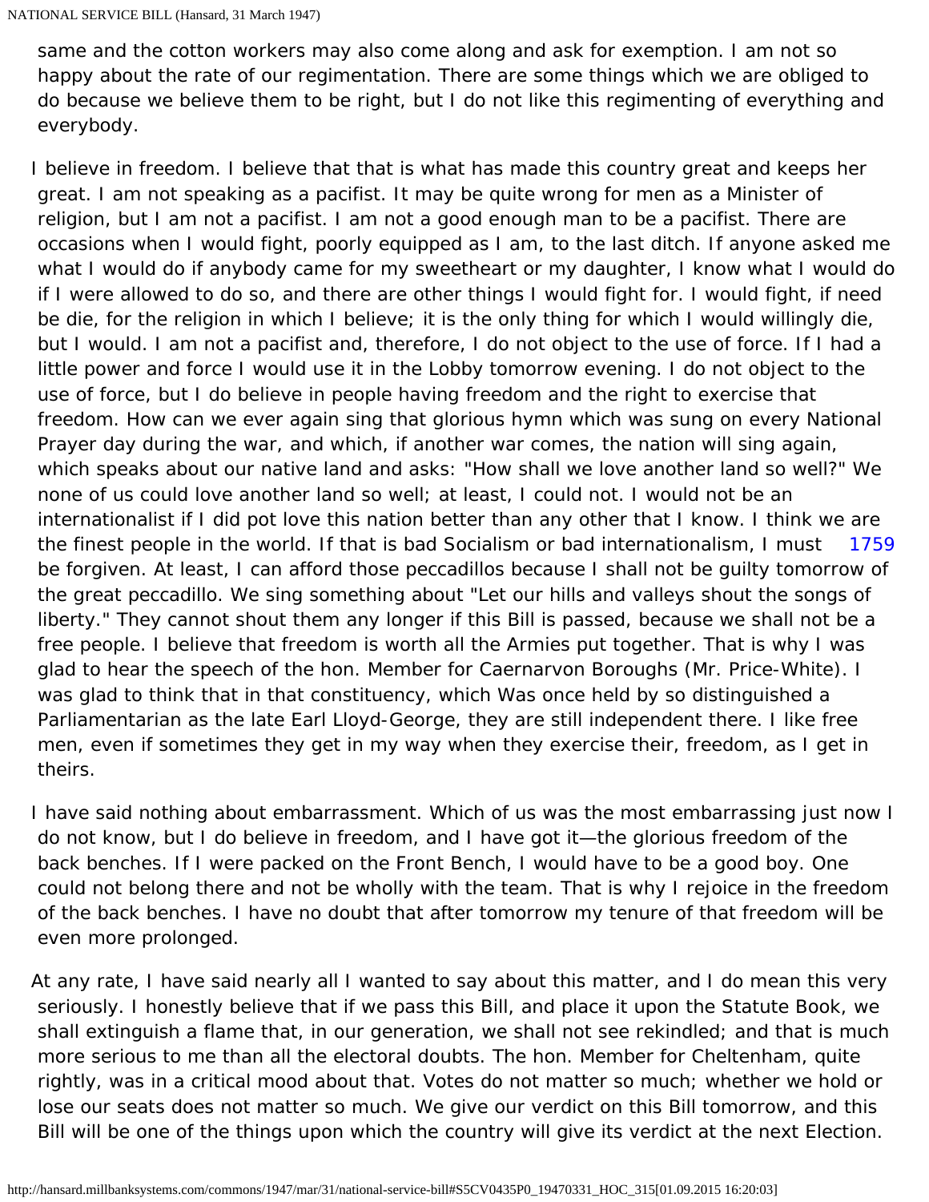same and the cotton workers may also come along and ask for exemption. I am not so happy about the rate of our regimentation. There are some things which we are obliged to do because we believe them to be right, but I do not like this regimenting of everything and everybody.

I believe in freedom. I believe that that is what has made this country great and keeps her great. I am not speaking as a pacifist. It may be quite wrong for men as a Minister of religion, but I am not a pacifist. I am not a good enough man to be a pacifist. There are occasions when I would fight, poorly equipped as I am, to the last ditch. If anyone asked me what I would do if anybody came for my sweetheart or my daughter, I know what I would do if I were allowed to do so, and there are other things I would fight for. I would fight, if need be die, for the religion in which I believe; it is the only thing for which I would willingly die, but I would. I am not a pacifist and, therefore, I do not object to the use of force. If I had a little power and force I would use it in the Lobby tomorrow evening. I do not object to the use of force, but I do believe in people having freedom and the right to exercise that freedom. How can we ever again sing that glorious hymn which was sung on every National Prayer day during the war, and which, if another war comes, the nation will sing again, which speaks about our native land and asks: "How shall we love another land so well?" We none of us could love another land so well; at least, I could not. I would not be an internationalist if I did pot love this nation better than any other that I know. I think we are the finest people in the world. If that is bad Socialism or bad internationalism, I must be forgiven. At least, I can afford those peccadillos because I shall not be guilty tomorrow of the great peccadillo. We sing something about "Let our hills and valleys shout the songs of liberty." They cannot shout them any longer if this Bill is passed, because we shall not be a free people. I believe that freedom is worth all the Armies put together. That is why I was glad to hear the speech of the hon. Member for Caernarvon Boroughs (Mr. Price-White). I was glad to think that in that constituency, which Was once held by so distinguished a Parliamentarian as the late Earl Lloyd-George, they are still independent there. I like free men, even if sometimes they get in my way when they exercise their, freedom, as I get in theirs.

I have said nothing about embarrassment. Which of us was the most embarrassing just now I do not know, but I do believe in freedom, and I have got it—the glorious freedom of the back benches. If I were packed on the Front Bench, I would have to be a good boy. One could not belong there and not be wholly with the team. That is why I rejoice in the freedom of the back benches. I have no doubt that after tomorrow my tenure of that freedom will be even more prolonged.

At any rate, I have said nearly all I wanted to say about this matter, and I do mean this very seriously. I honestly believe that if we pass this Bill, and place it upon the Statute Book, we shall extinguish a flame that, in our generation, we shall not see rekindled; and that is much more serious to me than all the electoral doubts. The hon. Member for Cheltenham, quite rightly, was in a critical mood about that. Votes do not matter so much; whether we hold or lose our seats does not matter so much. We give our verdict on this Bill tomorrow, and this Bill will be one of the things upon which the country will give its verdict at the next Election.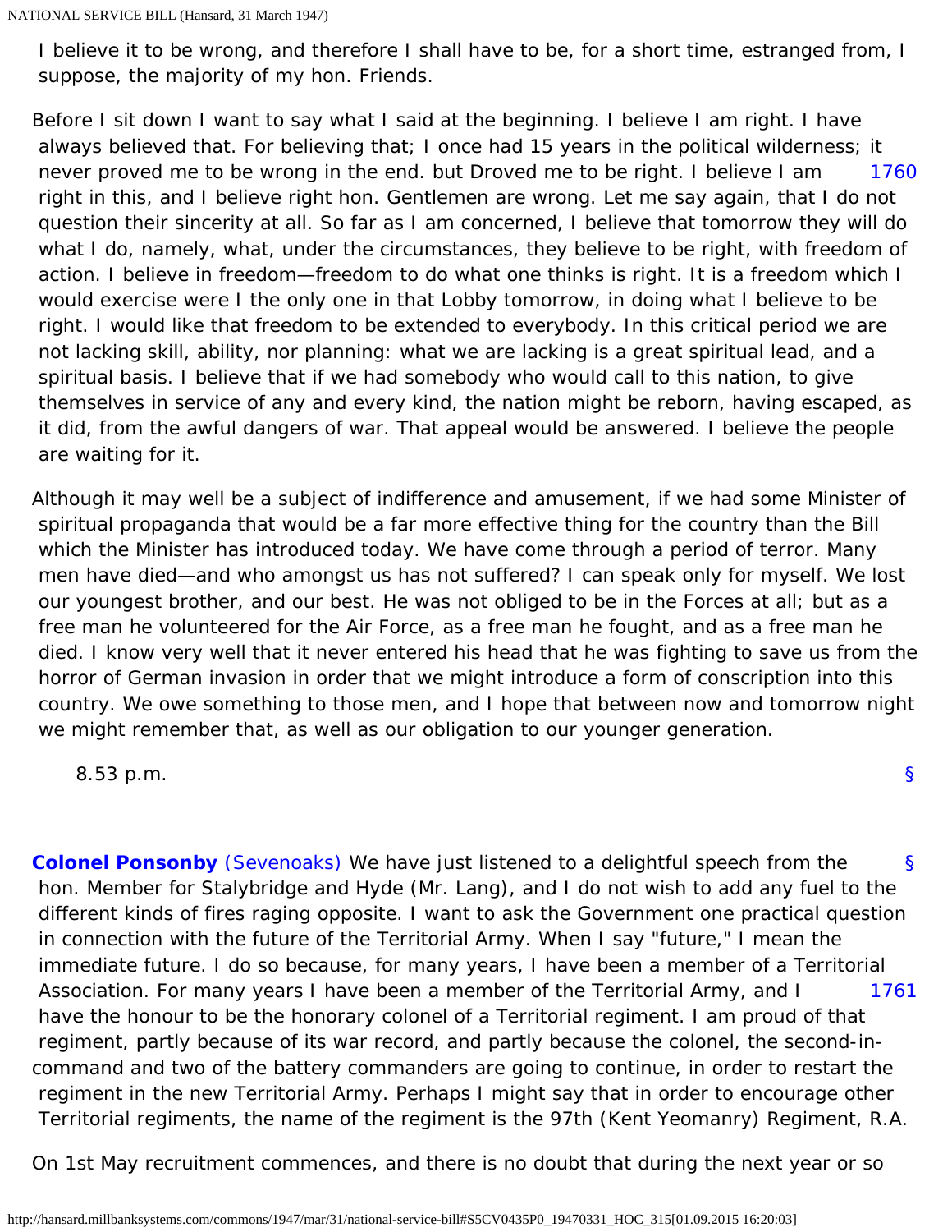I believe it to be wrong, and therefore I shall have to be, for a short time, estranged from, I suppose, the majority of my hon. Friends.

Before I sit down I want to say what I said at the beginning. I believe I am right. I have always believed that. For believing that; I once had 15 years in the political wilderness; it never proved me to be wrong in the end. but Droved me to be right. I believe I am right in this, and I believe right hon. Gentlemen are wrong. Let me say again, that I do not question their sincerity at all. So far as I am concerned, I believe that tomorrow they will do what I do, namely, what, under the circumstances, they believe to be right, with freedom of action. I believe in freedom—freedom to do what one thinks is right. It is a freedom which I would exercise were I the only one in that Lobby tomorrow, in doing what I believe to be right. I would like that freedom to be extended to everybody. In this critical period we are not lacking skill, ability, nor planning: what we are lacking is a great spiritual lead, and a spiritual basis. I believe that if we had somebody who would call to this nation, to give themselves in service of any and every kind, the nation might be reborn, having escaped, as it did, from the awful dangers of war. That appeal would be answered. I believe the people are waiting for it.

Although it may well be a subject of indifference and amusement, if we had some Minister of spiritual propaganda that would be a far more effective thing for the country than the Bill which the Minister has introduced today. We have come through a period of terror. Many men have died—and who amongst us has not suffered? I can speak only for myself. We lost our youngest brother, and our best. He was not obliged to be in the Forces at all; but as a free man he volunteered for the Air Force, as a free man he fought, and as a free man he died. I know very well that it never entered his head that he was fighting to save us from the horror of German invasion in order that we might introduce a form of conscription into this country. We owe something to those men, and I hope that between now and tomorrow night we might remember that, as well as our obligation to our younger generation.

8.53 p.m.

**Colonel Ponsonby** (Sevenoaks) We have just listened to a delightful speech from the hon. Member for Stalybridge and Hyde (Mr. Lang), and I do not wish to add any fuel to the different kinds of fires raging opposite. I want to ask the Government one practical question in connection with the future of the Territorial Army. When I say "future," I mean the immediate future. I do so because, for many years, I have been a member of a Territorial Association. For many years I have been a member of the Territorial Army, and I have the honour to be the honorary colonel of a Territorial regiment. I am proud of that regiment, partly because of its war record, and partly because the colonel, the second-in-command and two of the battery commanders are going to continue, in order to restart the regiment in the new Territorial Army. Perhaps I might say that in order to encourage other Territorial regiments, the name of the regiment is the 97th (Kent Yeomanry) Regiment, R.A.

On 1st May recruitment commences, and there is no doubt that during the next year or so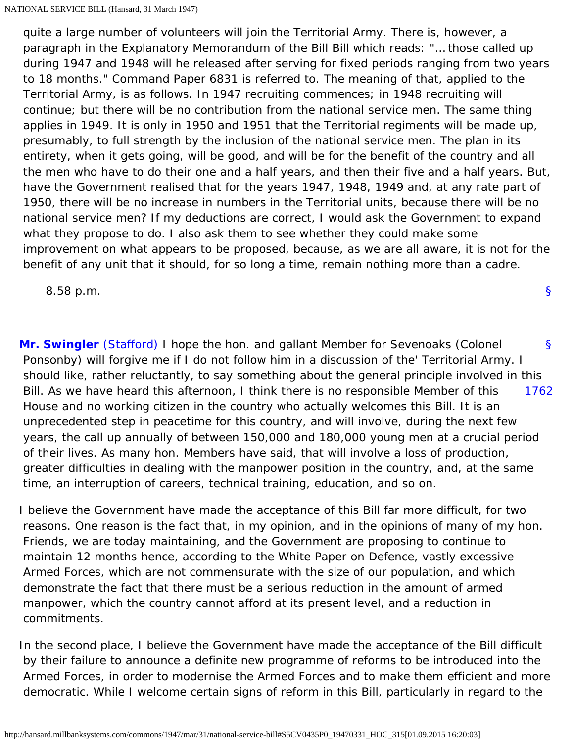quite a large number of volunteers will join the Territorial Army. There is, however, a paragraph in the Explanatory Memorandum of the Bill Bill which reads: "… those called up during 1947 and 1948 will he released after serving for fixed periods ranging from two years to 18 months." Command Paper 6831 is referred to. The meaning of that, applied to the Territorial Army, is as follows. In 1947 recruiting commences; in 1948 recruiting will continue; but there will be no contribution from the national service men. The same thing applies in 1949. It is only in 1950 and 1951 that the Territorial regiments will be made up, presumably, to full strength by the inclusion of the national service men. The plan in its entirety, when it gets going, will be good, and will be for the benefit of the country and all the men who have to do their one and a half years, and then their five and a half years. But, have the Government realised that for the years 1947, 1948, 1949 and, at any rate part of 1950, there will be no increase in numbers in the Territorial units, because there will be no national service men? If my deductions are correct, I would ask the Government to expand what they propose to do. I also ask them to see whether they could make some improvement on what appears to be proposed, because, as we are all aware, it is not for the benefit of any unit that it should, for so long a time, remain nothing more than a cadre.

8.58 p.m.

§

§ **Mr. Swingler** (Stafford) I hope the hon. and gallant Member for Sevenoaks (Colonel Ponsonby) will forgive me if I do not follow him in a discussion of the' Territorial Army. I should like, rather reluctantly, to say something about the general principle involved in this Bill. As we have heard this afternoon, I think there is no responsible Member of this House and no working citizen in the country who actually welcomes this Bill. It is an unprecedented step in peacetime for this country, and will involve, during the next few years, the call up annually of between 150,000 and 180,000 young men at a crucial period of their lives. As many hon. Members have said, that will involve a loss of production, greater difficulties in dealing with the manpower position in the country, and, at the same time, an interruption of careers, technical training, education, and so on.

1762

I believe the Government have made the acceptance of this Bill far more difficult, for two reasons. One reason is the fact that, in my opinion, and in the opinions of many of my hon. Friends, we are today maintaining, and the Government are proposing to continue to maintain 12 months hence, according to the White Paper on Defence, vastly excessive Armed Forces, which are not commensurate with the size of our population, and which demonstrate the fact that there must be a serious reduction in the amount of armed manpower, which the country cannot afford at its present level, and a reduction in commitments.

In the second place, I believe the Government have made the acceptance of the Bill difficult by their failure to announce a definite new programme of reforms to be introduced into the Armed Forces, in order to modernise the Armed Forces and to make them efficient and more democratic. While I welcome certain signs of reform in this Bill, particularly in regard to the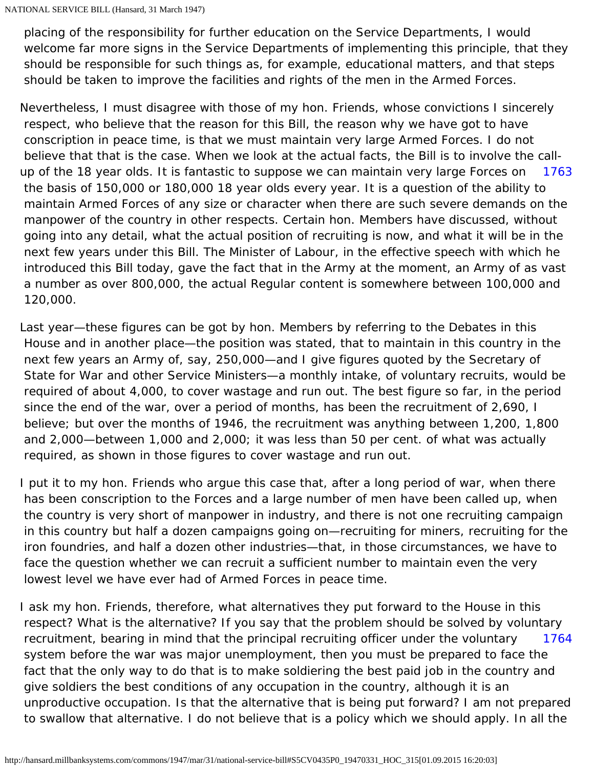placing of the responsibility for further education on the Service Departments, I would welcome far more signs in the Service Departments of implementing this principle, that they should be responsible for such things as, for example, educational matters, and that steps should be taken to improve the facilities and rights of the men in the Armed Forces.

Nevertheless, I must disagree with those of my hon. Friends, whose convictions I sincerely respect, who believe that the reason for this Bill, the reason why we have got to have conscription in peace time, is that we must maintain very large Armed Forces. I do not believe that that is the case. When we look at the actual facts, the Bill is to involve the call-up of the 18 year olds. It is fantastic to suppose we can maintain very large Forces on the basis of 150,000 or 180,000 18 year olds every year. It is a question of the ability to maintain Armed Forces of any size or character when there are such severe demands on the manpower of the country in other respects. Certain hon. Members have discussed, without going into any detail, what the actual position of recruiting is now, and what it will be in the next few years under this Bill. The Minister of Labour, in the effective speech with which he introduced this Bill today, gave the fact that in the Army at the moment, an Army of as vast a number as over 800,000, the actual Regular content is somewhere between 100,000 and 120,000.

Last year—these figures can be got by hon. Members by referring to the Debates in this House and in another place—the position was stated, that to maintain in this country in the next few years an Army of, say, 250,000—and I give figures quoted by the Secretary of State for War and other Service Ministers—a monthly intake, of voluntary recruits, would be required of about 4,000, to cover wastage and run out. The best figure so far, in the period since the end of the war, over a period of months, has been the recruitment of 2,690, I believe; but over the months of 1946, the recruitment was anything between 1,200, 1,800 and 2,000—between 1,000 and 2,000; it was less than 50 per cent. of what was actually required, as shown in those figures to cover wastage and run out.

I put it to my hon. Friends who argue this case that, after a long period of war, when there has been conscription to the Forces and a large number of men have been called up, when the country is very short of manpower in industry, and there is not one recruiting campaign in this country but half a dozen campaigns going on—recruiting for miners, recruiting for the iron foundries, and half a dozen other industries—that, in those circumstances, we have to face the question whether we can recruit a sufficient number to maintain even the very lowest level we have ever had of Armed Forces in peace time.

I ask my hon. Friends, therefore, what alternatives they put forward to the House in this respect? What is the alternative? If you say that the problem should be solved by voluntary recruitment, bearing in mind that the principal recruiting officer under the voluntary system before the war was major unemployment, then you must be prepared to face the fact that the only way to do that is to make soldiering the best paid job in the country and give soldiers the best conditions of any occupation in the country, although it is an unproductive occupation. Is that the alternative that is being put forward? I am not prepared to swallow that alternative. I do not believe that is a policy which we should apply. In all the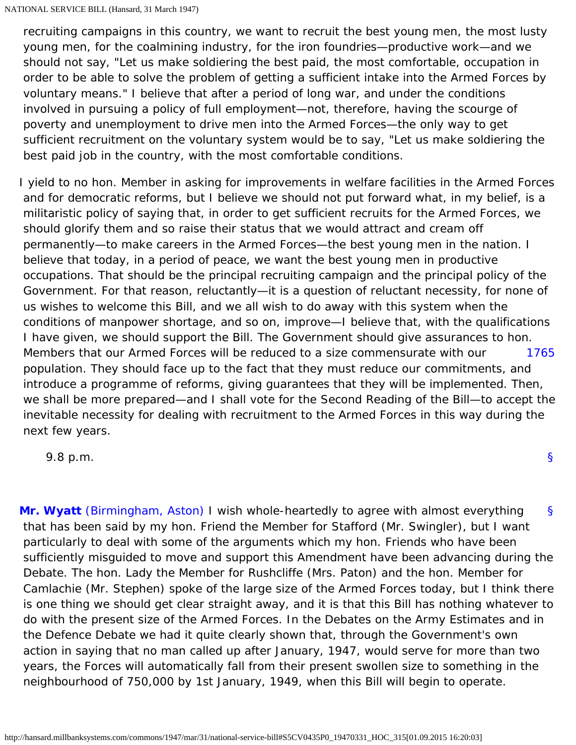recruiting campaigns in this country, we want to recruit the best young men, the most lusty young men, for the coalmining industry, for the iron foundries—productive work—and we should not say, "Let us make soldiering the best paid, the most comfortable, occupation in order to be able to solve the problem of getting a sufficient intake into the Armed Forces by voluntary means." I believe that after a period of long war, and under the conditions involved in pursuing a policy of full employment—not, therefore, having the scourge of poverty and unemployment to drive men into the Armed Forces—the only way to get sufficient recruitment on the voluntary system would be to say, "Let us make soldiering the best paid job in the country, with the most comfortable conditions.

I yield to no hon. Member in asking for improvements in welfare facilities in the Armed Forces and for democratic reforms, but I believe we should not put forward what, in my belief, is a militaristic policy of saying that, in order to get sufficient recruits for the Armed Forces, we should glorify them and so raise their status that we would attract and cream off permanently—to make careers in the Armed Forces—the best young men in the nation. I believe that today, in a period of peace, we want the best young men in productive occupations. That should be the principal recruiting campaign and the principal policy of the Government. For that reason, reluctantly—it is a question of reluctant necessity, for none of us wishes to welcome this Bill, and we all wish to do away with this system when the conditions of manpower shortage, and so on, improve—I believe that, with the qualifications I have given, we should support the Bill. The Government should give assurances to hon. Members that our Armed Forces will be reduced to a size commensurate with our population. They should face up to the fact that they must reduce our commitments, and introduce a programme of reforms, giving guarantees that they will be implemented. Then, we shall be more prepared—and I shall vote for the Second Reading of the Bill—to accept the inevitable necessity for dealing with recruitment to the Armed Forces in this way during the next few years.

9.8 p.m.

**Mr. Wyatt** (Birmingham, Aston) I wish whole-heartedly to agree with almost everything that has been said by my hon. Friend the Member for Stafford (Mr. Swingler), but I want particularly to deal with some of the arguments which my hon. Friends who have been sufficiently misguided to move and support this Amendment have been advancing during the Debate. The hon. Lady the Member for Rushcliffe (Mrs. Paton) and the hon. Member for Camlachie (Mr. Stephen) spoke of the large size of the Armed Forces today, but I think there is one thing we should get clear straight away, and it is that this Bill has nothing whatever to do with the present size of the Armed Forces. In the Debates on the Army Estimates and in the Defence Debate we had it quite clearly shown that, through the Government's own action in saying that no man called up after January, 1947, would serve for more than two years, the Forces will automatically fall from their present swollen size to something in the neighbourhood of 750,000 by 1st January, 1949, when this Bill will begin to operate.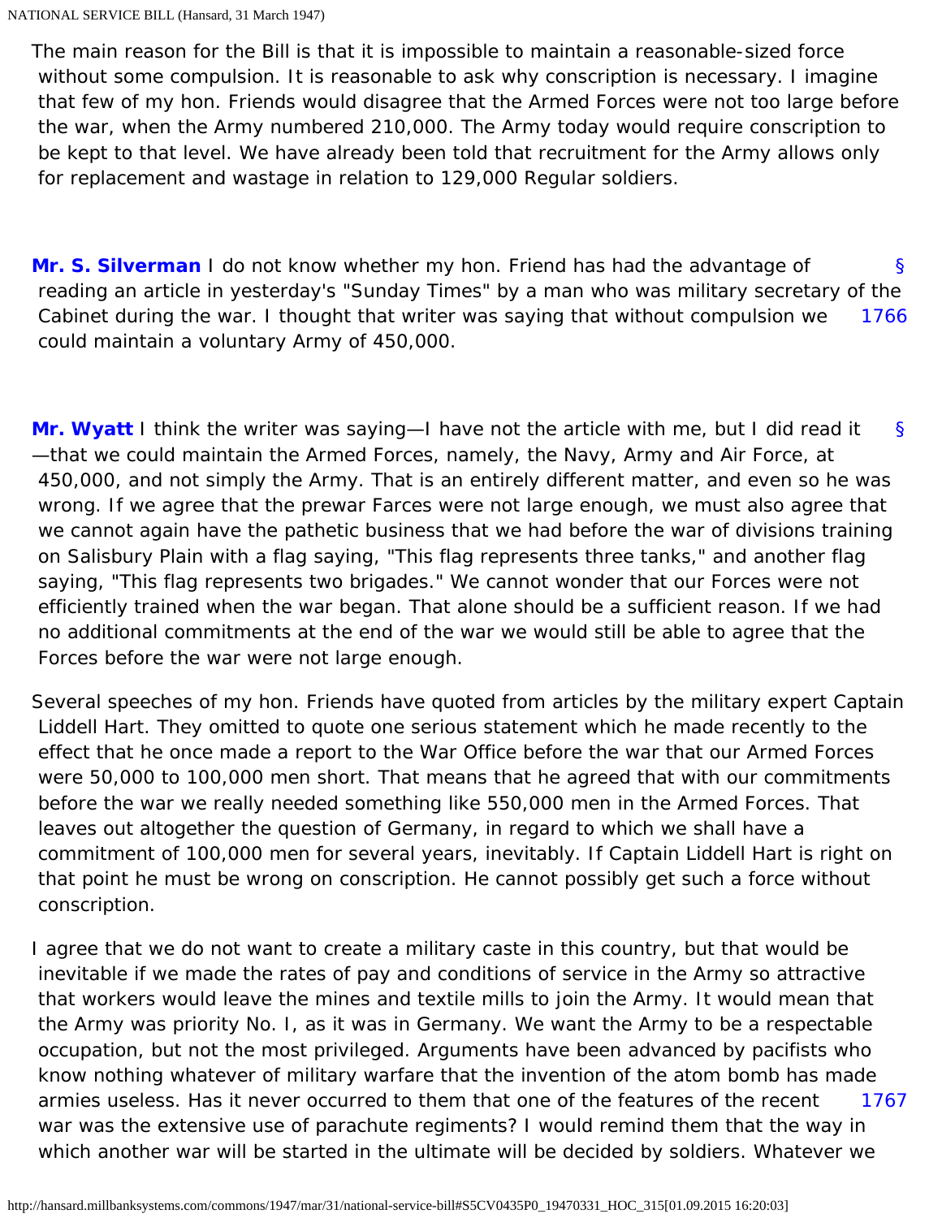The main reason for the Bill is that it is impossible to maintain a reasonable-sized force without some compulsion. It is reasonable to ask why conscription is necessary. I imagine that few of my hon. Friends would disagree that the Armed Forces were not too large before the war, when the Army numbered 210,000. The Army today would require conscription to be kept to that level. We have already been told that recruitment for the Army allows only for replacement and wastage in relation to 129,000 Regular soldiers.

§ 1766

**Mr. S. Silverman** I do not know whether my hon. Friend has had the advantage of reading an article in yesterday's "Sunday Times" by a man who was military secretary of the Cabinet during the war. I thought that writer was saying that without compulsion we could maintain a voluntary Army of 450,000.

§

**Mr. Wyatt** I think the writer was saying—I have not the article with me, but I did read it—that we could maintain the Armed Forces, namely, the Navy, Army and Air Force, at 450,000, and not simply the Army. That is an entirely different matter, and even so he was wrong. If we agree that the prewar Farces were not large enough, we must also agree that we cannot again have the pathetic business that we had before the war of divisions training on Salisbury Plain with a flag saying, "This flag represents three tanks," and another flag saying, "This flag represents two brigades." We cannot wonder that our Forces were not efficiently trained when the war began. That alone should be a sufficient reason. If we had no additional commitments at the end of the war we would still be able to agree that the Forces before the war were not large enough.

Several speeches of my hon. Friends have quoted from articles by the military expert Captain Liddell Hart. They omitted to quote one serious statement which he made recently to the effect that he once made a report to the War Office before the war that our Armed Forces were 50,000 to 100,000 men short. That means that he agreed that with our commitments before the war we really needed something like 550,000 men in the Armed Forces. That leaves out altogether the question of Germany, in regard to which we shall have a commitment of 100,000 men for several years, inevitably. If Captain Liddell Hart is right on that point he must be wrong on conscription. He cannot possibly get such a force without conscription.

I agree that we do not want to create a military caste in this country, but that would be inevitable if we made the rates of pay and conditions of service in the Army so attractive that workers would leave the mines and textile mills to join the Army. It would mean that the Army was priority No. I, as it was in Germany. We want the Army to be a respectable occupation, but not the most privileged. Arguments have been advanced by pacifists who know nothing whatever of military warfare that the invention of the atom bomb has made armies useless. Has it never occurred to them that one of the features of the recent war was the extensive use of parachute regiments? I would remind them that the way in which another war will be started in the ultimate will be decided by soldiers. Whatever we

1767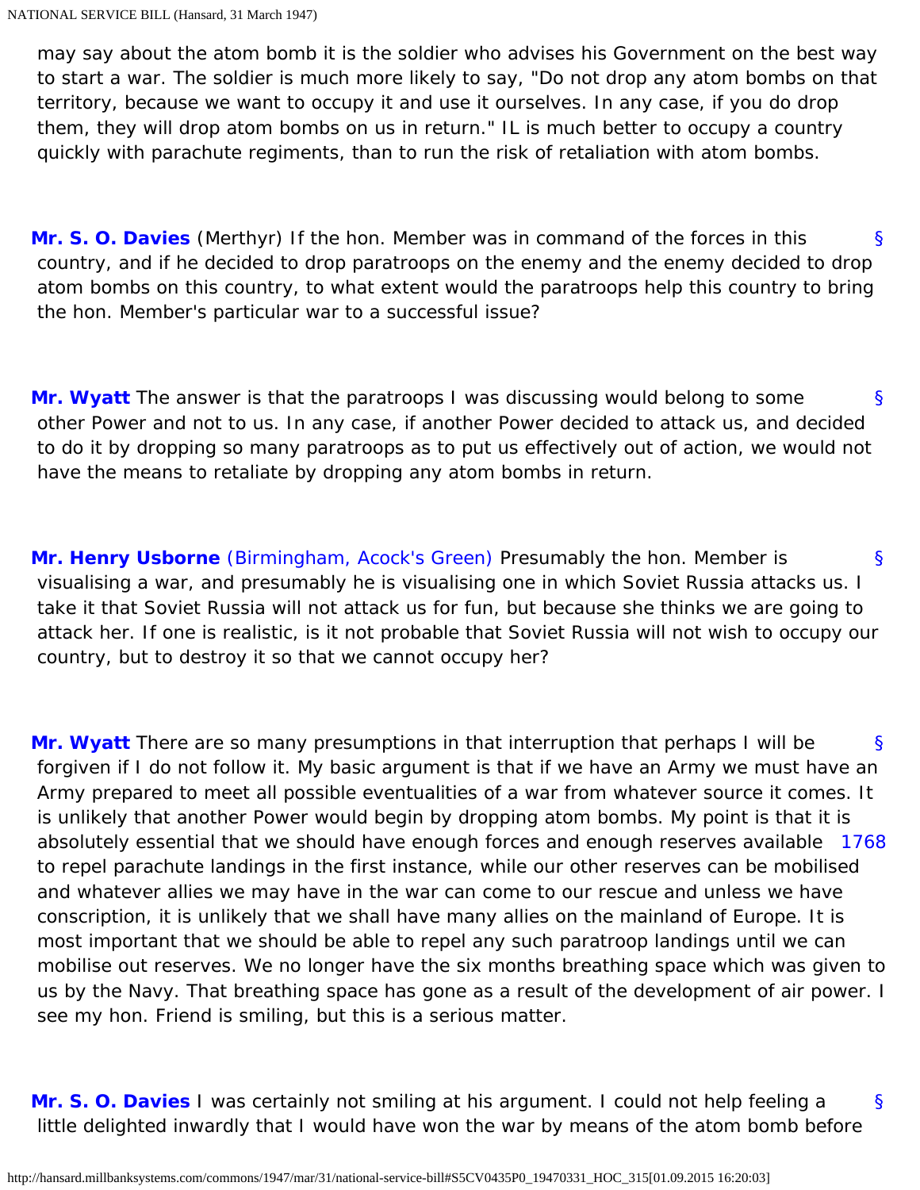may say about the atom bomb it is the soldier who advises his Government on the best way to start a war. The soldier is much more likely to say, "Do not drop any atom bombs on that territory, because we want to occupy it and use it ourselves. In any case, if you do drop them, they will drop atom bombs on us in return." IL is much better to occupy a country quickly with parachute regiments, than to run the risk of retaliation with atom bombs.

**Mr. S. O. Davies** (Merthyr) If the hon. Member was in command of the forces in this country, and if he decided to drop paratroops on the enemy and the enemy decided to drop atom bombs on this country, to what extent would the paratroops help this country to bring the hon. Member's particular war to a successful issue?

**Mr. Wyatt** The answer is that the paratroops I was discussing would belong to some other Power and not to us. In any case, if another Power decided to attack us, and decided to do it by dropping so many paratroops as to put us effectively out of action, we would not have the means to retaliate by dropping any atom bombs in return.

**Mr. Henry Usborne** (Birmingham, Acock's Green) Presumably the hon. Member is visualising a war, and presumably he is visualising one in which Soviet Russia attacks us. I take it that Soviet Russia will not attack us for fun, but because she thinks we are going to attack her. If one is realistic, is it not probable that Soviet Russia will not wish to occupy our country, but to destroy it so that we cannot occupy her?

**Mr. Wyatt** There are so many presumptions in that interruption that perhaps I will be forgiven if I do not follow it. My basic argument is that if we have an Army we must have an Army prepared to meet all possible eventualities of a war from whatever source it comes. It is unlikely that another Power would begin by dropping atom bombs. My point is that it is absolutely essential that we should have enough forces and enough reserves available to repel parachute landings in the first instance, while our other reserves can be mobilised and whatever allies we may have in the war can come to our rescue and unless we have conscription, it is unlikely that we shall have many allies on the mainland of Europe. It is most important that we should be able to repel any such paratroop landings until we can mobilise out reserves. We no longer have the six months breathing space which was given to us by the Navy. That breathing space has gone as a result of the development of air power. I see my hon. Friend is smiling, but this is a serious matter.

**Mr. S. O. Davies** I was certainly not smiling at his argument. I could not help feeling a little delighted inwardly that I would have won the war by means of the atom bomb before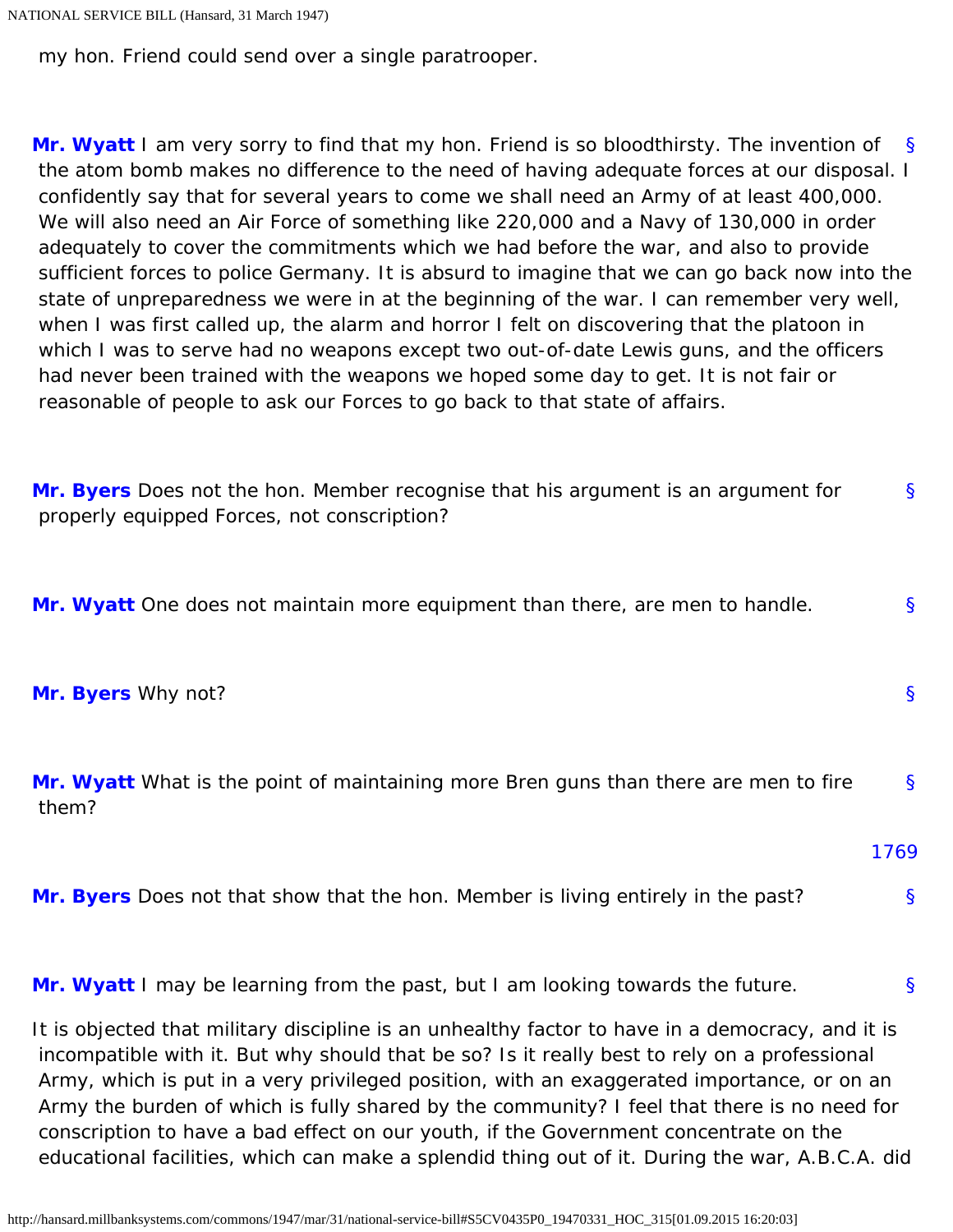my hon. Friend could send over a single paratrooper.

**Mr. Wyatt** I am very sorry to find that my hon. Friend is so bloodthirsty. The invention of the atom bomb makes no difference to the need of having adequate forces at our disposal. I confidently say that for several years to come we shall need an Army of at least 400,000. We will also need an Air Force of something like 220,000 and a Navy of 130,000 in order adequately to cover the commitments which we had before the war, and also to provide sufficient forces to police Germany. It is absurd to imagine that we can go back now into the state of unpreparedness we were in at the beginning of the war. I can remember very well, when I was first called up, the alarm and horror I felt on discovering that the platoon in which I was to serve had no weapons except two out-of-date Lewis guns, and the officers had never been trained with the weapons we hoped some day to get. It is not fair or reasonable of people to ask our Forces to go back to that state of affairs.

**Mr. Byers** Does not the hon. Member recognise that his argument is an argument for properly equipped Forces, not conscription?

**Mr. Wyatt** One does not maintain more equipment than there, are men to handle.

**Mr. Byers** Why not?

**Mr. Wyatt** What is the point of maintaining more Bren guns than there are men to fire them?

**Mr. Byers** Does not that show that the hon. Member is living entirely in the past?

**Mr. Wyatt** I may be learning from the past, but I am looking towards the future.

It is objected that military discipline is an unhealthy factor to have in a democracy, and it is incompatible with it. But why should that be so? Is it really best to rely on a professional Army, which is put in a very privileged position, with an exaggerated importance, or on an Army the burden of which is fully shared by the community? I feel that there is no need for conscription to have a bad effect on our youth, if the Government concentrate on the educational facilities, which can make a splendid thing out of it. During the war, A.B.C.A. did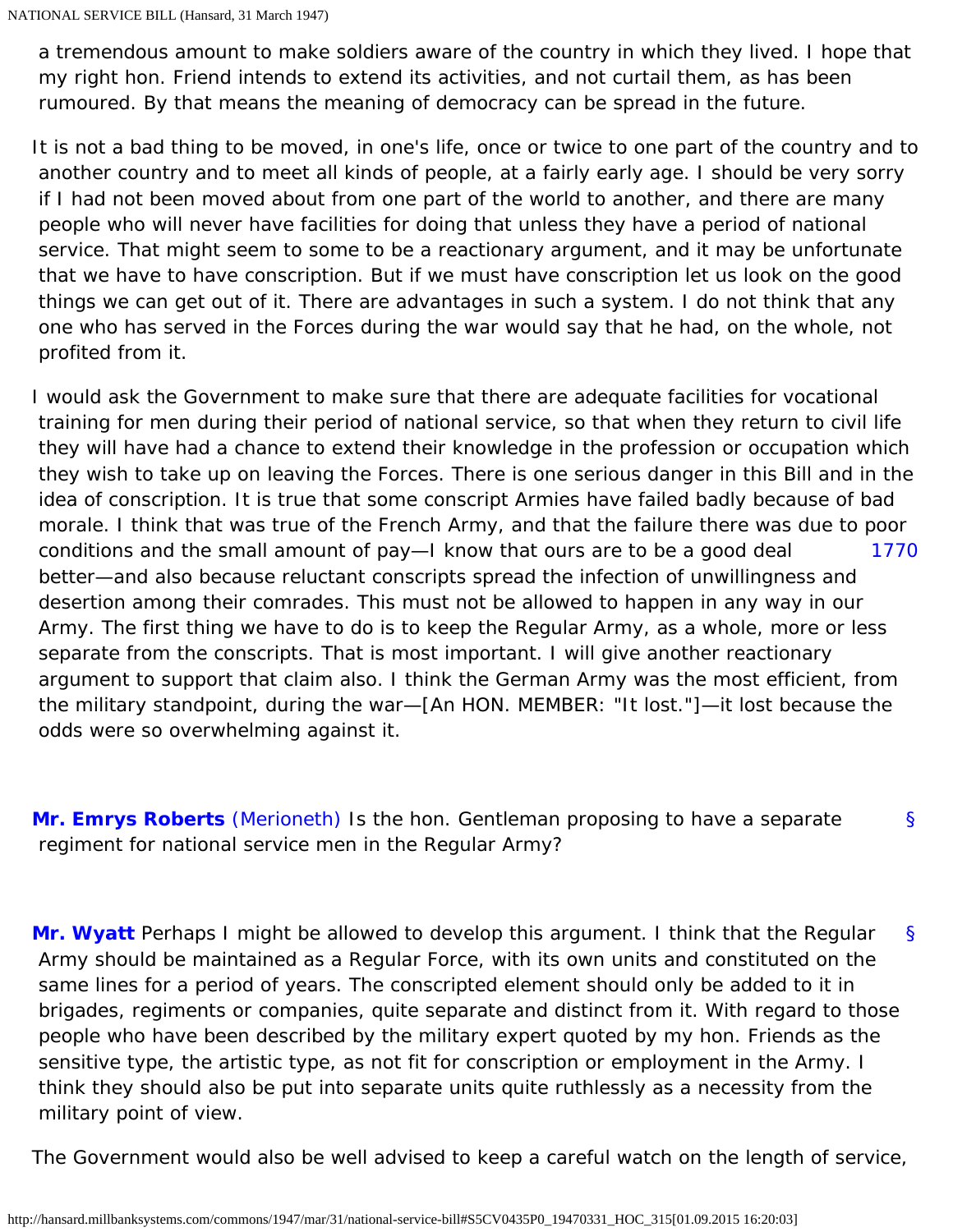a tremendous amount to make soldiers aware of the country in which they lived. I hope that my right hon. Friend intends to extend its activities, and not curtail them, as has been rumoured. By that means the meaning of democracy can be spread in the future.

It is not a bad thing to be moved, in one's life, once or twice to one part of the country and to another country and to meet all kinds of people, at a fairly early age. I should be very sorry if I had not been moved about from one part of the world to another, and there are many people who will never have facilities for doing that unless they have a period of national service. That might seem to some to be a reactionary argument, and it may be unfortunate that we have to have conscription. But if we must have conscription let us look on the good things we can get out of it. There are advantages in such a system. I do not think that any one who has served in the Forces during the war would say that he had, on the whole, not profited from it.

I would ask the Government to make sure that there are adequate facilities for vocational training for men during their period of national service, so that when they return to civil life they will have had a chance to extend their knowledge in the profession or occupation which they wish to take up on leaving the Forces. There is one serious danger in this Bill and in the idea of conscription. It is true that some conscript Armies have failed badly because of bad morale. I think that was true of the French Army, and that the failure there was due to poor conditions and the small amount of pay—I know that ours are to be a good deal better—and also because reluctant conscripts spread the infection of unwillingness and desertion among their comrades. This must not be allowed to happen in any way in our Army. The first thing we have to do is to keep the Regular Army, as a whole, more or less separate from the conscripts. That is most important. I will give another reactionary argument to support that claim also. I think the German Army was the most efficient, from the military standpoint, during the war—[An HON. MEMBER: "It lost."]—it lost because the odds were so overwhelming against it.

**Mr. Emrys Roberts** (Merioneth) Is the hon. Gentleman proposing to have a separate regiment for national service men in the Regular Army?

**Mr. Wyatt** Perhaps I might be allowed to develop this argument. I think that the Regular Army should be maintained as a Regular Force, with its own units and constituted on the same lines for a period of years. The conscripted element should only be added to it in brigades, regiments or companies, quite separate and distinct from it. With regard to those people who have been described by the military expert quoted by my hon. Friends as the sensitive type, the artistic type, as not fit for conscription or employment in the Army. I think they should also be put into separate units quite ruthlessly as a necessity from the military point of view.

The Government would also be well advised to keep a careful watch on the length of service,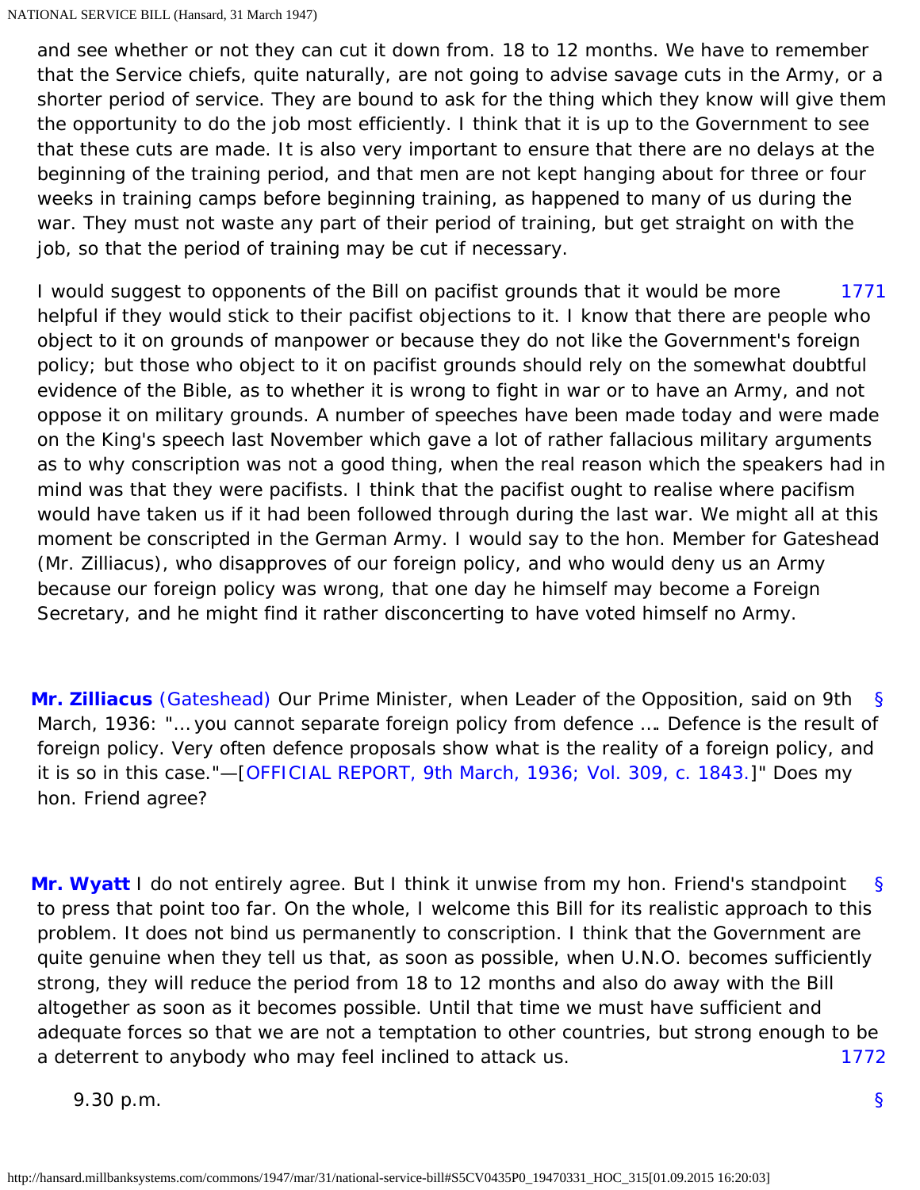and see whether or not they can cut it down from. 18 to 12 months. We have to remember that the Service chiefs, quite naturally, are not going to advise savage cuts in the Army, or a shorter period of service. They are bound to ask for the thing which they know will give them the opportunity to do the job most efficiently. I think that it is up to the Government to see that these cuts are made. It is also very important to ensure that there are no delays at the beginning of the training period, and that men are not kept hanging about for three or four weeks in training camps before beginning training, as happened to many of us during the war. They must not waste any part of their period of training, but get straight on with the job, so that the period of training may be cut if necessary.

1771

I would suggest to opponents of the Bill on pacifist grounds that it would be more helpful if they would stick to their pacifist objections to it. I know that there are people who object to it on grounds of manpower or because they do not like the Government's foreign policy; but those who object to it on pacifist grounds should rely on the somewhat doubtful evidence of the Bible, as to whether it is wrong to fight in war or to have an Army, and not oppose it on military grounds. A number of speeches have been made today and were made on the King's speech last November which gave a lot of rather fallacious military arguments as to why conscription was not a good thing, when the real reason which the speakers had in mind was that they were pacifists. I think that the pacifist ought to realise where pacifism would have taken us if it had been followed through during the last war. We might all at this moment be conscripted in the German Army. I would say to the hon. Member for Gateshead (Mr. Zilliacus), who disapproves of our foreign policy, and who would deny us an Army because our foreign policy was wrong, that one day he himself may become a Foreign Secretary, and he might find it rather disconcerting to have voted himself no Army.

§ **Mr. Zilliacus** (Gateshead) Our Prime Minister, when Leader of the Opposition, said on 9th March, 1936: "… you cannot separate foreign policy from defence …. Defence is the result of foreign policy. Very often defence proposals show what is the reality of a foreign policy, and it is so in this case."—[OFFICIAL REPORT, 9th March, 1936; Vol. 309, c. 1843.]" Does my hon. Friend agree?

§ **Mr. Wyatt** I do not entirely agree. But I think it unwise from my hon. Friend's standpoint to press that point too far. On the whole, I welcome this Bill for its realistic approach to this problem. It does not bind us permanently to conscription. I think that the Government are quite genuine when they tell us that, as soon as possible, when U.N.O. becomes sufficiently strong, they will reduce the period from 18 to 12 months and also do away with the Bill altogether as soon as it becomes possible. Until that time we must have sufficient and adequate forces so that we are not a temptation to other countries, but strong enough to be a deterrent to anybody who may feel inclined to attack us.

1772

§ 9.30 p.m.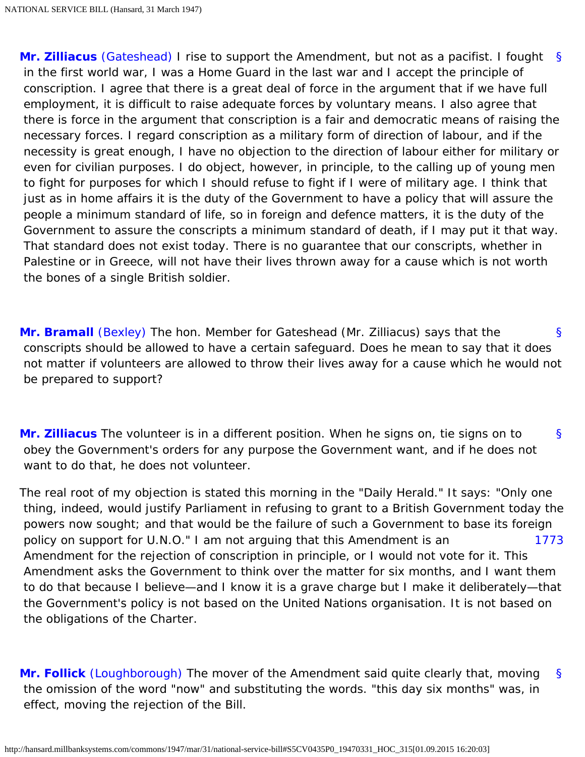**Mr. Zilliacus** (Gateshead) I rise to support the Amendment, but not as a pacifist. I fought in the first world war, I was a Home Guard in the last war and I accept the principle of conscription. I agree that there is a great deal of force in the argument that if we have full employment, it is difficult to raise adequate forces by voluntary means. I also agree that there is force in the argument that conscription is a fair and democratic means of raising the necessary forces. I regard conscription as a military form of direction of labour, and if the necessity is great enough, I have no objection to the direction of labour either for military or even for civilian purposes. I do object, however, in principle, to the calling up of young men to fight for purposes for which I should refuse to fight if I were of military age. I think that just as in home affairs it is the duty of the Government to have a policy that will assure the people a minimum standard of life, so in foreign and defence matters, it is the duty of the Government to assure the conscripts a minimum standard of death, if I may put it that way. That standard does not exist today. There is no guarantee that our conscripts, whether in Palestine or in Greece, will not have their lives thrown away for a cause which is not worth the bones of a single British soldier.

**Mr. Bramall** (Bexley) The hon. Member for Gateshead (Mr. Zilliacus) says that the conscripts should be allowed to have a certain safeguard. Does he mean to say that it does not matter if volunteers are allowed to throw their lives away for a cause which he would not be prepared to support?

**Mr. Zilliacus** The volunteer is in a different position. When he signs on, tie signs on to obey the Government's orders for any purpose the Government want, and if he does not want to do that, he does not volunteer.

The real root of my objection is stated this morning in the "Daily Herald." It says: "Only one thing, indeed, would justify Parliament in refusing to grant to a British Government today the powers now sought; and that would be the failure of such a Government to base its foreign policy on support for U.N.O." I am not arguing that this Amendment is an Amendment for the rejection of conscription in principle, or I would not vote for it. This Amendment asks the Government to think over the matter for six months, and I want them to do that because I believe—and I know it is a grave charge but I make it deliberately—that the Government's policy is not based on the United Nations organisation. It is not based on the obligations of the Charter.

**Mr. Follick** (Loughborough) The mover of the Amendment said quite clearly that, moving the omission of the word "now" and substituting the words. "this day six months" was, in effect, moving the rejection of the Bill.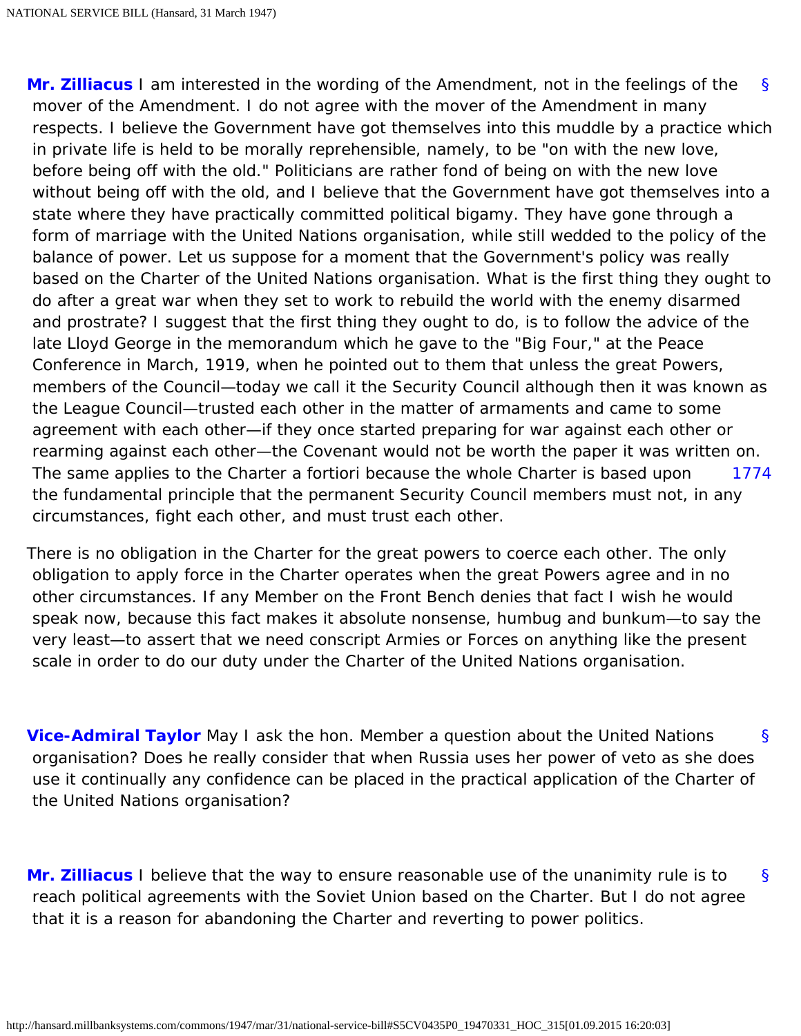**Mr. Zilliacus** I am interested in the wording of the Amendment, not in the feelings of the mover of the Amendment. I do not agree with the mover of the Amendment in many respects. I believe the Government have got themselves into this muddle by a practice which in private life is held to be morally reprehensible, namely, to be "on with the new love, before being off with the old." Politicians are rather fond of being on with the new love without being off with the old, and I believe that the Government have got themselves into a state where they have practically committed political bigamy. They have gone through a form of marriage with the United Nations organisation, while still wedded to the policy of the balance of power. Let us suppose for a moment that the Government's policy was really based on the Charter of the United Nations organisation. What is the first thing they ought to do after a great war when they set to work to rebuild the world with the enemy disarmed and prostrate? I suggest that the first thing they ought to do, is to follow the advice of the late Lloyd George in the memorandum which he gave to the "Big Four," at the Peace Conference in March, 1919, when he pointed out to them that unless the great Powers, members of the Council—today we call it the Security Council although then it was known as the League Council—trusted each other in the matter of armaments and came to some agreement with each other—if they once started preparing for war against each other or rearming against each other—the Covenant would not be worth the paper it was written on. The same applies to the Charter a fortiori because the whole Charter is based upon the fundamental principle that the permanent Security Council members must not, in any circumstances, fight each other, and must trust each other.

There is no obligation in the Charter for the great powers to coerce each other. The only obligation to apply force in the Charter operates when the great Powers agree and in no other circumstances. If any Member on the Front Bench denies that fact I wish he would speak now, because this fact makes it absolute nonsense, humbug and bunkum—to say the very least—to assert that we need conscript Armies or Forces on anything like the present scale in order to do our duty under the Charter of the United Nations organisation.

**Vice-Admiral Taylor** May I ask the hon. Member a question about the United Nations organisation? Does he really consider that when Russia uses her power of veto as she does use it continually any confidence can be placed in the practical application of the Charter of the United Nations organisation?

**Mr. Zilliacus** I believe that the way to ensure reasonable use of the unanimity rule is to reach political agreements with the Soviet Union based on the Charter. But I do not agree that it is a reason for abandoning the Charter and reverting to power politics.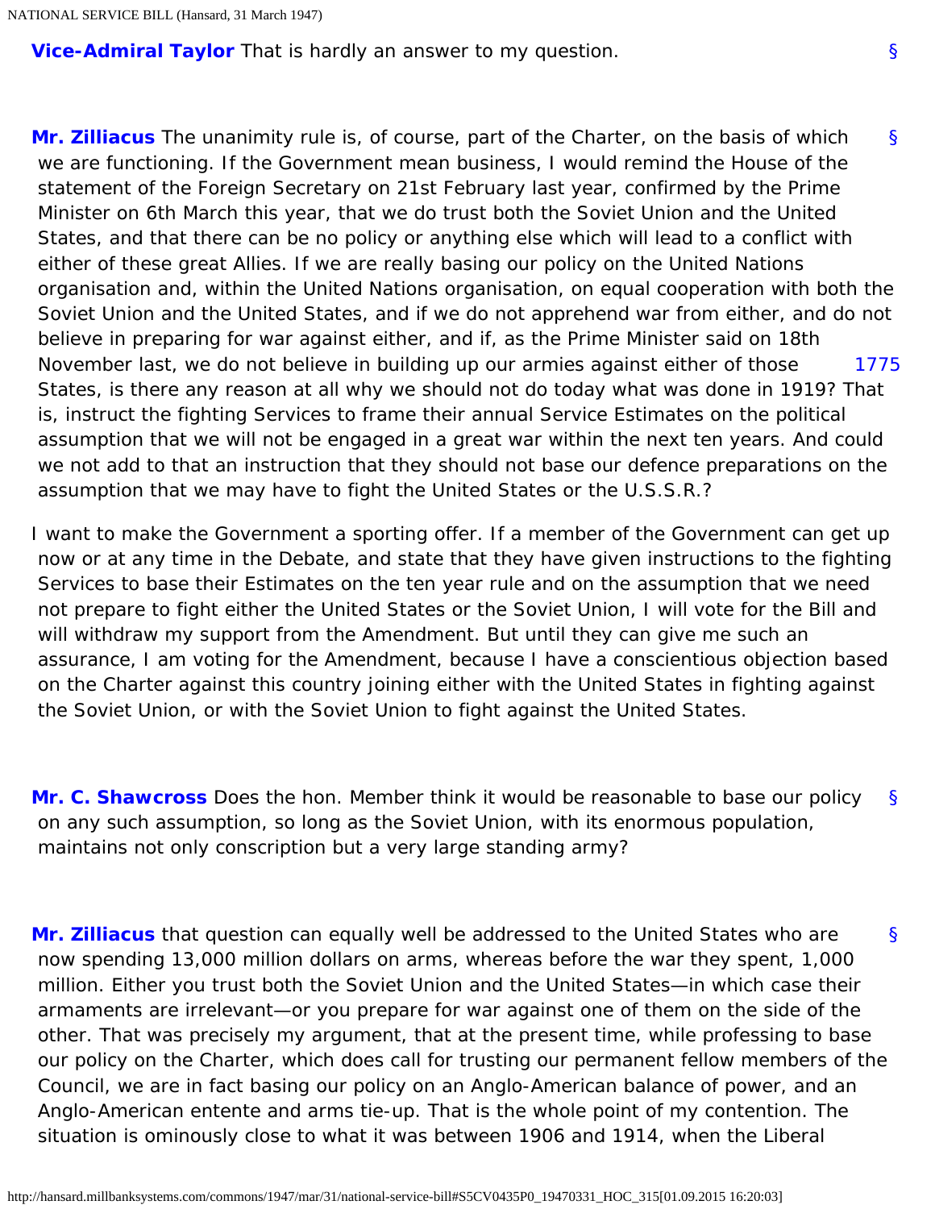**Vice-Admiral Taylor** That is hardly an answer to my question.

**Mr. Zilliacus** The unanimity rule is, of course, part of the Charter, on the basis of which we are functioning. If the Government mean business, I would remind the House of the statement of the Foreign Secretary on 21st February last year, confirmed by the Prime Minister on 6th March this year, that we do trust both the Soviet Union and the United States, and that there can be no policy or anything else which will lead to a conflict with either of these great Allies. If we are really basing our policy on the United Nations organisation and, within the United Nations organisation, on equal cooperation with both the Soviet Union and the United States, and if we do not apprehend war from either, and do not believe in preparing for war against either, and if, as the Prime Minister said on 18th November last, we do not believe in building up our armies against either of those States, is there any reason at all why we should not do today what was done in 1919? That is, instruct the fighting Services to frame their annual Service Estimates on the political assumption that we will not be engaged in a great war within the next ten years. And could we not add to that an instruction that they should not base our defence preparations on the assumption that we may have to fight the United States or the U.S.S.R.?

I want to make the Government a sporting offer. If a member of the Government can get up now or at any time in the Debate, and state that they have given instructions to the fighting Services to base their Estimates on the ten year rule and on the assumption that we need not prepare to fight either the United States or the Soviet Union, I will vote for the Bill and will withdraw my support from the Amendment. But until they can give me such an assurance, I am voting for the Amendment, because I have a conscientious objection based on the Charter against this country joining either with the United States in fighting against the Soviet Union, or with the Soviet Union to fight against the United States.

**Mr. C. Shawcross** Does the hon. Member think it would be reasonable to base our policy on any such assumption, so long as the Soviet Union, with its enormous population, maintains not only conscription but a very large standing army?

**Mr. Zilliacus** that question can equally well be addressed to the United States who are now spending 13,000 million dollars on arms, whereas before the war they spent, 1,000 million. Either you trust both the Soviet Union and the United States—in which case their armaments are irrelevant—or you prepare for war against one of them on the side of the other. That was precisely my argument, that at the present time, while professing to base our policy on the Charter, which does call for trusting our permanent fellow members of the Council, we are in fact basing our policy on an Anglo-American balance of power, and an Anglo-American entente and arms tie-up. That is the whole point of my contention. The situation is ominously close to what it was between 1906 and 1914, when the Liberal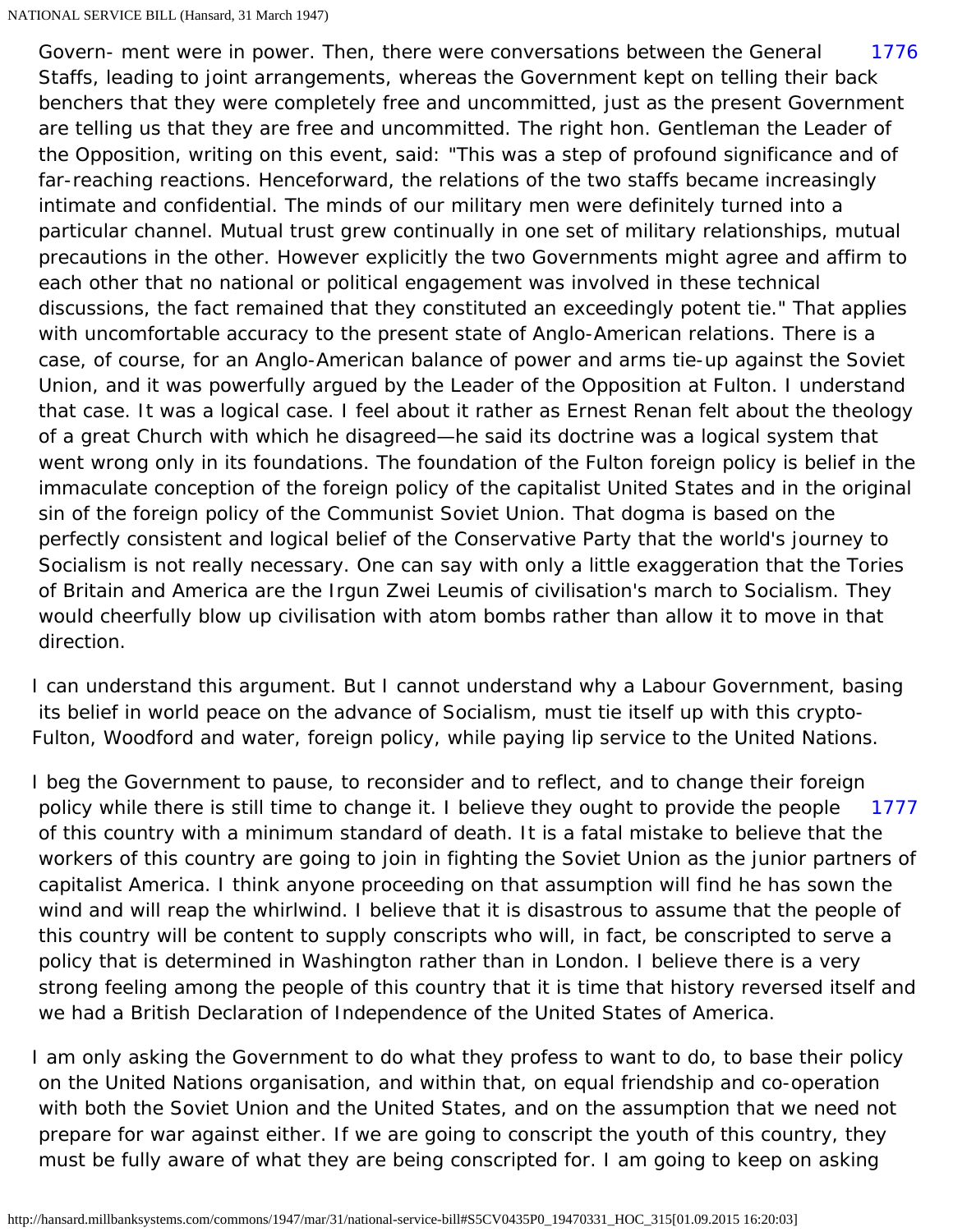Govern- ment were in power. Then, there were conversations between the General Staffs, leading to joint arrangements, whereas the Government kept on telling their back benchers that they were completely free and uncommitted, just as the present Government are telling us that they are free and uncommitted. The right hon. Gentleman the Leader of the Opposition, writing on this event, said: "This was a step of profound significance and of far-reaching reactions. Henceforward, the relations of the two staffs became increasingly intimate and confidential. The minds of our military men were definitely turned into a particular channel. Mutual trust grew continually in one set of military relationships, mutual precautions in the other. However explicitly the two Governments might agree and affirm to each other that no national or political engagement was involved in these technical discussions, the fact remained that they constituted an exceedingly potent tie." That applies with uncomfortable accuracy to the present state of Anglo-American relations. There is a case, of course, for an Anglo-American balance of power and arms tie-up against the Soviet Union, and it was powerfully argued by the Leader of the Opposition at Fulton. I understand that case. It was a logical case. I feel about it rather as Ernest Renan felt about the theology of a great Church with which he disagreed—he said its doctrine was a logical system that went wrong only in its foundations. The foundation of the Fulton foreign policy is belief in the immaculate conception of the foreign policy of the capitalist United States and in the original sin of the foreign policy of the Communist Soviet Union. That dogma is based on the perfectly consistent and logical belief of the Conservative Party that the world's journey to Socialism is not really necessary. One can say with only a little exaggeration that the Tories of Britain and America are the Irgun Zwei Leumis of civilisation's march to Socialism. They would cheerfully blow up civilisation with atom bombs rather than allow it to move in that direction.

I can understand this argument. But I cannot understand why a Labour Government, basing its belief in world peace on the advance of Socialism, must tie itself up with this crypto-Fulton, Woodford and water, foreign policy, while paying lip service to the United Nations.

I beg the Government to pause, to reconsider and to reflect, and to change their foreign policy while there is still time to change it. I believe they ought to provide the people of this country with a minimum standard of death. It is a fatal mistake to believe that the workers of this country are going to join in fighting the Soviet Union as the junior partners of capitalist America. I think anyone proceeding on that assumption will find he has sown the wind and will reap the whirlwind. I believe that it is disastrous to assume that the people of this country will be content to supply conscripts who will, in fact, be conscripted to serve a policy that is determined in Washington rather than in London. I believe there is a very strong feeling among the people of this country that it is time that history reversed itself and we had a British Declaration of Independence of the United States of America.

I am only asking the Government to do what they profess to want to do, to base their policy on the United Nations organisation, and within that, on equal friendship and co-operation with both the Soviet Union and the United States, and on the assumption that we need not prepare for war against either. If we are going to conscript the youth of this country, they must be fully aware of what they are being conscripted for. I am going to keep on asking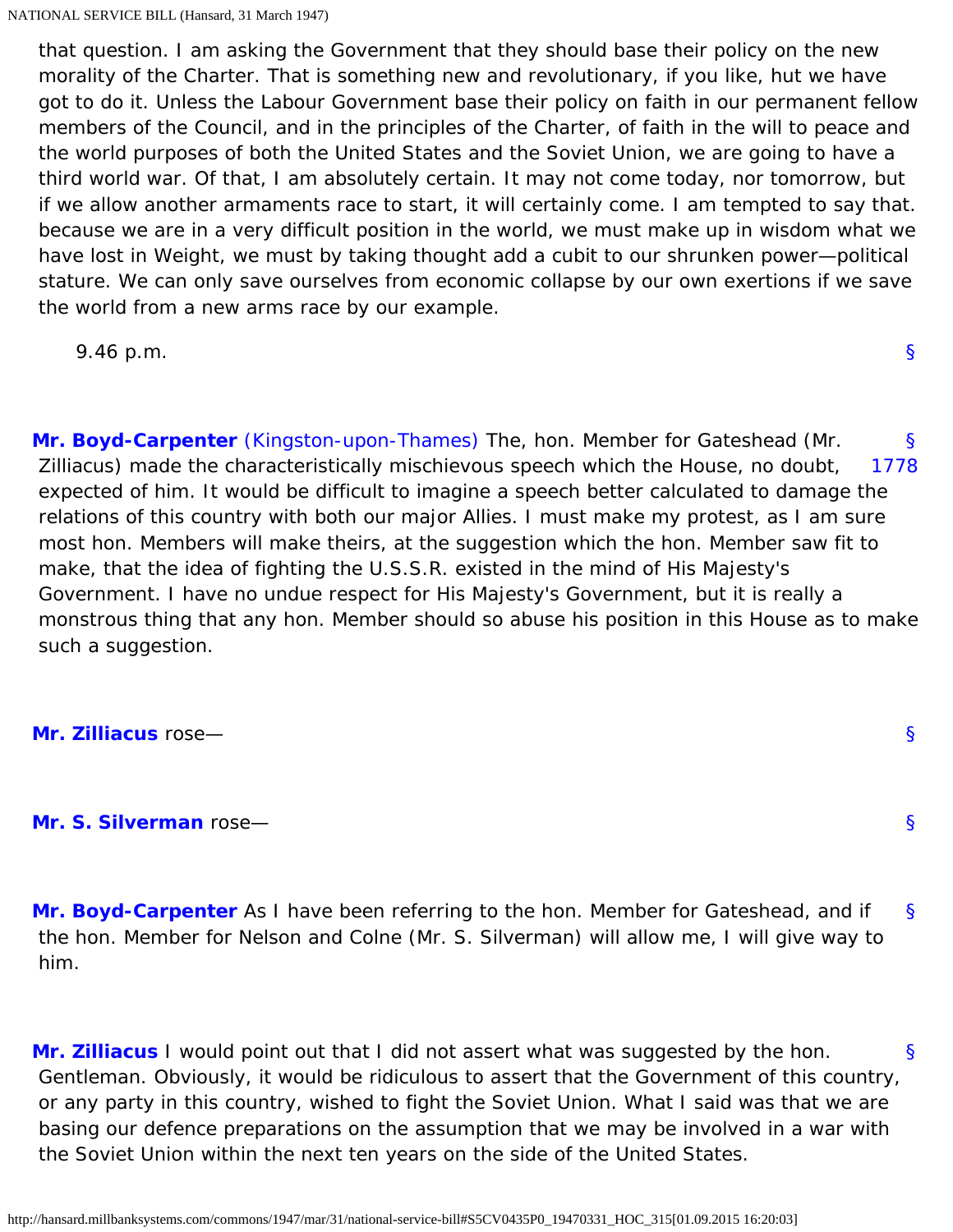that question. I am asking the Government that they should base their policy on the new morality of the Charter. That is something new and revolutionary, if you like, hut we have got to do it. Unless the Labour Government base their policy on faith in our permanent fellow members of the Council, and in the principles of the Charter, of faith in the will to peace and the world purposes of both the United States and the Soviet Union, we are going to have a third world war. Of that, I am absolutely certain. It may not come today, nor tomorrow, but if we allow another armaments race to start, it will certainly come. I am tempted to say that. because we are in a very difficult position in the world, we must make up in wisdom what we have lost in Weight, we must by taking thought add a cubit to our shrunken power—political stature. We can only save ourselves from economic collapse by our own exertions if we save the world from a new arms race by our example.

9.46 p.m.

§

§ 1778

**Mr. Boyd-Carpenter** (Kingston-upon-Thames) The, hon. Member for Gateshead (Mr. Zilliacus) made the characteristically mischievous speech which the House, no doubt, expected of him. It would be difficult to imagine a speech better calculated to damage the relations of this country with both our major Allies. I must make my protest, as I am sure most hon. Members will make theirs, at the suggestion which the hon. Member saw fit to make, that the idea of fighting the U.S.S.R. existed in the mind of His Majesty's Government. I have no undue respect for His Majesty's Government, but it is really a monstrous thing that any hon. Member should so abuse his position in this House as to make such a suggestion.

§

**Mr. Zilliacus** rose—

§

**Mr. S. Silverman** rose—

§

**Mr. Boyd-Carpenter** As I have been referring to the hon. Member for Gateshead, and if the hon. Member for Nelson and Colne (Mr. S. Silverman) will allow me, I will give way to him.

§

**Mr. Zilliacus** I would point out that I did not assert what was suggested by the hon. Gentleman. Obviously, it would be ridiculous to assert that the Government of this country, or any party in this country, wished to fight the Soviet Union. What I said was that we are basing our defence preparations on the assumption that we may be involved in a war with the Soviet Union within the next ten years on the side of the United States.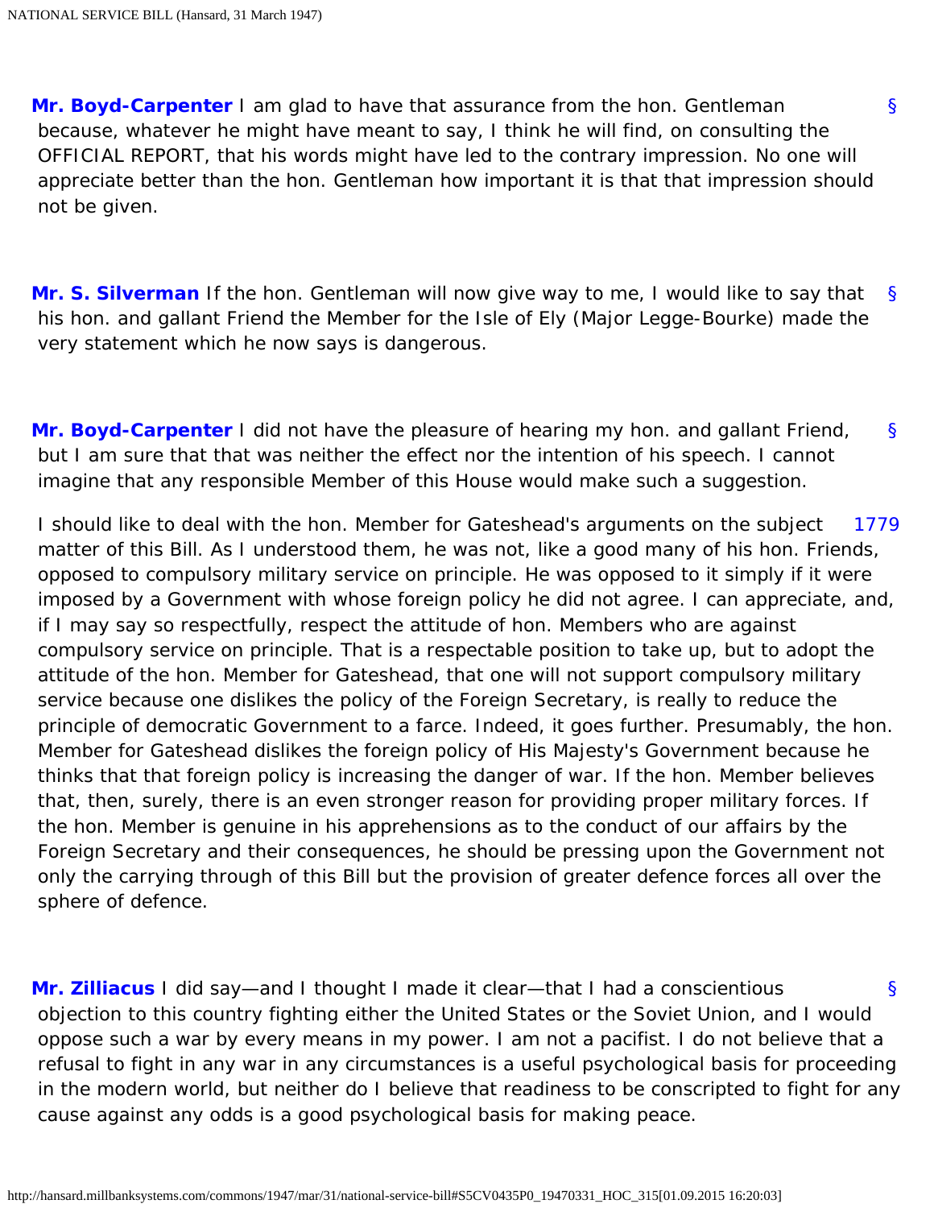**Mr. Boyd-Carpenter** I am glad to have that assurance from the hon. Gentleman because, whatever he might have meant to say, I think he will find, on consulting the OFFICIAL REPORT, that his words might have led to the contrary impression. No one will appreciate better than the hon. Gentleman how important it is that that impression should not be given.

**Mr. S. Silverman** If the hon. Gentleman will now give way to me, I would like to say that his hon. and gallant Friend the Member for the Isle of Ely (Major Legge-Bourke) made the very statement which he now says is dangerous.

**Mr. Boyd-Carpenter** I did not have the pleasure of hearing my hon. and gallant Friend, but I am sure that that was neither the effect nor the intention of his speech. I cannot imagine that any responsible Member of this House would make such a suggestion.

I should like to deal with the hon. Member for Gateshead's arguments on the subject matter of this Bill. As I understood them, he was not, like a good many of his hon. Friends, opposed to compulsory military service on principle. He was opposed to it simply if it were imposed by a Government with whose foreign policy he did not agree. I can appreciate, and, if I may say so respectfully, respect the attitude of hon. Members who are against compulsory service on principle. That is a respectable position to take up, but to adopt the attitude of the hon. Member for Gateshead, that one will not support compulsory military service because one dislikes the policy of the Foreign Secretary, is really to reduce the principle of democratic Government to a farce. Indeed, it goes further. Presumably, the hon. Member for Gateshead dislikes the foreign policy of His Majesty's Government because he thinks that that foreign policy is increasing the danger of war. If the hon. Member believes that, then, surely, there is an even stronger reason for providing proper military forces. If the hon. Member is genuine in his apprehensions as to the conduct of our affairs by the Foreign Secretary and their consequences, he should be pressing upon the Government not only the carrying through of this Bill but the provision of greater defence forces all over the sphere of defence.

**Mr. Zilliacus** I did say—and I thought I made it clear—that I had a conscientious objection to this country fighting either the United States or the Soviet Union, and I would oppose such a war by every means in my power. I am not a pacifist. I do not believe that a refusal to fight in any war in any circumstances is a useful psychological basis for proceeding in the modern world, but neither do I believe that readiness to be conscripted to fight for any cause against any odds is a good psychological basis for making peace.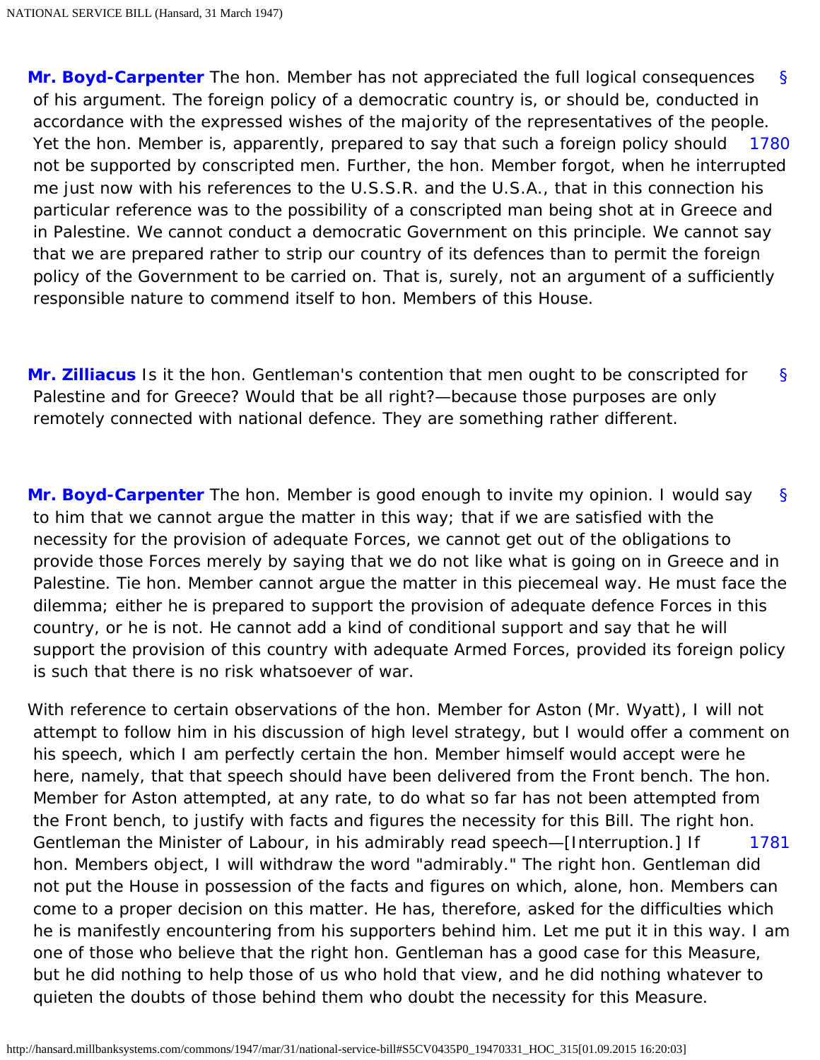**Mr. Boyd-Carpenter** The hon. Member has not appreciated the full logical consequences of his argument. The foreign policy of a democratic country is, or should be, conducted in accordance with the expressed wishes of the majority of the representatives of the people. Yet the hon. Member is, apparently, prepared to say that such a foreign policy should not be supported by conscripted men. Further, the hon. Member forgot, when he interrupted me just now with his references to the U.S.S.R. and the U.S.A., that in this connection his particular reference was to the possibility of a conscripted man being shot at in Greece and in Palestine. We cannot conduct a democratic Government on this principle. We cannot say that we are prepared rather to strip our country of its defences than to permit the foreign policy of the Government to be carried on. That is, surely, not an argument of a sufficiently responsible nature to commend itself to hon. Members of this House.

**Mr. Zilliacus** Is it the hon. Gentleman's contention that men ought to be conscripted for Palestine and for Greece? Would that be all right?—because those purposes are only remotely connected with national defence. They are something rather different.

**Mr. Boyd-Carpenter** The hon. Member is good enough to invite my opinion. I would say to him that we cannot argue the matter in this way; that if we are satisfied with the necessity for the provision of adequate Forces, we cannot get out of the obligations to provide those Forces merely by saying that we do not like what is going on in Greece and in Palestine. Tie hon. Member cannot argue the matter in this piecemeal way. He must face the dilemma; either he is prepared to support the provision of adequate defence Forces in this country, or he is not. He cannot add a kind of conditional support and say that he will support the provision of this country with adequate Armed Forces, provided its foreign policy is such that there is no risk whatsoever of war.

With reference to certain observations of the hon. Member for Aston (Mr. Wyatt), I will not attempt to follow him in his discussion of high level strategy, but I would offer a comment on his speech, which I am perfectly certain the hon. Member himself would accept were he here, namely, that that speech should have been delivered from the Front bench. The hon. Member for Aston attempted, at any rate, to do what so far has not been attempted from the Front bench, to justify with facts and figures the necessity for this Bill. The right hon. Gentleman the Minister of Labour, in his admirably read speech—[Interruption.] If hon. Members object, I will withdraw the word "admirably." The right hon. Gentleman did not put the House in possession of the facts and figures on which, alone, hon. Members can come to a proper decision on this matter. He has, therefore, asked for the difficulties which he is manifestly encountering from his supporters behind him. Let me put it in this way. I am one of those who believe that the right hon. Gentleman has a good case for this Measure, but he did nothing to help those of us who hold that view, and he did nothing whatever to quieten the doubts of those behind them who doubt the necessity for this Measure.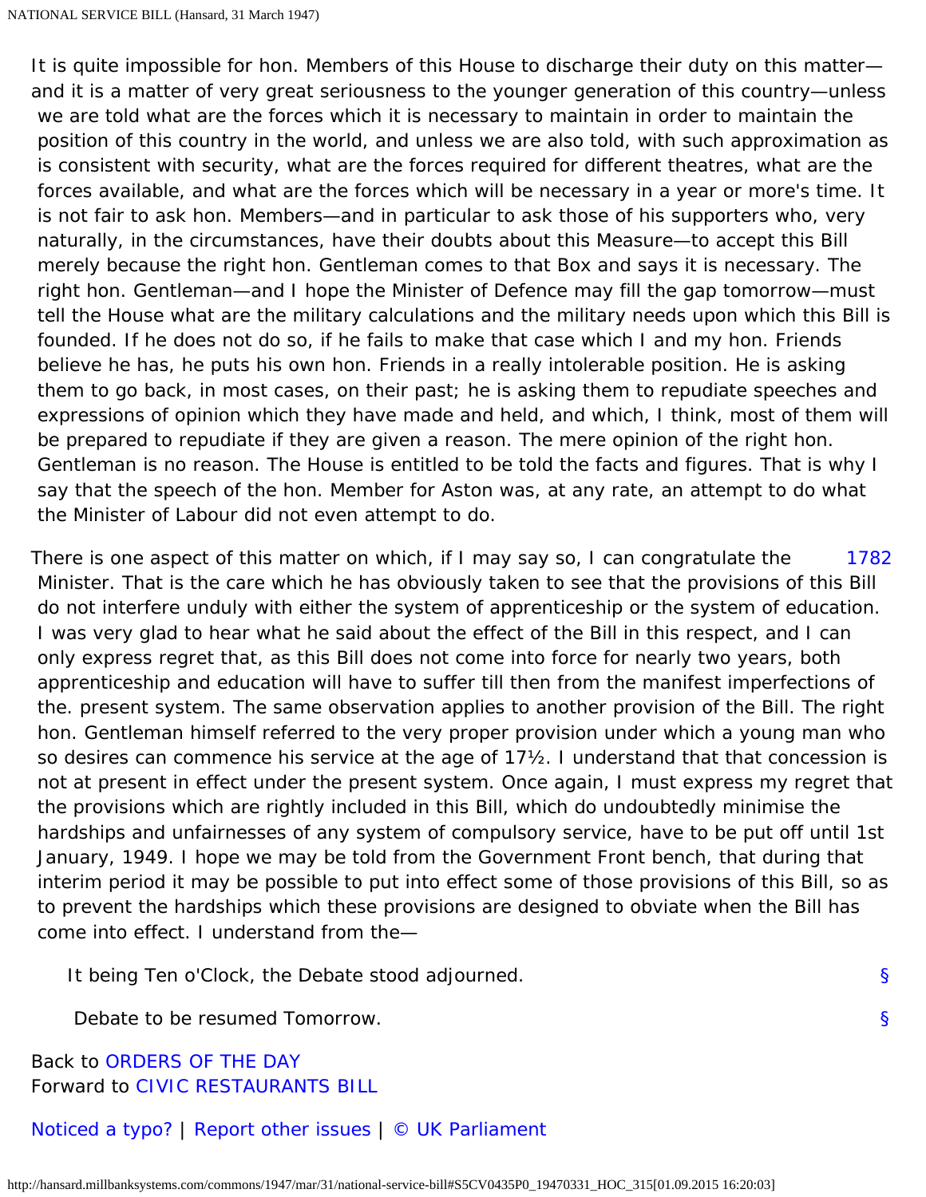It is quite impossible for hon. Members of this House to discharge their duty on this matter—and it is a matter of very great seriousness to the younger generation of this country—unless we are told what are the forces which it is necessary to maintain in order to maintain the position of this country in the world, and unless we are also told, with such approximation as is consistent with security, what are the forces required for different theatres, what are the forces available, and what are the forces which will be necessary in a year or more's time. It is not fair to ask hon. Members—and in particular to ask those of his supporters who, very naturally, in the circumstances, have their doubts about this Measure—to accept this Bill merely because the right hon. Gentleman comes to that Box and says it is necessary. The right hon. Gentleman—and I hope the Minister of Defence may fill the gap tomorrow—must tell the House what are the military calculations and the military needs upon which this Bill is founded. If he does not do so, if he fails to make that case which I and my hon. Friends believe he has, he puts his own hon. Friends in a really intolerable position. He is asking them to go back, in most cases, on their past; he is asking them to repudiate speeches and expressions of opinion which they have made and held, and which, I think, most of them will be prepared to repudiate if they are given a reason. The mere opinion of the right hon. Gentleman is no reason. The House is entitled to be told the facts and figures. That is why I say that the speech of the hon. Member for Aston was, at any rate, an attempt to do what the Minister of Labour did not even attempt to do.

1782

There is one aspect of this matter on which, if I may say so, I can congratulate the Minister. That is the care which he has obviously taken to see that the provisions of this Bill do not interfere unduly with either the system of apprenticeship or the system of education. I was very glad to hear what he said about the effect of the Bill in this respect, and I can only express regret that, as this Bill does not come into force for nearly two years, both apprenticeship and education will have to suffer till then from the manifest imperfections of the. present system. The same observation applies to another provision of the Bill. The right hon. Gentleman himself referred to the very proper provision under which a young man who so desires can commence his service at the age of 17½. I understand that that concession is not at present in effect under the present system. Once again, I must express my regret that the provisions which are rightly included in this Bill, which do undoubtedly minimise the hardships and unfairnesses of any system of compulsory service, have to be put off until 1st January, 1949. I hope we may be told from the Government Front bench, that during that interim period it may be possible to put into effect some of those provisions of this Bill, so as to prevent the hardships which these provisions are designed to obviate when the Bill has come into effect. I understand from the—

It being Ten o'Clock, the Debate stood adjourned. §

Debate to be resumed Tomorrow. §

Back to ORDERS OF THE DAY
Forward to CIVIC RESTAURANTS BILL

Noticed a typo? | Report other issues | © UK Parliament